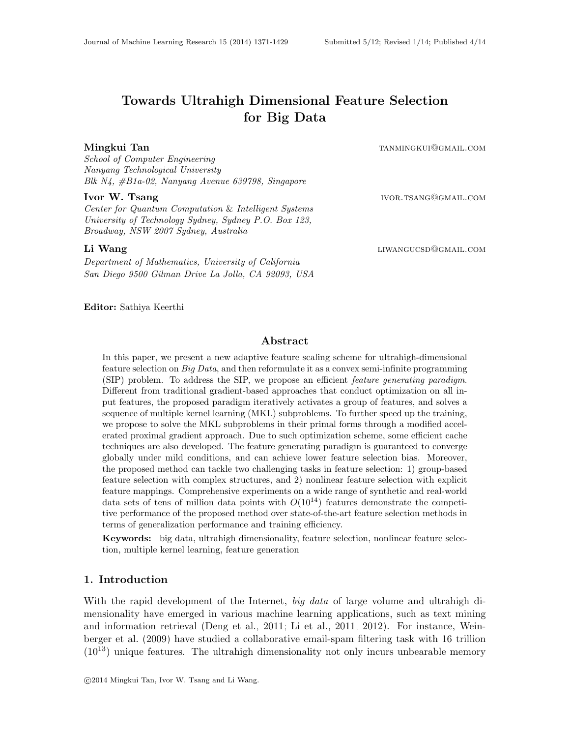# Towards Ultrahigh Dimensional Feature Selection for Big Data

**Mingkui Tan** tanmingkui@gmail.com
*School of Computer Engineering*
*Nanyang Technological University*
*Blk N4, #B1a-02, Nanyang Avenue 639798, Singapore*

**Ivor W. Tsang** ivor.tsang@gmail.com
*Center for Quantum Computation & Intelligent Systems*
*University of Technology Sydney, Sydney P.O. Box 123,*
*Broadway, NSW 2007 Sydney, Australia*

**Li Wang** liwangucsd@gmail.com
*Department of Mathematics, University of California*
*San Diego 9500 Gilman Drive La Jolla, CA 92093, USA*

**Editor:** Sathiya Keerthi

## Abstract

In this paper, we present a new adaptive feature scaling scheme for ultrahigh-dimensional feature selection on *Big Data*, and then reformulate it as a convex semi-infinite programming (SIP) problem. To address the SIP, we propose an efficient *feature generating paradigm*. Different from traditional gradient-based approaches that conduct optimization on all input features, the proposed paradigm iteratively activates a group of features, and solves a sequence of multiple kernel learning (MKL) subproblems. To further speed up the training, we propose to solve the MKL subproblems in their primal forms through a modified accelerated proximal gradient approach. Due to such optimization scheme, some efficient cache techniques are also developed. The feature generating paradigm is guaranteed to converge globally under mild conditions, and can achieve lower feature selection bias. Moreover, the proposed method can tackle two challenging tasks in feature selection: 1) group-based feature selection with complex structures, and 2) nonlinear feature selection with explicit feature mappings. Comprehensive experiments on a wide range of synthetic and real-world data sets of tens of million data points with $O(10^{14})$ features demonstrate the competitive performance of the proposed method over state-of-the-art feature selection methods in terms of generalization performance and training efficiency.

**Keywords:** big data, ultrahigh dimensionality, feature selection, nonlinear feature selection, multiple kernel learning, feature generation

## 1. Introduction

With the rapid development of the Internet, *big data* of large volume and ultrahigh dimensionality have emerged in various machine learning applications, such as text mining and information retrieval (Deng et al., 2011; Li et al., 2011, 2012). For instance, Weinberger et al. (2009) have studied a collaborative email-spam filtering task with 16 trillion ($10^{13}$) unique features. The ultrahigh dimensionality not only incurs unbearable memory

©2014 Mingkui Tan, Ivor W. Tsang and Li Wang.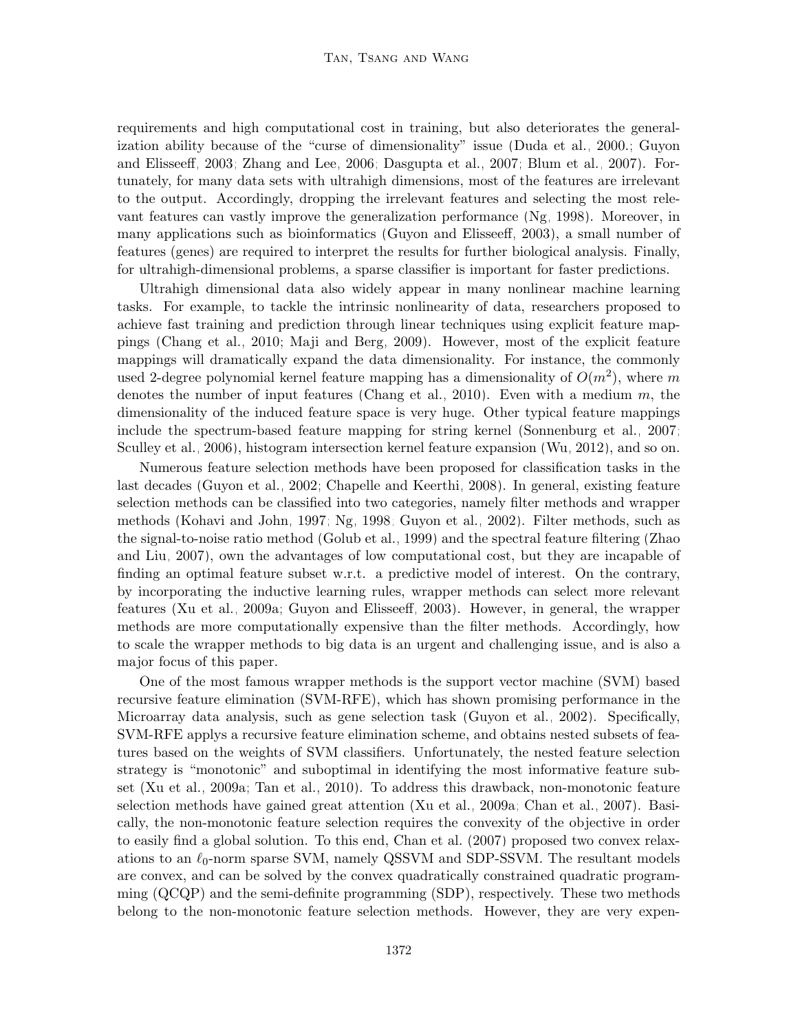requirements and high computational cost in training, but also deteriorates the generalization ability because of the "curse of dimensionality" issue (Duda et al., 2000.; Guyon and Elisseeff, 2003; Zhang and Lee, 2006; Dasgupta et al., 2007; Blum et al., 2007). Fortunately, for many data sets with ultrahigh dimensions, most of the features are irrelevant to the output. Accordingly, dropping the irrelevant features and selecting the most relevant features can vastly improve the generalization performance (Ng, 1998). Moreover, in many applications such as bioinformatics (Guyon and Elisseeff, 2003), a small number of features (genes) are required to interpret the results for further biological analysis. Finally, for ultrahigh-dimensional problems, a sparse classifier is important for faster predictions.

Ultrahigh dimensional data also widely appear in many nonlinear machine learning tasks. For example, to tackle the intrinsic nonlinearity of data, researchers proposed to achieve fast training and prediction through linear techniques using explicit feature mappings (Chang et al., 2010; Maji and Berg, 2009). However, most of the explicit feature mappings will dramatically expand the data dimensionality. For instance, the commonly used 2-degree polynomial kernel feature mapping has a dimensionality of $O(m^2)$, where $m$ denotes the number of input features (Chang et al., 2010). Even with a medium $m$, the dimensionality of the induced feature space is very huge. Other typical feature mappings include the spectrum-based feature mapping for string kernel (Sonnenburg et al., 2007; Sculley et al., 2006), histogram intersection kernel feature expansion (Wu, 2012), and so on.

Numerous feature selection methods have been proposed for classification tasks in the last decades (Guyon et al., 2002; Chapelle and Keerthi, 2008). In general, existing feature selection methods can be classified into two categories, namely filter methods and wrapper methods (Kohavi and John, 1997; Ng, 1998; Guyon et al., 2002). Filter methods, such as the signal-to-noise ratio method (Golub et al., 1999) and the spectral feature filtering (Zhao and Liu, 2007), own the advantages of low computational cost, but they are incapable of finding an optimal feature subset w.r.t. a predictive model of interest. On the contrary, by incorporating the inductive learning rules, wrapper methods can select more relevant features (Xu et al., 2009a; Guyon and Elisseeff, 2003). However, in general, the wrapper methods are more computationally expensive than the filter methods. Accordingly, how to scale the wrapper methods to big data is an urgent and challenging issue, and is also a major focus of this paper.

One of the most famous wrapper methods is the support vector machine (SVM) based recursive feature elimination (SVM-RFE), which has shown promising performance in the Microarray data analysis, such as gene selection task (Guyon et al., 2002). Specifically, SVM-RFE applys a recursive feature elimination scheme, and obtains nested subsets of features based on the weights of SVM classifiers. Unfortunately, the nested feature selection strategy is "monotonic" and suboptimal in identifying the most informative feature subset (Xu et al., 2009a; Tan et al., 2010). To address this drawback, non-monotonic feature selection methods have gained great attention (Xu et al., 2009a; Chan et al., 2007). Basically, the non-monotonic feature selection requires the convexity of the objective in order to easily find a global solution. To this end, Chan et al. (2007) proposed two convex relaxations to an $\ell_0$-norm sparse SVM, namely QSSVM and SDP-SSVM. The resultant models are convex, and can be solved by the convex quadratically constrained quadratic programming (QCQP) and the semi-definite programming (SDP), respectively. These two methods belong to the non-monotonic feature selection methods. However, they are very expen-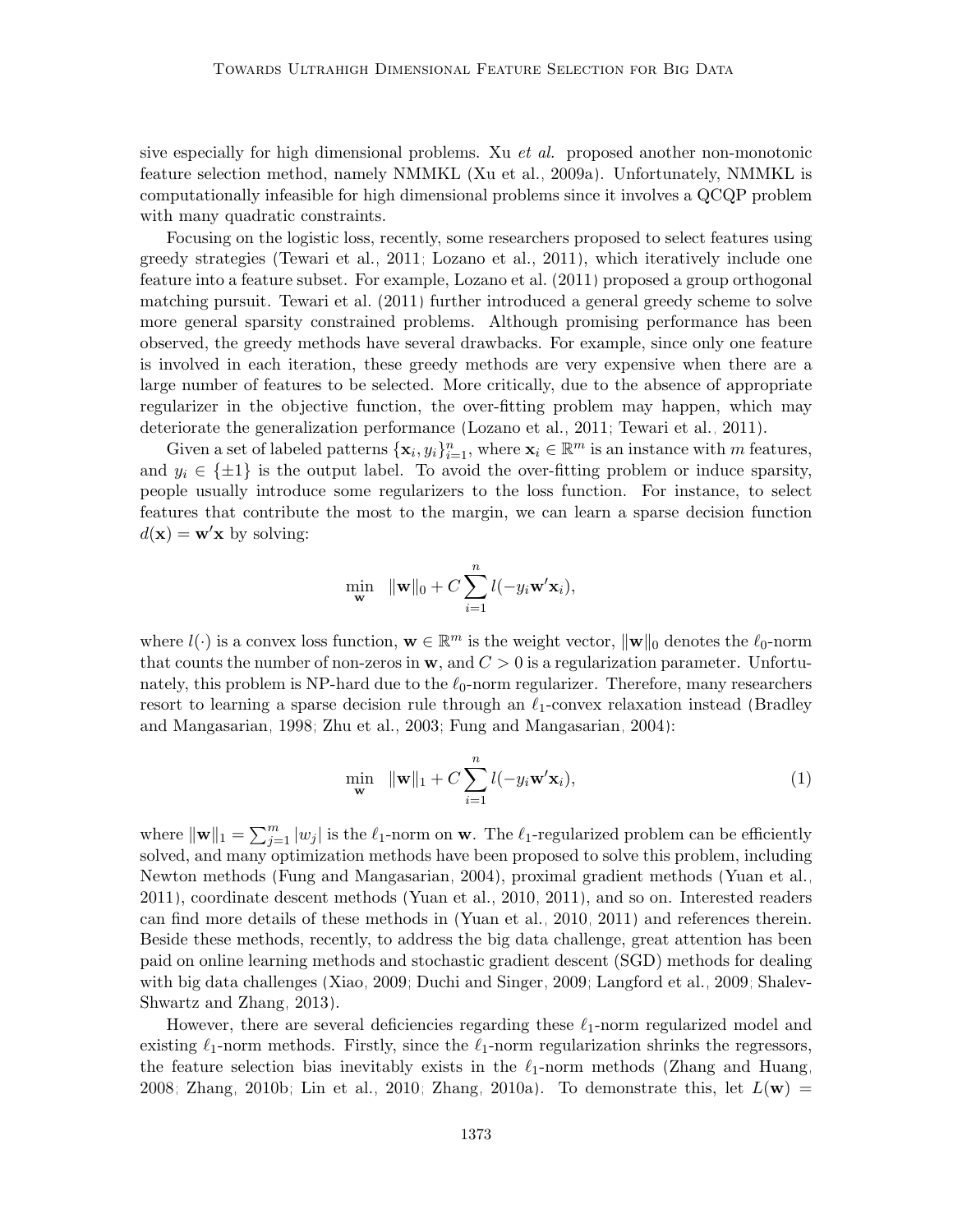sive especially for high dimensional problems. Xu *et al.* proposed another non-monotonic feature selection method, namely NMMKL (Xu et al., 2009a). Unfortunately, NMMKL is computationally infeasible for high dimensional problems since it involves a QCQP problem with many quadratic constraints.

Focusing on the logistic loss, recently, some researchers proposed to select features using greedy strategies (Tewari et al., 2011; Lozano et al., 2011), which iteratively include one feature into a feature subset. For example, Lozano et al. (2011) proposed a group orthogonal matching pursuit. Tewari et al. (2011) further introduced a general greedy scheme to solve more general sparsity constrained problems. Although promising performance has been observed, the greedy methods have several drawbacks. For example, since only one feature is involved in each iteration, these greedy methods are very expensive when there are a large number of features to be selected. More critically, due to the absence of appropriate regularizer in the objective function, the over-fitting problem may happen, which may deteriorate the generalization performance (Lozano et al., 2011; Tewari et al., 2011).

Given a set of labeled patterns $\{\mathbf{x}_i, y_i\}_{i=1}^n$, where $\mathbf{x}_i \in \mathbb{R}^m$ is an instance with $m$ features, and $y_i \in \{\pm 1\}$ is the output label. To avoid the over-fitting problem or induce sparsity, people usually introduce some regularizers to the loss function. For instance, to select features that contribute the most to the margin, we can learn a sparse decision function $d(\mathbf{x}) = \mathbf{w}'\mathbf{x}$ by solving:

$$\min_{\mathbf{w}} \quad \|\mathbf{w}\|_0 + C\sum_{i=1}^{n} l(-y_i \mathbf{w}'\mathbf{x}_i),$$

where $l(\cdot)$ is a convex loss function, $\mathbf{w} \in \mathbb{R}^m$ is the weight vector, $\|\mathbf{w}\|_0$ denotes the $\ell_0$-norm that counts the number of non-zeros in $\mathbf{w}$, and $C > 0$ is a regularization parameter. Unfortunately, this problem is NP-hard due to the $\ell_0$-norm regularizer. Therefore, many researchers resort to learning a sparse decision rule through an $\ell_1$-convex relaxation instead (Bradley and Mangasarian, 1998; Zhu et al., 2003; Fung and Mangasarian, 2004):

$$\min_{\mathbf{w}} \quad \|\mathbf{w}\|_1 + C\sum_{i=1}^{n} l(-y_i \mathbf{w}'\mathbf{x}_i), \tag{1}$$

where $\|\mathbf{w}\|_1 = \sum_{j=1}^{m} |w_j|$ is the $\ell_1$-norm on $\mathbf{w}$. The $\ell_1$-regularized problem can be efficiently solved, and many optimization methods have been proposed to solve this problem, including Newton methods (Fung and Mangasarian, 2004), proximal gradient methods (Yuan et al., 2011), coordinate descent methods (Yuan et al., 2010, 2011), and so on. Interested readers can find more details of these methods in (Yuan et al., 2010, 2011) and references therein. Beside these methods, recently, to address the big data challenge, great attention has been paid on online learning methods and stochastic gradient descent (SGD) methods for dealing with big data challenges (Xiao, 2009; Duchi and Singer, 2009; Langford et al., 2009; Shalev-Shwartz and Zhang, 2013).

However, there are several deficiencies regarding these $\ell_1$-norm regularized model and existing $\ell_1$-norm methods. Firstly, since the $\ell_1$-norm regularization shrinks the regressors, the feature selection bias inevitably exists in the $\ell_1$-norm methods (Zhang and Huang, 2008; Zhang, 2010b; Lin et al., 2010; Zhang, 2010a). To demonstrate this, let $L(\mathbf{w}) =$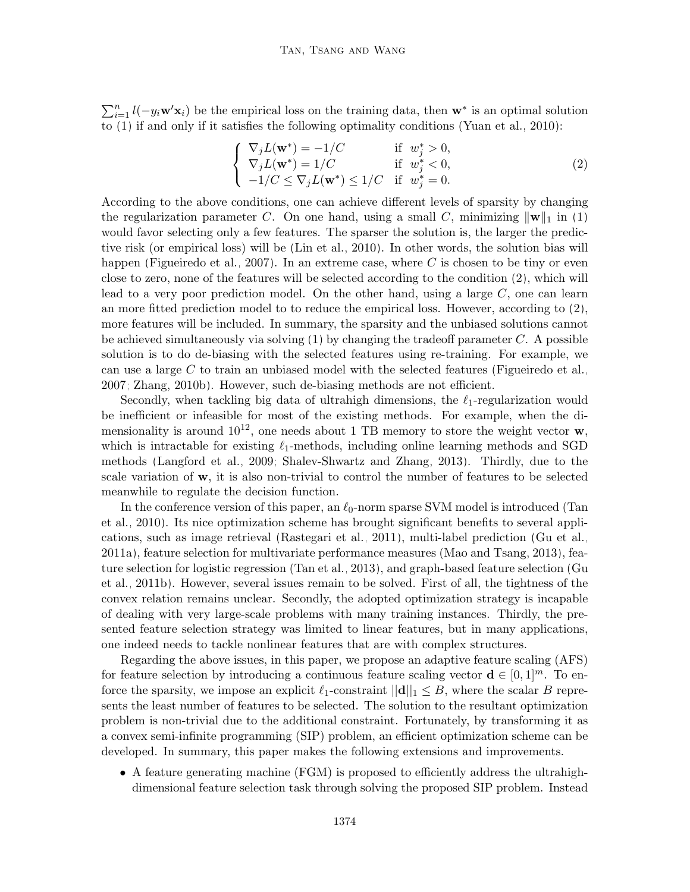$\sum_{i=1}^{n} l(-y_i \mathbf{w}'\mathbf{x}_i)$ be the empirical loss on the training data, then $\mathbf{w}^*$ is an optimal solution to (1) if and only if it satisfies the following optimality conditions (Yuan et al., 2010):

$$\begin{cases} \nabla_j L(\mathbf{w}^*) = -1/C & \text{if } w_j^* > 0, \\ \nabla_j L(\mathbf{w}^*) = 1/C & \text{if } w_j^* < 0, \\ -1/C \leq \nabla_j L(\mathbf{w}^*) \leq 1/C & \text{if } w_j^* = 0. \end{cases} \tag{2}$$

According to the above conditions, one can achieve different levels of sparsity by changing the regularization parameter $C$. On one hand, using a small $C$, minimizing $\|\mathbf{w}\|_1$ in (1) would favor selecting only a few features. The sparser the solution is, the larger the predictive risk (or empirical loss) will be (Lin et al., 2010). In other words, the solution bias will happen (Figueiredo et al., 2007). In an extreme case, where $C$ is chosen to be tiny or even close to zero, none of the features will be selected according to the condition (2), which will lead to a very poor prediction model. On the other hand, using a large $C$, one can learn an more fitted prediction model to to reduce the empirical loss. However, according to (2), more features will be included. In summary, the sparsity and the unbiased solutions cannot be achieved simultaneously via solving (1) by changing the tradeoff parameter $C$. A possible solution is to do de-biasing with the selected features using re-training. For example, we can use a large $C$ to train an unbiased model with the selected features (Figueiredo et al., 2007; Zhang, 2010b). However, such de-biasing methods are not efficient.

Secondly, when tackling big data of ultrahigh dimensions, the $\ell_1$-regularization would be inefficient or infeasible for most of the existing methods. For example, when the dimensionality is around $10^{12}$, one needs about 1 TB memory to store the weight vector $\mathbf{w}$, which is intractable for existing $\ell_1$-methods, including online learning methods and SGD methods (Langford et al., 2009; Shalev-Shwartz and Zhang, 2013). Thirdly, due to the scale variation of $\mathbf{w}$, it is also non-trivial to control the number of features to be selected meanwhile to regulate the decision function.

In the conference version of this paper, an $\ell_0$-norm sparse SVM model is introduced (Tan et al., 2010). Its nice optimization scheme has brought significant benefits to several applications, such as image retrieval (Rastegari et al., 2011), multi-label prediction (Gu et al., 2011a), feature selection for multivariate performance measures (Mao and Tsang, 2013), feature selection for logistic regression (Tan et al., 2013), and graph-based feature selection (Gu et al., 2011b). However, several issues remain to be solved. First of all, the tightness of the convex relation remains unclear. Secondly, the adopted optimization strategy is incapable of dealing with very large-scale problems with many training instances. Thirdly, the presented feature selection strategy was limited to linear features, but in many applications, one indeed needs to tackle nonlinear features that are with complex structures.

Regarding the above issues, in this paper, we propose an adaptive feature scaling (AFS) for feature selection by introducing a continuous feature scaling vector $\mathbf{d} \in [0, 1]^m$. To enforce the sparsity, we impose an explicit $\ell_1$-constraint $||\mathbf{d}||_1 \leq B$, where the scalar $B$ represents the least number of features to be selected. The solution to the resultant optimization problem is non-trivial due to the additional constraint. Fortunately, by transforming it as a convex semi-infinite programming (SIP) problem, an efficient optimization scheme can be developed. In summary, this paper makes the following extensions and improvements.

- A feature generating machine (FGM) is proposed to efficiently address the ultrahigh-dimensional feature selection task through solving the proposed SIP problem. Instead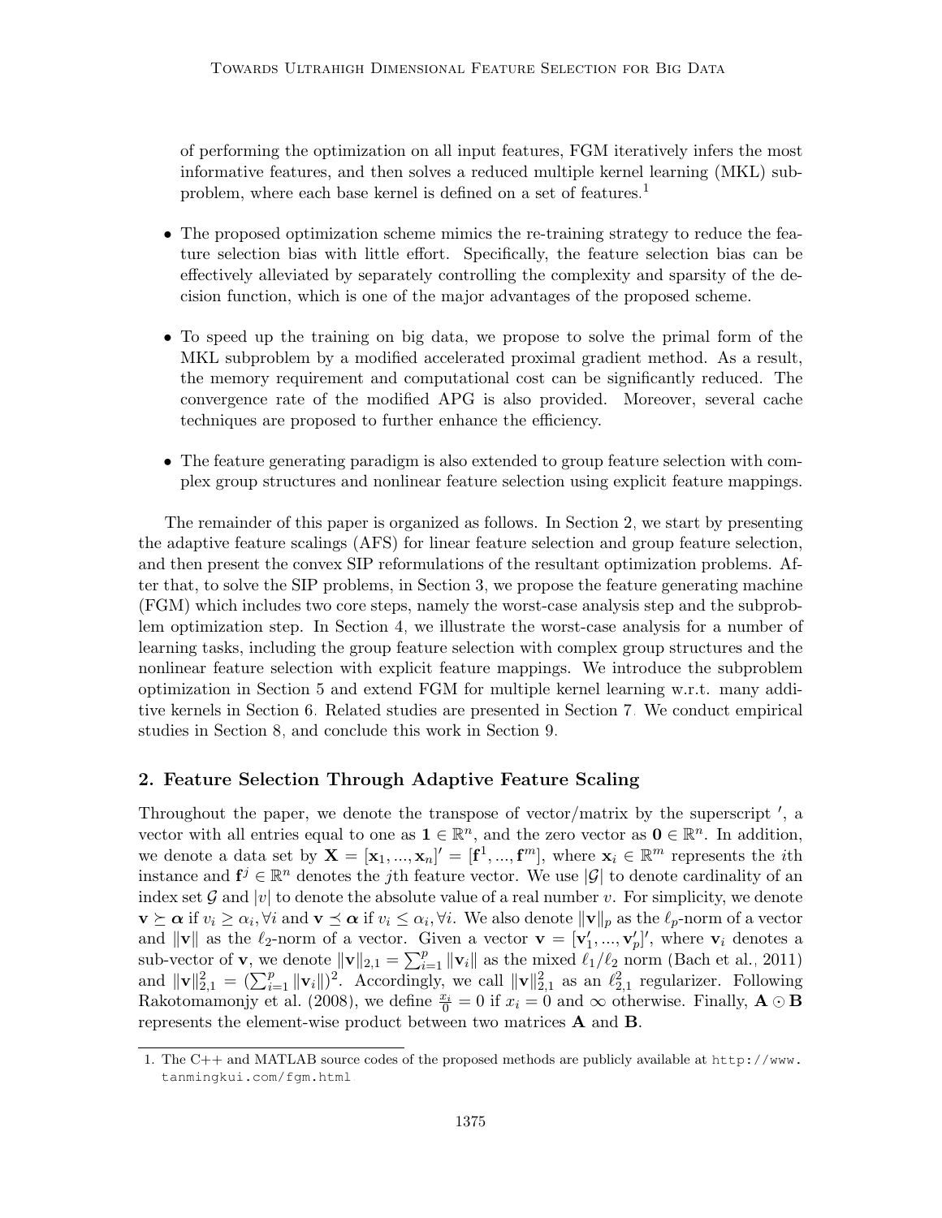of performing the optimization on all input features, FGM iteratively infers the most informative features, and then solves a reduced multiple kernel learning (MKL) subproblem, where each base kernel is defined on a set of features.[1]

- The proposed optimization scheme mimics the re-training strategy to reduce the feature selection bias with little effort. Specifically, the feature selection bias can be effectively alleviated by separately controlling the complexity and sparsity of the decision function, which is one of the major advantages of the proposed scheme.
- To speed up the training on big data, we propose to solve the primal form of the MKL subproblem by a modified accelerated proximal gradient method. As a result, the memory requirement and computational cost can be significantly reduced. The convergence rate of the modified APG is also provided. Moreover, several cache techniques are proposed to further enhance the efficiency.
- The feature generating paradigm is also extended to group feature selection with complex group structures and nonlinear feature selection using explicit feature mappings.

The remainder of this paper is organized as follows. In Section 2, we start by presenting the adaptive feature scalings (AFS) for linear feature selection and group feature selection, and then present the convex SIP reformulations of the resultant optimization problems. After that, to solve the SIP problems, in Section 3, we propose the feature generating machine (FGM) which includes two core steps, namely the worst-case analysis step and the subproblem optimization step. In Section 4, we illustrate the worst-case analysis for a number of learning tasks, including the group feature selection with complex group structures and the nonlinear feature selection with explicit feature mappings. We introduce the subproblem optimization in Section 5 and extend FGM for multiple kernel learning w.r.t. many additive kernels in Section 6. Related studies are presented in Section 7. We conduct empirical studies in Section 8, and conclude this work in Section 9.

## 2. Feature Selection Through Adaptive Feature Scaling

Throughout the paper, we denote the transpose of vector/matrix by the superscript $'$, a vector with all entries equal to one as $\mathbf{1} \in \mathbb{R}^n$, and the zero vector as $\mathbf{0} \in \mathbb{R}^n$. In addition, we denote a data set by $\mathbf{X} = [\mathbf{x}_1, ..., \mathbf{x}_n]' = [\mathbf{f}^1, ..., \mathbf{f}^m]$, where $\mathbf{x}_i \in \mathbb{R}^m$ represents the $i$th instance and $\mathbf{f}^j \in \mathbb{R}^n$ denotes the $j$th feature vector. We use $|\mathcal{G}|$ to denote cardinality of an index set $\mathcal{G}$ and $|v|$ to denote the absolute value of a real number $v$. For simplicity, we denote $\mathbf{v} \succeq \boldsymbol{\alpha}$ if $v_i \geq \alpha_i, \forall i$ and $\mathbf{v} \preceq \boldsymbol{\alpha}$ if $v_i \leq \alpha_i, \forall i$. We also denote $\|\mathbf{v}\|_p$ as the $\ell_p$-norm of a vector and $\|\mathbf{v}\|$ as the $\ell_2$-norm of a vector. Given a vector $\mathbf{v} = [\mathbf{v}_1', ..., \mathbf{v}_p']'$, where $\mathbf{v}_i$ denotes a sub-vector of $\mathbf{v}$, we denote $\|\mathbf{v}\|_{2,1} = \sum_{i=1}^{p} \|\mathbf{v}_i\|$ as the mixed $\ell_1/\ell_2$ norm (Bach et al., 2011) and $\|\mathbf{v}\|_{2,1}^2 = (\sum_{i=1}^{p} \|\mathbf{v}_i\|)^2$. Accordingly, we call $\|\mathbf{v}\|_{2,1}^2$ as an $\ell_{2,1}^2$ regularizer. Following Rakotomamonjy et al. (2008), we define $\frac{x_i}{0} = 0$ if $x_i = 0$ and $\infty$ otherwise. Finally, $\mathbf{A} \odot \mathbf{B}$ represents the element-wise product between two matrices $\mathbf{A}$ and $\mathbf{B}$.

[1] The C++ and MATLAB source codes of the proposed methods are publicly available at http://www.tanmingkui.com/fgm.html.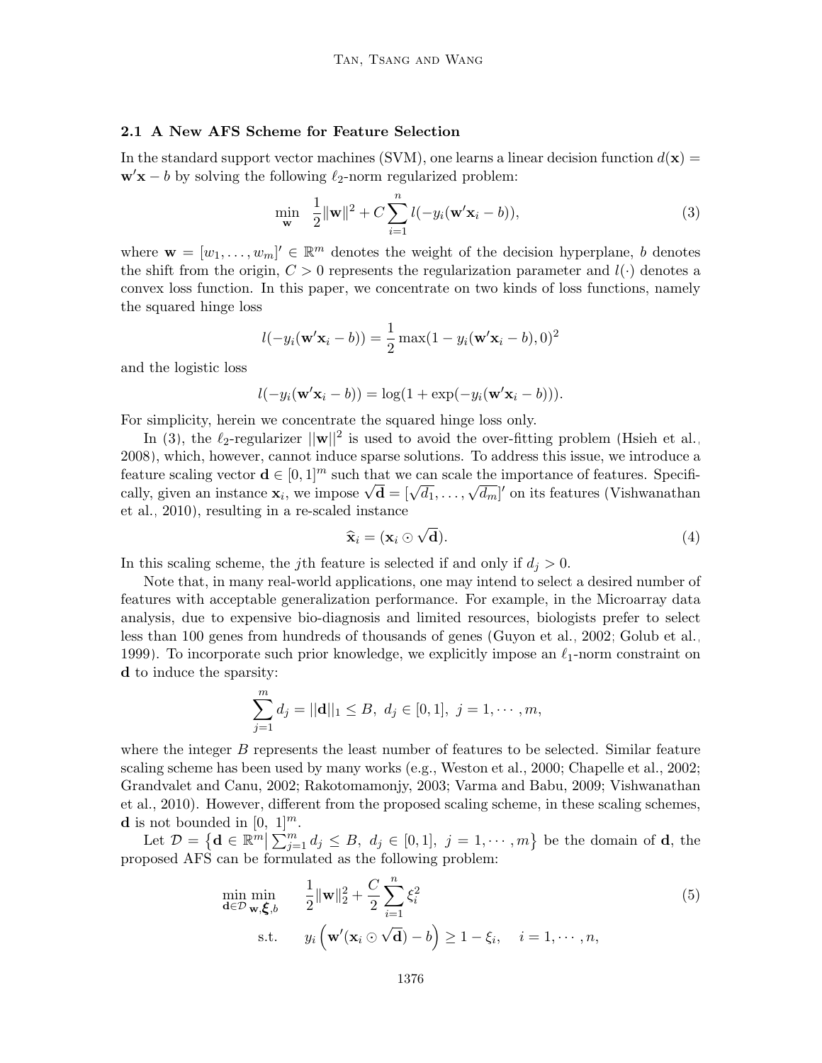### 2.1 A New AFS Scheme for Feature Selection

In the standard support vector machines (SVM), one learns a linear decision function $d(\mathbf{x}) = \mathbf{w}'\mathbf{x} - b$ by solving the following $\ell_2$-norm regularized problem:

$$\min_{\mathbf{w}} \quad \frac{1}{2}\|\mathbf{w}\|^2 + C\sum_{i=1}^{n} l(-y_i(\mathbf{w}'\mathbf{x}_i - b)), \tag{3}$$

where $\mathbf{w} = [w_1, \ldots, w_m]' \in \mathbb{R}^m$ denotes the weight of the decision hyperplane, $b$ denotes the shift from the origin, $C > 0$ represents the regularization parameter and $l(\cdot)$ denotes a convex loss function. In this paper, we concentrate on two kinds of loss functions, namely the squared hinge loss

$$l(-y_i(\mathbf{w}'\mathbf{x}_i - b)) = \frac{1}{2}\max(1 - y_i(\mathbf{w}'\mathbf{x}_i - b), 0)^2$$

and the logistic loss

$$l(-y_i(\mathbf{w}'\mathbf{x}_i - b)) = \log(1 + \exp(-y_i(\mathbf{w}'\mathbf{x}_i - b))).$$

For simplicity, herein we concentrate the squared hinge loss only.

In (3), the $\ell_2$-regularizer $||\mathbf{w}||^2$ is used to avoid the over-fitting problem (Hsieh et al., 2008), which, however, cannot induce sparse solutions. To address this issue, we introduce a feature scaling vector $\mathbf{d} \in [0, 1]^m$ such that we can scale the importance of features. Specifically, given an instance $\mathbf{x}_i$, we impose $\sqrt{\mathbf{d}} = [\sqrt{d_1}, \ldots, \sqrt{d_m}]'$ on its features (Vishwanathan et al., 2010), resulting in a re-scaled instance

$$\widehat{\mathbf{x}}_i = (\mathbf{x}_i \odot \sqrt{\mathbf{d}}). \tag{4}$$

In this scaling scheme, the $j$th feature is selected if and only if $d_j > 0$.

Note that, in many real-world applications, one may intend to select a desired number of features with acceptable generalization performance. For example, in the Microarray data analysis, due to expensive bio-diagnosis and limited resources, biologists prefer to select less than 100 genes from hundreds of thousands of genes (Guyon et al., 2002; Golub et al., 1999). To incorporate such prior knowledge, we explicitly impose an $\ell_1$-norm constraint on $\mathbf{d}$ to induce the sparsity:

$$\sum_{j=1}^{m} d_j = ||\mathbf{d}||_1 \leq B, \; d_j \in [0, 1], \; j = 1, \cdots, m,$$

where the integer $B$ represents the least number of features to be selected. Similar feature scaling scheme has been used by many works (e.g., Weston et al., 2000; Chapelle et al., 2002; Grandvalet and Canu, 2002; Rakotomamonjy, 2003; Varma and Babu, 2009; Vishwanathan et al., 2010). However, different from the proposed scaling scheme, in these scaling schemes, $\mathbf{d}$ is not bounded in $[0, \ 1]^m$.

Let $\mathcal{D} = \left\{\mathbf{d} \in \mathbb{R}^m \middle| \sum_{j=1}^{m} d_j \leq B, \; d_j \in [0, 1], \; j = 1, \cdots, m\right\}$ be the domain of $\mathbf{d}$, the proposed AFS can be formulated as the following problem:

$$\begin{aligned} \min_{\mathbf{d}\in\mathcal{D}} \min_{\mathbf{w},\boldsymbol{\xi},b} \quad & \frac{1}{2}\|\mathbf{w}\|_2^2 + \frac{C}{2}\sum_{i=1}^{n} \xi_i^2 \\ \text{s.t.} \quad & y_i\left(\mathbf{w}'(\mathbf{x}_i \odot \sqrt{\mathbf{d}}) - b\right) \geq 1 - \xi_i, \quad i = 1, \cdots, n, \end{aligned} \tag{5}$$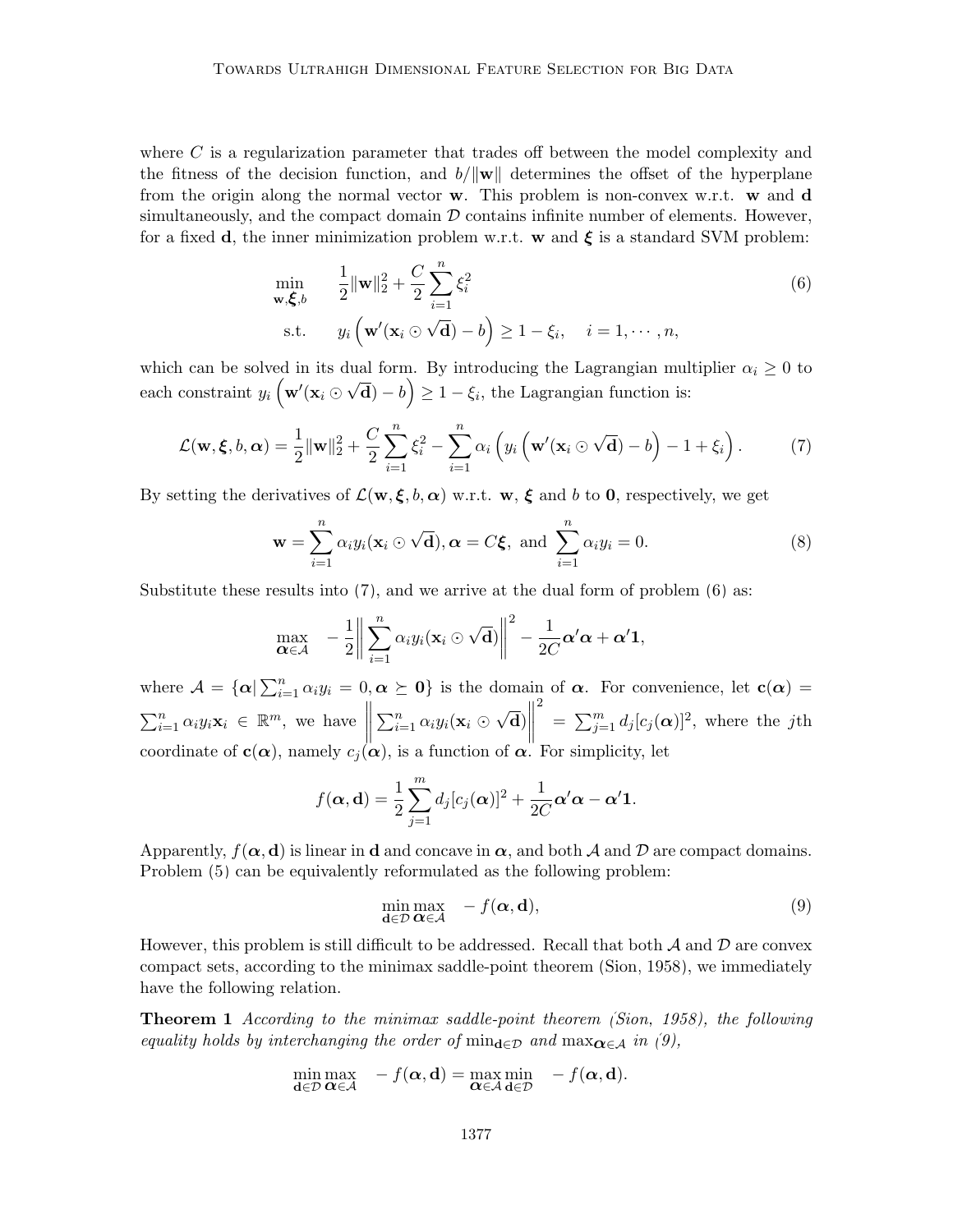where $C$ is a regularization parameter that trades off between the model complexity and the fitness of the decision function, and $b/\|\mathbf{w}\|$ determines the offset of the hyperplane from the origin along the normal vector $\mathbf{w}$. This problem is non-convex w.r.t. $\mathbf{w}$ and $\mathbf{d}$ simultaneously, and the compact domain $\mathcal{D}$ contains infinite number of elements. However, for a fixed $\mathbf{d}$, the inner minimization problem w.r.t. $\mathbf{w}$ and $\boldsymbol{\xi}$ is a standard SVM problem:

$$
\begin{aligned}
\min_{\mathbf{w},\boldsymbol{\xi},b} \quad & \frac{1}{2}\|\mathbf{w}\|_2^2 + \frac{C}{2}\sum_{i=1}^{n}\xi_i^2 \\
\text{s.t.} \quad & y_i\left(\mathbf{w}'(\mathbf{x}_i \odot \sqrt{\mathbf{d}}) - b\right) \geq 1 - \xi_i, \quad i = 1, \cdots, n,
\end{aligned}
\tag{6}
$$

which can be solved in its dual form. By introducing the Lagrangian multiplier $\alpha_i \geq 0$ to each constraint $y_i\left(\mathbf{w}'(\mathbf{x}_i \odot \sqrt{\mathbf{d}}) - b\right) \geq 1 - \xi_i$, the Lagrangian function is:

$$
\mathcal{L}(\mathbf{w}, \boldsymbol{\xi}, b, \boldsymbol{\alpha}) = \frac{1}{2}\|\mathbf{w}\|_2^2 + \frac{C}{2}\sum_{i=1}^{n}\xi_i^2 - \sum_{i=1}^{n}\alpha_i\left(y_i\left(\mathbf{w}'(\mathbf{x}_i \odot \sqrt{\mathbf{d}}) - b\right) - 1 + \xi_i\right). \tag{7}
$$

By setting the derivatives of $\mathcal{L}(\mathbf{w}, \boldsymbol{\xi}, b, \boldsymbol{\alpha})$ w.r.t. $\mathbf{w}$, $\boldsymbol{\xi}$ and $b$ to $\mathbf{0}$, respectively, we get

$$
\mathbf{w} = \sum_{i=1}^{n}\alpha_i y_i(\mathbf{x}_i \odot \sqrt{\mathbf{d}}), \boldsymbol{\alpha} = C\boldsymbol{\xi}, \text{ and } \sum_{i=1}^{n}\alpha_i y_i = 0. \tag{8}
$$

Substitute these results into (7), and we arrive at the dual form of problem (6) as:

$$
\max_{\boldsymbol{\alpha}\in\mathcal{A}} \quad -\frac{1}{2}\left\|\sum_{i=1}^{n}\alpha_i y_i(\mathbf{x}_i \odot \sqrt{\mathbf{d}})\right\|^2 - \frac{1}{2C}\boldsymbol{\alpha}'\boldsymbol{\alpha} + \boldsymbol{\alpha}'\mathbf{1},
$$

where $\mathcal{A} = \{\boldsymbol{\alpha} | \sum_{i=1}^{n}\alpha_i y_i = 0, \boldsymbol{\alpha} \succeq \mathbf{0}\}$ is the domain of $\boldsymbol{\alpha}$. For convenience, let $\mathbf{c}(\boldsymbol{\alpha}) = \sum_{i=1}^{n}\alpha_i y_i \mathbf{x}_i \in \mathbb{R}^m$, we have $\left\|\sum_{i=1}^{n}\alpha_i y_i(\mathbf{x}_i \odot \sqrt{\mathbf{d}})\right\|^2 = \sum_{j=1}^{m} d_j[c_j(\boldsymbol{\alpha})]^2$, where the $j$th coordinate of $\mathbf{c}(\boldsymbol{\alpha})$, namely $c_j(\boldsymbol{\alpha})$, is a function of $\boldsymbol{\alpha}$. For simplicity, let

$$
f(\boldsymbol{\alpha}, \mathbf{d}) = \frac{1}{2}\sum_{j=1}^{m} d_j[c_j(\boldsymbol{\alpha})]^2 + \frac{1}{2C}\boldsymbol{\alpha}'\boldsymbol{\alpha} - \boldsymbol{\alpha}'\mathbf{1}.
$$

Apparently, $f(\boldsymbol{\alpha}, \mathbf{d})$ is linear in $\mathbf{d}$ and concave in $\boldsymbol{\alpha}$, and both $\mathcal{A}$ and $\mathcal{D}$ are compact domains. Problem (5) can be equivalently reformulated as the following problem:

$$
\min_{\mathbf{d}\in\mathcal{D}} \max_{\boldsymbol{\alpha}\in\mathcal{A}} \quad -f(\boldsymbol{\alpha}, \mathbf{d}), \tag{9}
$$

However, this problem is still difficult to be addressed. Recall that both $\mathcal{A}$ and $\mathcal{D}$ are convex compact sets, according to the minimax saddle-point theorem (Sion, 1958), we immediately have the following relation.

**Theorem 1** *According to the minimax saddle-point theorem (Sion, 1958), the following equality holds by interchanging the order of* $\min_{\mathbf{d}\in\mathcal{D}}$ *and* $\max_{\boldsymbol{\alpha}\in\mathcal{A}}$ *in (9),*

$$
\min_{\mathbf{d}\in\mathcal{D}} \max_{\boldsymbol{\alpha}\in\mathcal{A}} \quad -f(\boldsymbol{\alpha}, \mathbf{d}) = \max_{\boldsymbol{\alpha}\in\mathcal{A}} \min_{\mathbf{d}\in\mathcal{D}} \quad -f(\boldsymbol{\alpha}, \mathbf{d}).
$$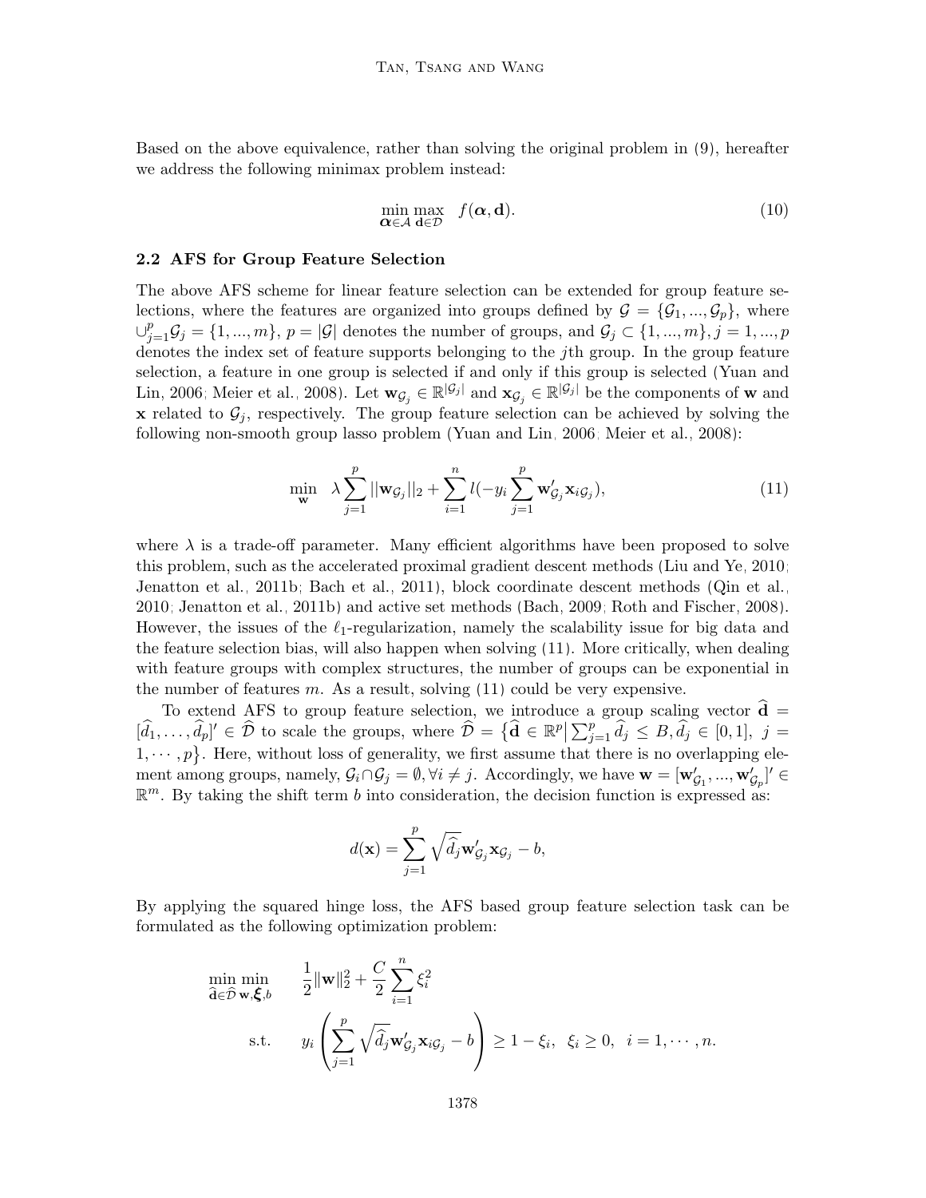Based on the above equivalence, rather than solving the original problem in (9), hereafter we address the following minimax problem instead:

$$\min_{\boldsymbol{\alpha}\in\mathcal{A}} \max_{\mathbf{d}\in\mathcal{D}} \quad f(\boldsymbol{\alpha}, \mathbf{d}). \tag{10}$$

### 2.2 AFS for Group Feature Selection

The above AFS scheme for linear feature selection can be extended for group feature selections, where the features are organized into groups defined by $\mathcal{G} = \{\mathcal{G}_1, ..., \mathcal{G}_p\}$, where $\cup_{j=1}^p \mathcal{G}_j = \{1, ..., m\}$, $p = |\mathcal{G}|$ denotes the number of groups, and $\mathcal{G}_j \subset \{1, ..., m\}$, $j = 1, ..., p$ denotes the index set of feature supports belonging to the $j$th group. In the group feature selection, a feature in one group is selected if and only if this group is selected (Yuan and Lin, 2006; Meier et al., 2008). Let $\mathbf{w}_{\mathcal{G}_j} \in \mathbb{R}^{|\mathcal{G}_j|}$ and $\mathbf{x}_{\mathcal{G}_j} \in \mathbb{R}^{|\mathcal{G}_j|}$ be the components of $\mathbf{w}$ and $\mathbf{x}$ related to $\mathcal{G}_j$, respectively. The group feature selection can be achieved by solving the following non-smooth group lasso problem (Yuan and Lin, 2006; Meier et al., 2008):

$$\min_{\mathbf{w}} \quad \lambda \sum_{j=1}^{p} ||\mathbf{w}_{\mathcal{G}_j}||_2 + \sum_{i=1}^{n} l(-y_i \sum_{j=1}^{p} \mathbf{w}'_{\mathcal{G}_j} \mathbf{x}_{i\mathcal{G}_j}), \tag{11}$$

where $\lambda$ is a trade-off parameter. Many efficient algorithms have been proposed to solve this problem, such as the accelerated proximal gradient descent methods (Liu and Ye, 2010; Jenatton et al., 2011b; Bach et al., 2011), block coordinate descent methods (Qin et al., 2010; Jenatton et al., 2011b) and active set methods (Bach, 2009; Roth and Fischer, 2008). However, the issues of the $\ell_1$-regularization, namely the scalability issue for big data and the feature selection bias, will also happen when solving (11). More critically, when dealing with feature groups with complex structures, the number of groups can be exponential in the number of features $m$. As a result, solving (11) could be very expensive.

To extend AFS to group feature selection, we introduce a group scaling vector $\widehat{\mathbf{d}} = [\widehat{d}_1, \ldots, \widehat{d}_p]' \in \widehat{\mathcal{D}}$ to scale the groups, where $\widehat{\mathcal{D}} = \big\{\widehat{\mathbf{d}} \in \mathbb{R}^p \big| \sum_{j=1}^p \widehat{d}_j \leq B, \widehat{d}_j \in [0,1],\ j = 1, \cdots, p\big\}$. Here, without loss of generality, we first assume that there is no overlapping element among groups, namely, $\mathcal{G}_i \cap \mathcal{G}_j = \emptyset, \forall i \neq j$. Accordingly, we have $\mathbf{w} = [\mathbf{w}'_{\mathcal{G}_1}, ..., \mathbf{w}'_{\mathcal{G}_p}]' \in \mathbb{R}^m$. By taking the shift term $b$ into consideration, the decision function is expressed as:

$$d(\mathbf{x}) = \sum_{j=1}^{p} \sqrt{\widehat{d}_j} \mathbf{w}'_{\mathcal{G}_j} \mathbf{x}_{\mathcal{G}_j} - b,$$

By applying the squared hinge loss, the AFS based group feature selection task can be formulated as the following optimization problem:

$$\begin{aligned}
\min_{\widehat{\mathbf{d}}\in\widehat{\mathcal{D}}} \min_{\mathbf{w},\boldsymbol{\xi},b} \quad & \frac{1}{2}\|\mathbf{w}\|_2^2 + \frac{C}{2}\sum_{i=1}^{n} \xi_i^2 \\
\text{s.t.} \quad & y_i \left( \sum_{j=1}^{p} \sqrt{\widehat{d}_j} \mathbf{w}'_{\mathcal{G}_j} \mathbf{x}_{i\mathcal{G}_j} - b \right) \geq 1 - \xi_i, \ \ \xi_i \geq 0, \ \ i = 1, \cdots, n.
\end{aligned}$$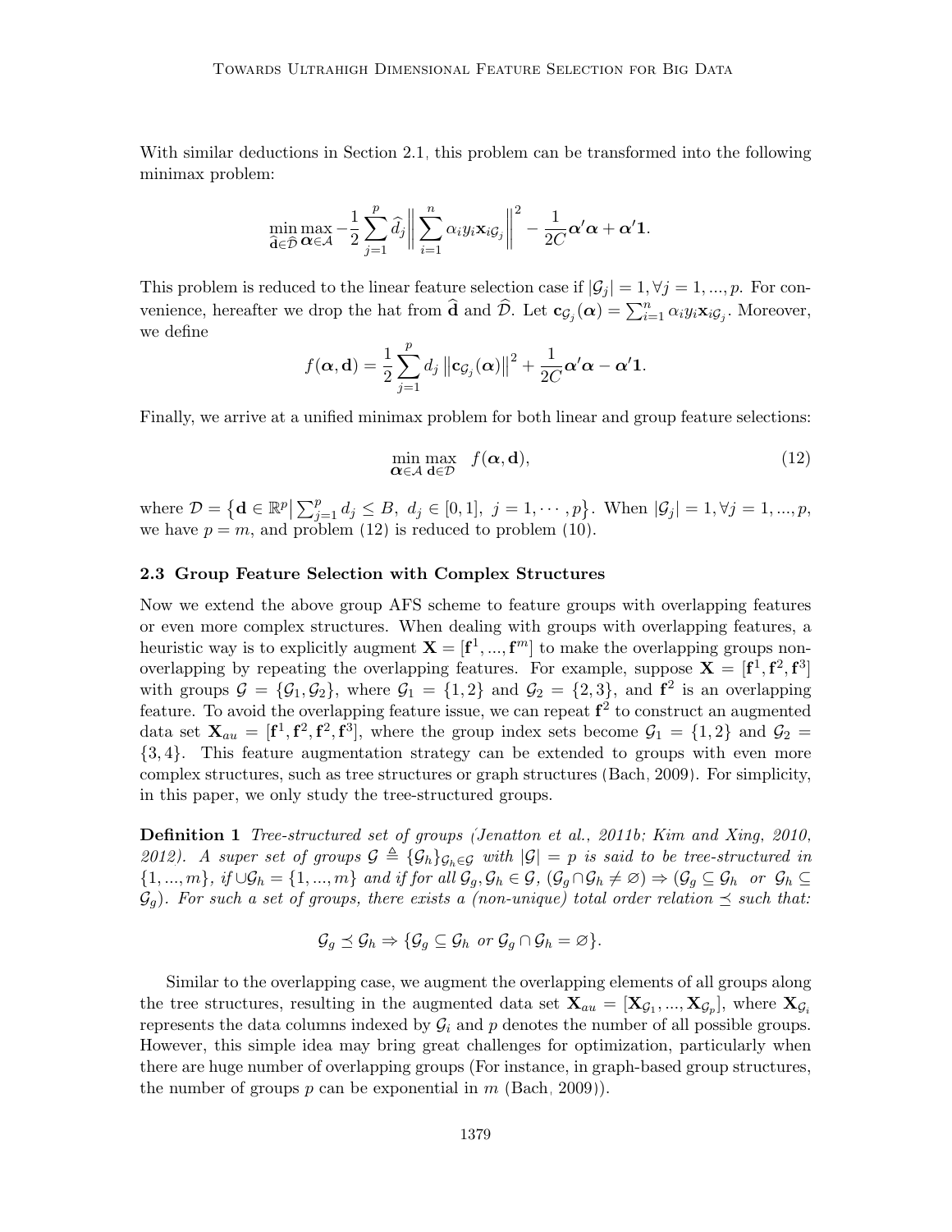With similar deductions in Section 2.1, this problem can be transformed into the following minimax problem:

$$\min_{\widehat{\mathbf{d}}\in\widehat{\mathcal{D}}}\max_{\boldsymbol{\alpha}\in\mathcal{A}} -\frac{1}{2}\sum_{j=1}^{p}\widehat{d}_j\left\|\sum_{i=1}^{n}\alpha_i y_i \mathbf{x}_{i\mathcal{G}_j}\right\|^2 - \frac{1}{2C}\boldsymbol{\alpha}'\boldsymbol{\alpha} + \boldsymbol{\alpha}'\mathbf{1}.$$

This problem is reduced to the linear feature selection case if $|\mathcal{G}_j| = 1, \forall j = 1, ..., p$. For convenience, hereafter we drop the hat from $\widehat{\mathbf{d}}$ and $\widehat{\mathcal{D}}$. Let $\mathbf{c}_{\mathcal{G}_j}(\boldsymbol{\alpha}) = \sum_{i=1}^{n}\alpha_i y_i \mathbf{x}_{i\mathcal{G}_j}$. Moreover, we define

$$f(\boldsymbol{\alpha}, \mathbf{d}) = \frac{1}{2}\sum_{j=1}^{p} d_j \left\|\mathbf{c}_{\mathcal{G}_j}(\boldsymbol{\alpha})\right\|^2 + \frac{1}{2C}\boldsymbol{\alpha}'\boldsymbol{\alpha} - \boldsymbol{\alpha}'\mathbf{1}.$$

Finally, we arrive at a unified minimax problem for both linear and group feature selections:

$$\min_{\boldsymbol{\alpha}\in\mathcal{A}}\max_{\mathbf{d}\in\mathcal{D}} \quad f(\boldsymbol{\alpha}, \mathbf{d}), \tag{12}$$

where $\mathcal{D} = \left\{\mathbf{d}\in\mathbb{R}^p \middle| \sum_{j=1}^{p} d_j \leq B,\ d_j\in[0,1],\ j = 1,\cdots,p\right\}$. When $|\mathcal{G}_j| = 1, \forall j = 1, ..., p$, we have $p = m$, and problem (12) is reduced to problem (10).

### 2.3 Group Feature Selection with Complex Structures

Now we extend the above group AFS scheme to feature groups with overlapping features or even more complex structures. When dealing with groups with overlapping features, a heuristic way is to explicitly augment $\mathbf{X} = [\mathbf{f}^1, ..., \mathbf{f}^m]$ to make the overlapping groups non-overlapping by repeating the overlapping features. For example, suppose $\mathbf{X} = [\mathbf{f}^1, \mathbf{f}^2, \mathbf{f}^3]$ with groups $\mathcal{G} = \{\mathcal{G}_1, \mathcal{G}_2\}$, where $\mathcal{G}_1 = \{1, 2\}$ and $\mathcal{G}_2 = \{2, 3\}$, and $\mathbf{f}^2$ is an overlapping feature. To avoid the overlapping feature issue, we can repeat $\mathbf{f}^2$ to construct an augmented data set $\mathbf{X}_{au} = [\mathbf{f}^1, \mathbf{f}^2, \mathbf{f}^2, \mathbf{f}^3]$, where the group index sets become $\mathcal{G}_1 = \{1, 2\}$ and $\mathcal{G}_2 = \{3, 4\}$. This feature augmentation strategy can be extended to groups with even more complex structures, such as tree structures or graph structures (Bach, 2009). For simplicity, in this paper, we only study the tree-structured groups.

**Definition 1** *Tree-structured set of groups (Jenatton et al., 2011b; Kim and Xing, 2010, 2012). A super set of groups $\mathcal{G} \triangleq \{\mathcal{G}_h\}_{\mathcal{G}_h\in\mathcal{G}}$ with $|\mathcal{G}| = p$ is said to be tree-structured in $\{1, ..., m\}$, if $\cup\mathcal{G}_h = \{1, ..., m\}$ and if for all $\mathcal{G}_g, \mathcal{G}_h \in \mathcal{G}$, $(\mathcal{G}_g \cap \mathcal{G}_h \neq \varnothing) \Rightarrow (\mathcal{G}_g \subseteq \mathcal{G}_h$ or $\mathcal{G}_h \subseteq \mathcal{G}_g)$. For such a set of groups, there exists a (non-unique) total order relation $\preceq$ such that:*

$$\mathcal{G}_g \preceq \mathcal{G}_h \Rightarrow \{\mathcal{G}_g \subseteq \mathcal{G}_h \text{ or } \mathcal{G}_g \cap \mathcal{G}_h = \varnothing\}.$$

Similar to the overlapping case, we augment the overlapping elements of all groups along the tree structures, resulting in the augmented data set $\mathbf{X}_{au} = [\mathbf{X}_{\mathcal{G}_1}, ..., \mathbf{X}_{\mathcal{G}_p}]$, where $\mathbf{X}_{\mathcal{G}_i}$ represents the data columns indexed by $\mathcal{G}_i$ and $p$ denotes the number of all possible groups. However, this simple idea may bring great challenges for optimization, particularly when there are huge number of overlapping groups (For instance, in graph-based group structures, the number of groups $p$ can be exponential in $m$ (Bach, 2009)).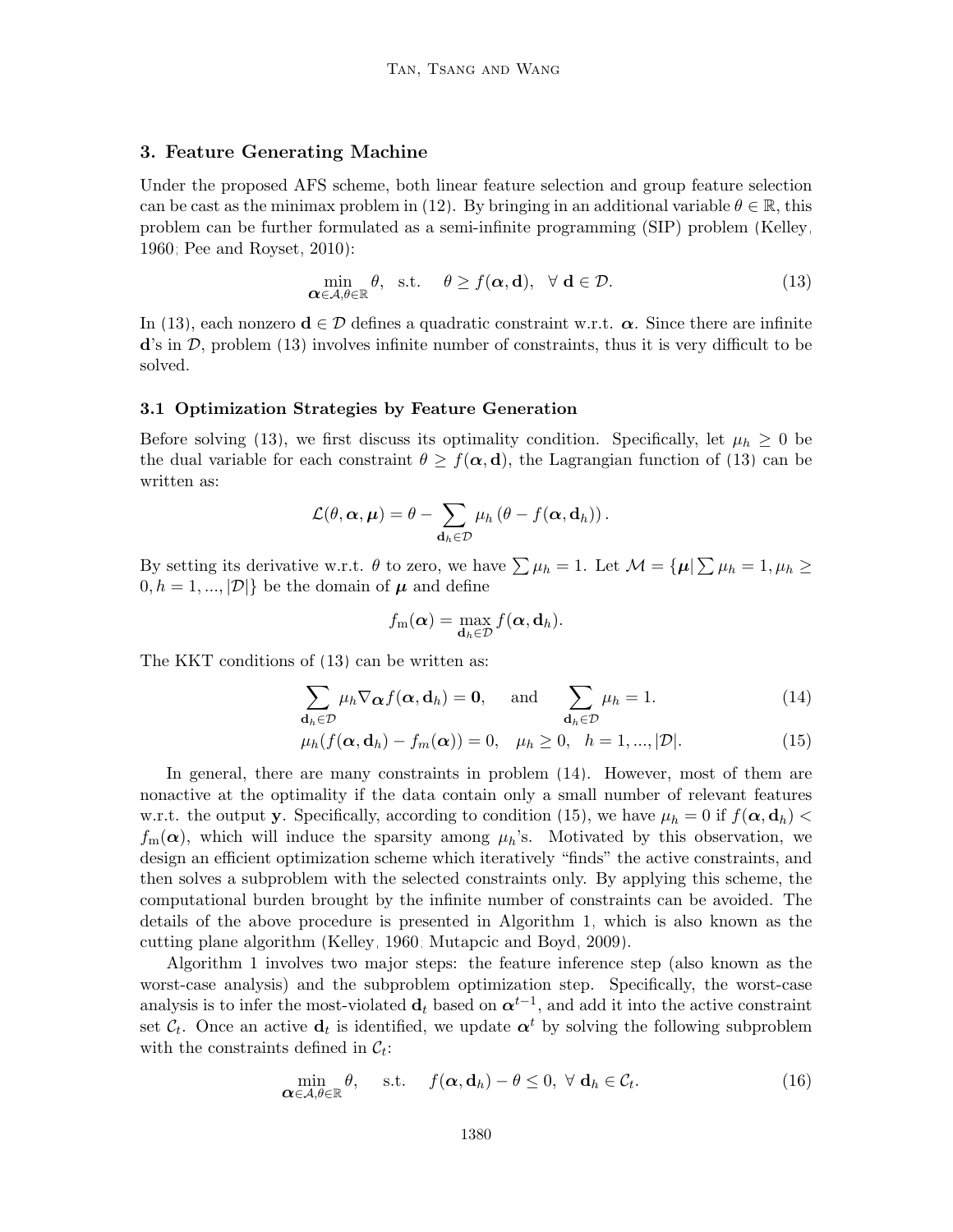## 3. Feature Generating Machine

Under the proposed AFS scheme, both linear feature selection and group feature selection can be cast as the minimax problem in (12). By bringing in an additional variable $\theta \in \mathbb{R}$, this problem can be further formulated as a semi-infinite programming (SIP) problem (Kelley, 1960; Pee and Royset, 2010):

$$\min_{\boldsymbol{\alpha} \in \mathcal{A}, \theta \in \mathbb{R}} \theta, \quad \text{s.t.} \quad \theta \geq f(\boldsymbol{\alpha}, \mathbf{d}), \quad \forall\ \mathbf{d} \in \mathcal{D}. \tag{13}$$

In (13), each nonzero $\mathbf{d} \in \mathcal{D}$ defines a quadratic constraint w.r.t. $\boldsymbol{\alpha}$. Since there are infinite $\mathbf{d}$'s in $\mathcal{D}$, problem (13) involves infinite number of constraints, thus it is very difficult to be solved.

### 3.1 Optimization Strategies by Feature Generation

Before solving (13), we first discuss its optimality condition. Specifically, let $\mu_h \geq 0$ be the dual variable for each constraint $\theta \geq f(\boldsymbol{\alpha}, \mathbf{d})$, the Lagrangian function of (13) can be written as:

$$\mathcal{L}(\theta, \boldsymbol{\alpha}, \boldsymbol{\mu}) = \theta - \sum_{\mathbf{d}_h \in \mathcal{D}} \mu_h \left(\theta - f(\boldsymbol{\alpha}, \mathbf{d}_h)\right).$$

By setting its derivative w.r.t. $\theta$ to zero, we have $\sum \mu_h = 1$. Let $\mathcal{M} = \{\boldsymbol{\mu} | \sum \mu_h = 1, \mu_h \geq 0, h = 1, ..., |\mathcal{D}|\}$ be the domain of $\boldsymbol{\mu}$ and define

$$f_{\mathrm{m}}(\boldsymbol{\alpha}) = \max_{\mathbf{d}_h \in \mathcal{D}} f(\boldsymbol{\alpha}, \mathbf{d}_h).$$

The KKT conditions of (13) can be written as:

$$\sum_{\mathbf{d}_h \in \mathcal{D}} \mu_h \nabla_{\boldsymbol{\alpha}} f(\boldsymbol{\alpha}, \mathbf{d}_h) = \mathbf{0}, \quad \text{and} \quad \sum_{\mathbf{d}_h \in \mathcal{D}} \mu_h = 1. \tag{14}$$

$$\mu_h (f(\boldsymbol{\alpha}, \mathbf{d}_h) - f_m(\boldsymbol{\alpha})) = 0, \quad \mu_h \geq 0, \quad h = 1, ..., |\mathcal{D}|. \tag{15}$$

In general, there are many constraints in problem (14). However, most of them are nonactive at the optimality if the data contain only a small number of relevant features w.r.t. the output $\mathbf{y}$. Specifically, according to condition (15), we have $\mu_h = 0$ if $f(\boldsymbol{\alpha}, \mathbf{d}_h) < f_{\mathrm{m}}(\boldsymbol{\alpha})$, which will induce the sparsity among $\mu_h$'s. Motivated by this observation, we design an efficient optimization scheme which iteratively "finds" the active constraints, and then solves a subproblem with the selected constraints only. By applying this scheme, the computational burden brought by the infinite number of constraints can be avoided. The details of the above procedure is presented in Algorithm 1, which is also known as the cutting plane algorithm (Kelley, 1960; Mutapcic and Boyd, 2009).

Algorithm 1 involves two major steps: the feature inference step (also known as the worst-case analysis) and the subproblem optimization step. Specifically, the worst-case analysis is to infer the most-violated $\mathbf{d}_t$ based on $\boldsymbol{\alpha}^{t-1}$, and add it into the active constraint set $\mathcal{C}_t$. Once an active $\mathbf{d}_t$ is identified, we update $\boldsymbol{\alpha}^t$ by solving the following subproblem with the constraints defined in $\mathcal{C}_t$:

$$\min_{\boldsymbol{\alpha} \in \mathcal{A}, \theta \in \mathbb{R}} \theta, \quad \text{s.t.} \quad f(\boldsymbol{\alpha}, \mathbf{d}_h) - \theta \leq 0, \ \forall\ \mathbf{d}_h \in \mathcal{C}_t. \tag{16}$$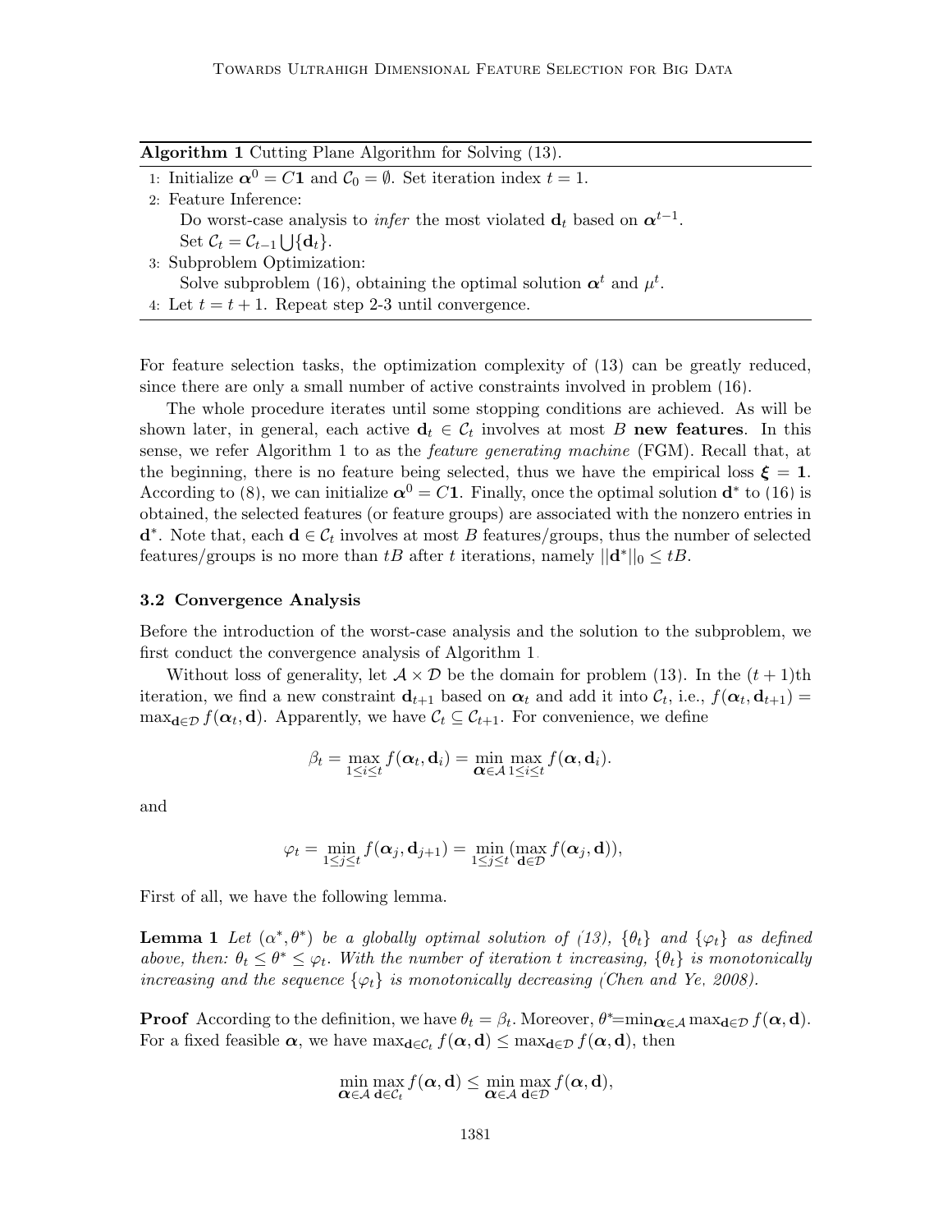**Algorithm 1** Cutting Plane Algorithm for Solving (13).

1: Initialize $\boldsymbol{\alpha}^0 = C\mathbf{1}$ and $\mathcal{C}_0 = \emptyset$. Set iteration index $t = 1$.

2: Feature Inference:
  Do worst-case analysis to *infer* the most violated $\mathbf{d}_t$ based on $\boldsymbol{\alpha}^{t-1}$.
  Set $\mathcal{C}_t = \mathcal{C}_{t-1} \bigcup \{\mathbf{d}_t\}$.

3: Subproblem Optimization:
  Solve subproblem (16), obtaining the optimal solution $\boldsymbol{\alpha}^t$ and $\mu^t$.

4: Let $t = t + 1$. Repeat step 2-3 until convergence.

For feature selection tasks, the optimization complexity of (13) can be greatly reduced, since there are only a small number of active constraints involved in problem (16).

The whole procedure iterates until some stopping conditions are achieved. As will be shown later, in general, each active $\mathbf{d}_t \in \mathcal{C}_t$ involves at most $B$ **new features**. In this sense, we refer Algorithm 1 to as the *feature generating machine* (FGM). Recall that, at the beginning, there is no feature being selected, thus we have the empirical loss $\boldsymbol{\xi} = \mathbf{1}$. According to (8), we can initialize $\boldsymbol{\alpha}^0 = C\mathbf{1}$. Finally, once the optimal solution $\mathbf{d}^*$ to (16) is obtained, the selected features (or feature groups) are associated with the nonzero entries in $\mathbf{d}^*$. Note that, each $\mathbf{d} \in \mathcal{C}_t$ involves at most $B$ features/groups, thus the number of selected features/groups is no more than $tB$ after $t$ iterations, namely $||\mathbf{d}^*||_0 \leq tB$.

### 3.2 Convergence Analysis

Before the introduction of the worst-case analysis and the solution to the subproblem, we first conduct the convergence analysis of Algorithm 1.

Without loss of generality, let $\mathcal{A} \times \mathcal{D}$ be the domain for problem (13). In the $(t+1)$th iteration, we find a new constraint $\mathbf{d}_{t+1}$ based on $\boldsymbol{\alpha}_t$ and add it into $\mathcal{C}_t$, i.e., $f(\boldsymbol{\alpha}_t, \mathbf{d}_{t+1}) = \max_{\mathbf{d} \in \mathcal{D}} f(\boldsymbol{\alpha}_t, \mathbf{d})$. Apparently, we have $\mathcal{C}_t \subseteq \mathcal{C}_{t+1}$. For convenience, we define

$$\beta_t = \max_{1 \leq i \leq t} f(\boldsymbol{\alpha}_t, \mathbf{d}_i) = \min_{\boldsymbol{\alpha} \in \mathcal{A}} \max_{1 \leq i \leq t} f(\boldsymbol{\alpha}, \mathbf{d}_i).$$

and

$$\varphi_t = \min_{1 \leq j \leq t} f(\boldsymbol{\alpha}_j, \mathbf{d}_{j+1}) = \min_{1 \leq j \leq t} (\max_{\mathbf{d} \in \mathcal{D}} f(\boldsymbol{\alpha}_j, \mathbf{d})),$$

First of all, we have the following lemma.

**Lemma 1** *Let $(\alpha^*, \theta^*)$ be a globally optimal solution of (13), $\{\theta_t\}$ and $\{\varphi_t\}$ as defined above, then: $\theta_t \leq \theta^* \leq \varphi_t$. With the number of iteration $t$ increasing, $\{\theta_t\}$ is monotonically increasing and the sequence $\{\varphi_t\}$ is monotonically decreasing (Chen and Ye, 2008).*

**Proof** According to the definition, we have $\theta_t = \beta_t$. Moreover, $\theta^* = \min_{\boldsymbol{\alpha} \in \mathcal{A}} \max_{\mathbf{d} \in \mathcal{D}} f(\boldsymbol{\alpha}, \mathbf{d})$. For a fixed feasible $\boldsymbol{\alpha}$, we have $\max_{\mathbf{d} \in \mathcal{C}_t} f(\boldsymbol{\alpha}, \mathbf{d}) \leq \max_{\mathbf{d} \in \mathcal{D}} f(\boldsymbol{\alpha}, \mathbf{d})$, then

$$\min_{\boldsymbol{\alpha} \in \mathcal{A}} \max_{\mathbf{d} \in \mathcal{C}_t} f(\boldsymbol{\alpha}, \mathbf{d}) \leq \min_{\boldsymbol{\alpha} \in \mathcal{A}} \max_{\mathbf{d} \in \mathcal{D}} f(\boldsymbol{\alpha}, \mathbf{d}),$$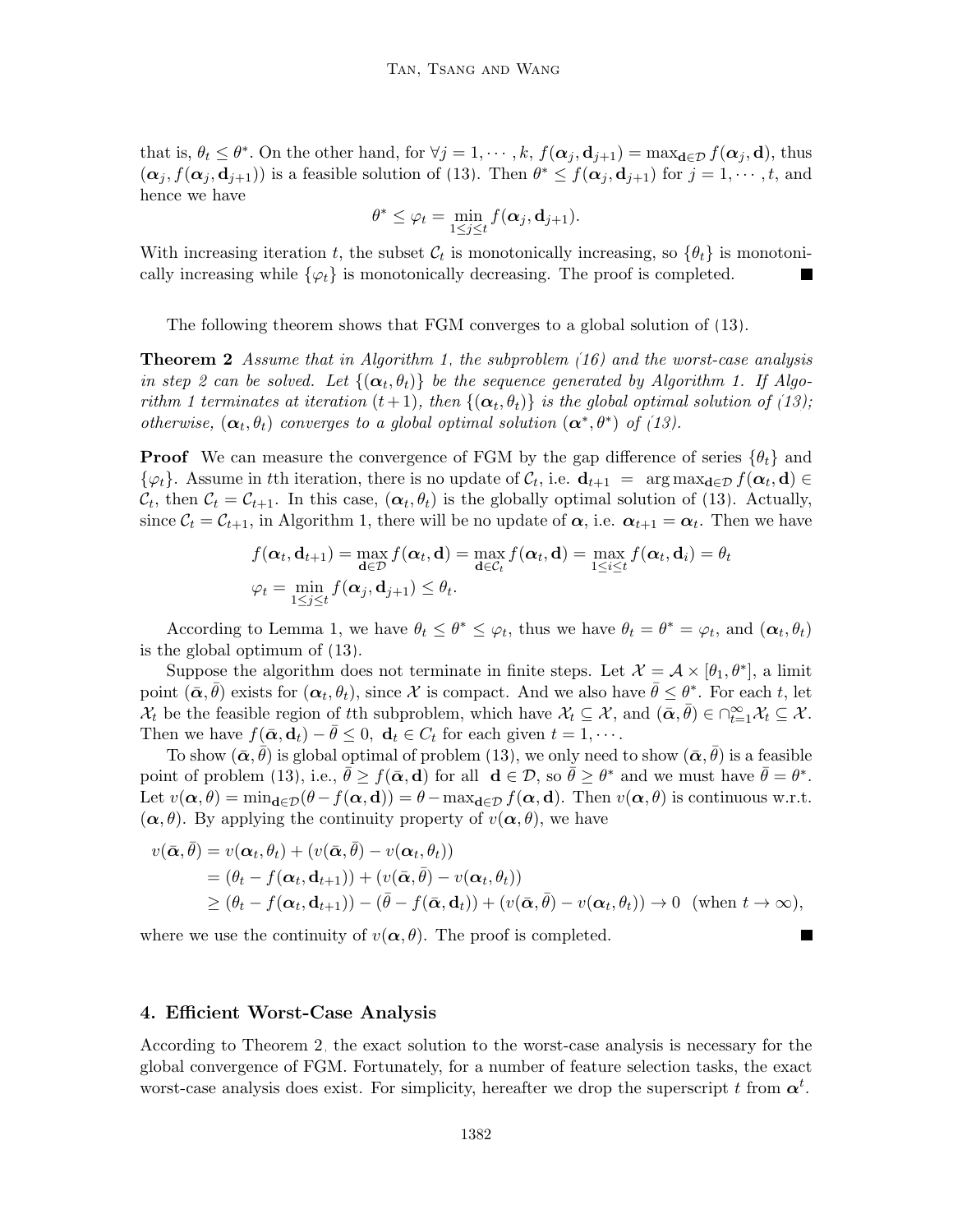that is, $\theta_t \leq \theta^*$. On the other hand, for $\forall j = 1, \cdots, k$, $f(\boldsymbol{\alpha}_j, \mathbf{d}_{j+1}) = \max_{\mathbf{d}\in\mathcal{D}} f(\boldsymbol{\alpha}_j, \mathbf{d})$, thus $(\boldsymbol{\alpha}_j, f(\boldsymbol{\alpha}_j, \mathbf{d}_{j+1}))$ is a feasible solution of (13). Then $\theta^* \leq f(\boldsymbol{\alpha}_j, \mathbf{d}_{j+1})$ for $j = 1, \cdots, t$, and hence we have

$$\theta^* \leq \varphi_t = \min_{1\leq j\leq t} f(\boldsymbol{\alpha}_j, \mathbf{d}_{j+1}).$$

With increasing iteration $t$, the subset $\mathcal{C}_t$ is monotonically increasing, so $\{\theta_t\}$ is monotonically increasing while $\{\varphi_t\}$ is monotonically decreasing. The proof is completed. ∎

The following theorem shows that FGM converges to a global solution of (13).

**Theorem 2** *Assume that in Algorithm 1, the subproblem (16) and the worst-case analysis in step 2 can be solved. Let $\{(\boldsymbol{\alpha}_t, \theta_t)\}$ be the sequence generated by Algorithm 1. If Algorithm 1 terminates at iteration $(t+1)$, then $\{(\boldsymbol{\alpha}_t, \theta_t)\}$ is the global optimal solution of (13); otherwise, $(\boldsymbol{\alpha}_t, \theta_t)$ converges to a global optimal solution $(\boldsymbol{\alpha}^*, \theta^*)$ of (13).*

**Proof** We can measure the convergence of FGM by the gap difference of series $\{\theta_t\}$ and $\{\varphi_t\}$. Assume in $t$th iteration, there is no update of $\mathcal{C}_t$, i.e. $\mathbf{d}_{t+1} = \arg\max_{\mathbf{d}\in\mathcal{D}} f(\boldsymbol{\alpha}_t, \mathbf{d}) \in \mathcal{C}_t$, then $\mathcal{C}_t = \mathcal{C}_{t+1}$. In this case, $(\boldsymbol{\alpha}_t, \theta_t)$ is the globally optimal solution of (13). Actually, since $\mathcal{C}_t = \mathcal{C}_{t+1}$, in Algorithm 1, there will be no update of $\boldsymbol{\alpha}$, i.e. $\boldsymbol{\alpha}_{t+1} = \boldsymbol{\alpha}_t$. Then we have

$$f(\boldsymbol{\alpha}_t, \mathbf{d}_{t+1}) = \max_{\mathbf{d}\in\mathcal{D}} f(\boldsymbol{\alpha}_t, \mathbf{d}) = \max_{\mathbf{d}\in\mathcal{C}_t} f(\boldsymbol{\alpha}_t, \mathbf{d}) = \max_{1\leq i\leq t} f(\boldsymbol{\alpha}_t, \mathbf{d}_i) = \theta_t$$
$$\varphi_t = \min_{1\leq j\leq t} f(\boldsymbol{\alpha}_j, \mathbf{d}_{j+1}) \leq \theta_t.$$

According to Lemma 1, we have $\theta_t \leq \theta^* \leq \varphi_t$, thus we have $\theta_t = \theta^* = \varphi_t$, and $(\boldsymbol{\alpha}_t, \theta_t)$ is the global optimum of (13).

Suppose the algorithm does not terminate in finite steps. Let $\mathcal{X} = \mathcal{A} \times [\theta_1, \theta^*]$, a limit point $(\bar{\boldsymbol{\alpha}}, \bar{\theta})$ exists for $(\boldsymbol{\alpha}_t, \theta_t)$, since $\mathcal{X}$ is compact. And we also have $\bar{\theta} \leq \theta^*$. For each $t$, let $\mathcal{X}_t$ be the feasible region of $t$th subproblem, which have $\mathcal{X}_t \subseteq \mathcal{X}$, and $(\bar{\boldsymbol{\alpha}}, \bar{\theta}) \in \cap_{t=1}^{\infty} \mathcal{X}_t \subseteq \mathcal{X}$. Then we have $f(\bar{\boldsymbol{\alpha}}, \mathbf{d}_t) - \bar{\theta} \leq 0$, $\mathbf{d}_t \in C_t$ for each given $t = 1, \cdots$.

To show $(\bar{\boldsymbol{\alpha}}, \bar{\theta})$ is global optimal of problem (13), we only need to show $(\bar{\boldsymbol{\alpha}}, \bar{\theta})$ is a feasible point of problem (13), i.e., $\bar{\theta} \geq f(\bar{\boldsymbol{\alpha}}, \mathbf{d})$ for all $\mathbf{d} \in \mathcal{D}$, so $\bar{\theta} \geq \theta^*$ and we must have $\bar{\theta} = \theta^*$. Let $v(\boldsymbol{\alpha}, \theta) = \min_{\mathbf{d}\in\mathcal{D}} (\theta - f(\boldsymbol{\alpha}, \mathbf{d})) = \theta - \max_{\mathbf{d}\in\mathcal{D}} f(\boldsymbol{\alpha}, \mathbf{d})$. Then $v(\boldsymbol{\alpha}, \theta)$ is continuous w.r.t. $(\boldsymbol{\alpha}, \theta)$. By applying the continuity property of $v(\boldsymbol{\alpha}, \theta)$, we have

$$\begin{aligned}
v(\bar{\boldsymbol{\alpha}}, \bar{\theta}) &= v(\boldsymbol{\alpha}_t, \theta_t) + (v(\bar{\boldsymbol{\alpha}}, \bar{\theta}) - v(\boldsymbol{\alpha}_t, \theta_t)) \\
&= (\theta_t - f(\boldsymbol{\alpha}_t, \mathbf{d}_{t+1})) + (v(\bar{\boldsymbol{\alpha}}, \bar{\theta}) - v(\boldsymbol{\alpha}_t, \theta_t)) \\
&\geq (\theta_t - f(\boldsymbol{\alpha}_t, \mathbf{d}_{t+1})) - (\bar{\theta} - f(\bar{\boldsymbol{\alpha}}, \mathbf{d}_t)) + (v(\bar{\boldsymbol{\alpha}}, \bar{\theta}) - v(\boldsymbol{\alpha}_t, \theta_t)) \to 0 \quad (\text{when } t \to \infty),
\end{aligned}$$

where we use the continuity of $v(\boldsymbol{\alpha}, \theta)$. The proof is completed. ∎

## 4. Efficient Worst-Case Analysis

According to Theorem 2, the exact solution to the worst-case analysis is necessary for the global convergence of FGM. Fortunately, for a number of feature selection tasks, the exact worst-case analysis does exist. For simplicity, hereafter we drop the superscript $t$ from $\boldsymbol{\alpha}^t$.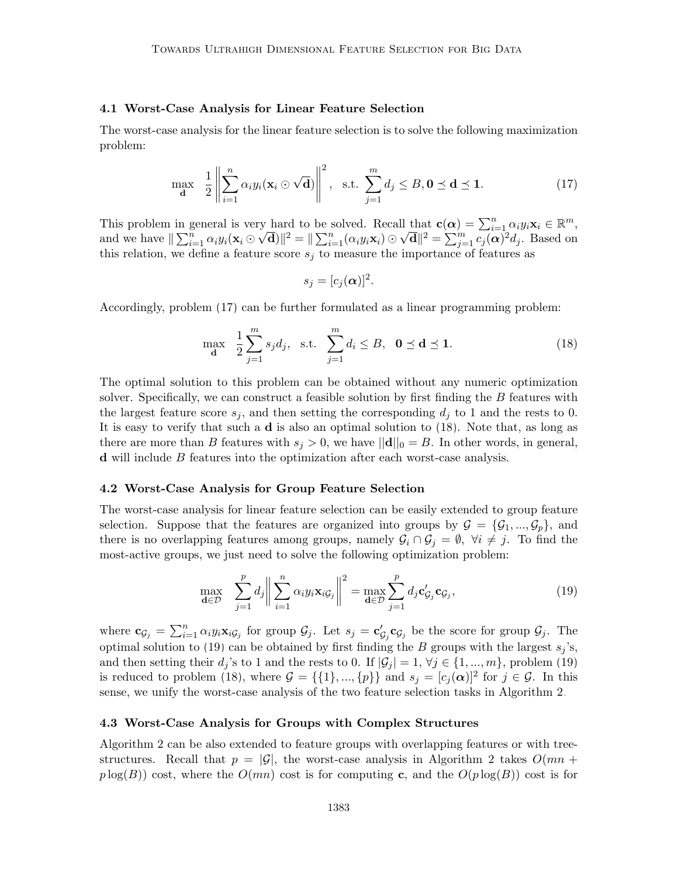### 4.1 Worst-Case Analysis for Linear Feature Selection

The worst-case analysis for the linear feature selection is to solve the following maximization problem:

$$\max_{\mathbf{d}} \quad \frac{1}{2}\left\|\sum_{i=1}^{n} \alpha_i y_i (\mathbf{x}_i \odot \sqrt{\mathbf{d}})\right\|^2, \quad \text{s.t. } \sum_{j=1}^{m} d_j \leq B, \mathbf{0} \preceq \mathbf{d} \preceq \mathbf{1}. \tag{17}$$

This problem in general is very hard to be solved. Recall that $\mathbf{c}(\boldsymbol{\alpha}) = \sum_{i=1}^{n} \alpha_i y_i \mathbf{x}_i \in \mathbb{R}^m$, and we have $\| \sum_{i=1}^{n} \alpha_i y_i (\mathbf{x}_i \odot \sqrt{\mathbf{d}})\|^2 = \| \sum_{i=1}^{n} (\alpha_i y_i \mathbf{x}_i) \odot \sqrt{\mathbf{d}}\|^2 = \sum_{j=1}^{m} c_j(\boldsymbol{\alpha})^2 d_j$. Based on this relation, we define a feature score $s_j$ to measure the importance of features as

$$s_j = [c_j(\boldsymbol{\alpha})]^2.$$

Accordingly, problem (17) can be further formulated as a linear programming problem:

$$\max_{\mathbf{d}} \quad \frac{1}{2}\sum_{j=1}^{m} s_j d_j, \quad \text{s.t.} \quad \sum_{j=1}^{m} d_i \leq B, \quad \mathbf{0} \preceq \mathbf{d} \preceq \mathbf{1}. \tag{18}$$

The optimal solution to this problem can be obtained without any numeric optimization solver. Specifically, we can construct a feasible solution by first finding the $B$ features with the largest feature score $s_j$, and then setting the corresponding $d_j$ to 1 and the rests to 0. It is easy to verify that such a $\mathbf{d}$ is also an optimal solution to (18). Note that, as long as there are more than $B$ features with $s_j > 0$, we have $||\mathbf{d}||_0 = B$. In other words, in general, $\mathbf{d}$ will include $B$ features into the optimization after each worst-case analysis.

### 4.2 Worst-Case Analysis for Group Feature Selection

The worst-case analysis for linear feature selection can be easily extended to group feature selection. Suppose that the features are organized into groups by $\mathcal{G} = \{\mathcal{G}_1, ..., \mathcal{G}_p\}$, and there is no overlapping features among groups, namely $\mathcal{G}_i \cap \mathcal{G}_j = \emptyset, \ \forall i \neq j$. To find the most-active groups, we just need to solve the following optimization problem:

$$\max_{\mathbf{d} \in \mathcal{D}} \quad \sum_{j=1}^{p} d_j \left\| \sum_{i=1}^{n} \alpha_i y_i \mathbf{x}_{i\mathcal{G}_j} \right\|^2 = \max_{\mathbf{d} \in \mathcal{D}} \sum_{j=1}^{p} d_j \mathbf{c}_{\mathcal{G}_j}' \mathbf{c}_{\mathcal{G}_j}, \tag{19}$$

where $\mathbf{c}_{\mathcal{G}_j} = \sum_{i=1}^{n} \alpha_i y_i \mathbf{x}_{i\mathcal{G}_j}$ for group $\mathcal{G}_j$. Let $s_j = \mathbf{c}_{\mathcal{G}_j}' \mathbf{c}_{\mathcal{G}_j}$ be the score for group $\mathcal{G}_j$. The optimal solution to (19) can be obtained by first finding the $B$ groups with the largest $s_j$'s, and then setting their $d_j$'s to 1 and the rests to 0. If $|\mathcal{G}_j| = 1, \ \forall j \in \{1, ..., m\}$, problem (19) is reduced to problem (18), where $\mathcal{G} = \{\{1\}, ..., \{p\}\}$ and $s_j = [c_j(\boldsymbol{\alpha})]^2$ for $j \in \mathcal{G}$. In this sense, we unify the worst-case analysis of the two feature selection tasks in Algorithm 2.

### 4.3 Worst-Case Analysis for Groups with Complex Structures

Algorithm 2 can be also extended to feature groups with overlapping features or with tree-structures. Recall that $p = |\mathcal{G}|$, the worst-case analysis in Algorithm 2 takes $O(mn + p\log(B))$ cost, where the $O(mn)$ cost is for computing $\mathbf{c}$, and the $O(p\log(B))$ cost is for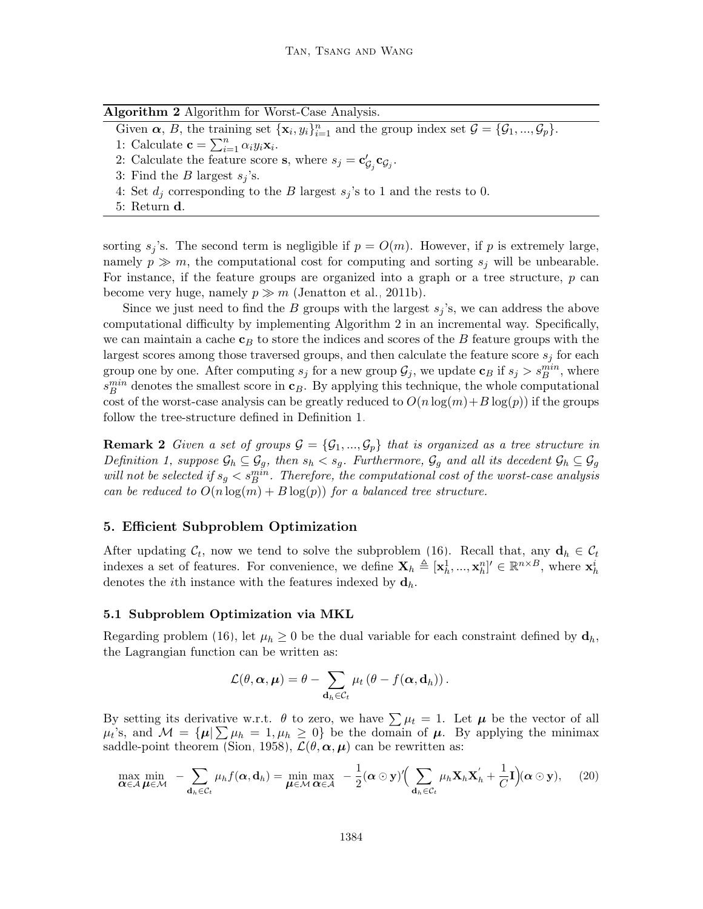**Algorithm 2** Algorithm for Worst-Case Analysis.

Given $\boldsymbol{\alpha}$, $B$, the training set $\{\mathbf{x}_i, y_i\}_{i=1}^n$ and the group index set $\mathcal{G} = \{\mathcal{G}_1, ..., \mathcal{G}_p\}$.

1: Calculate $\mathbf{c} = \sum_{i=1}^n \alpha_i y_i \mathbf{x}_i$.

2: Calculate the feature score $\mathbf{s}$, where $s_j = \mathbf{c}'_{\mathcal{G}_j} \mathbf{c}_{\mathcal{G}_j}$.

3: Find the $B$ largest $s_j$'s.

4: Set $d_j$ corresponding to the $B$ largest $s_j$'s to 1 and the rests to 0.

5: Return $\mathbf{d}$.

sorting $s_j$'s. The second term is negligible if $p = O(m)$. However, if $p$ is extremely large, namely $p \gg m$, the computational cost for computing and sorting $s_j$ will be unbearable. For instance, if the feature groups are organized into a graph or a tree structure, $p$ can become very huge, namely $p \gg m$ (Jenatton et al., 2011b).

Since we just need to find the $B$ groups with the largest $s_j$'s, we can address the above computational difficulty by implementing Algorithm 2 in an incremental way. Specifically, we can maintain a cache $\mathbf{c}_B$ to store the indices and scores of the $B$ feature groups with the largest scores among those traversed groups, and then calculate the feature score $s_j$ for each group one by one. After computing $s_j$ for a new group $\mathcal{G}_j$, we update $\mathbf{c}_B$ if $s_j > s_B^{min}$, where $s_B^{min}$ denotes the smallest score in $\mathbf{c}_B$. By applying this technique, the whole computational cost of the worst-case analysis can be greatly reduced to $O(n\log(m) + B\log(p))$ if the groups follow the tree-structure defined in Definition 1.

**Remark 2** *Given a set of groups $\mathcal{G} = \{\mathcal{G}_1, ..., \mathcal{G}_p\}$ that is organized as a tree structure in Definition 1, suppose $\mathcal{G}_h \subseteq \mathcal{G}_g$, then $s_h < s_g$. Furthermore, $\mathcal{G}_g$ and all its decedent $\mathcal{G}_h \subseteq \mathcal{G}_g$ will not be selected if $s_g < s_B^{min}$. Therefore, the computational cost of the worst-case analysis can be reduced to $O(n\log(m) + B\log(p))$ for a balanced tree structure.*

## 5. Efficient Subproblem Optimization

After updating $\mathcal{C}_t$, now we tend to solve the subproblem (16). Recall that, any $\mathbf{d}_h \in \mathcal{C}_t$ indexes a set of features. For convenience, we define $\mathbf{X}_h \triangleq [\mathbf{x}_h^1, ..., \mathbf{x}_h^n]' \in \mathbb{R}^{n\times B}$, where $\mathbf{x}_h^i$ denotes the $i$th instance with the features indexed by $\mathbf{d}_h$.

### 5.1 Subproblem Optimization via MKL

Regarding problem (16), let $\mu_h \geq 0$ be the dual variable for each constraint defined by $\mathbf{d}_h$, the Lagrangian function can be written as:

$$\mathcal{L}(\theta, \boldsymbol{\alpha}, \boldsymbol{\mu}) = \theta - \sum_{\mathbf{d}_h \in \mathcal{C}_t} \mu_t \left(\theta - f(\boldsymbol{\alpha}, \mathbf{d}_h)\right).$$

By setting its derivative w.r.t. $\theta$ to zero, we have $\sum \mu_t = 1$. Let $\boldsymbol{\mu}$ be the vector of all $\mu_t$'s, and $\mathcal{M} = \{\boldsymbol{\mu} | \sum \mu_h = 1, \mu_h \geq 0\}$ be the domain of $\boldsymbol{\mu}$. By applying the minimax saddle-point theorem (Sion, 1958), $\mathcal{L}(\theta, \boldsymbol{\alpha}, \boldsymbol{\mu})$ can be rewritten as:

$$\max_{\boldsymbol{\alpha}\in\mathcal{A}} \min_{\boldsymbol{\mu}\in\mathcal{M}} \; -\sum_{\mathbf{d}_h\in\mathcal{C}_t} \mu_h f(\boldsymbol{\alpha}, \mathbf{d}_h) = \min_{\boldsymbol{\mu}\in\mathcal{M}} \max_{\boldsymbol{\alpha}\in\mathcal{A}} \; -\frac{1}{2}(\boldsymbol{\alpha}\odot\mathbf{y})'\Big(\sum_{\mathbf{d}_h\in\mathcal{C}_t} \mu_h \mathbf{X}_h \mathbf{X}_h' + \frac{1}{C}\mathbf{I}\Big)(\boldsymbol{\alpha}\odot\mathbf{y}), \quad (20)$$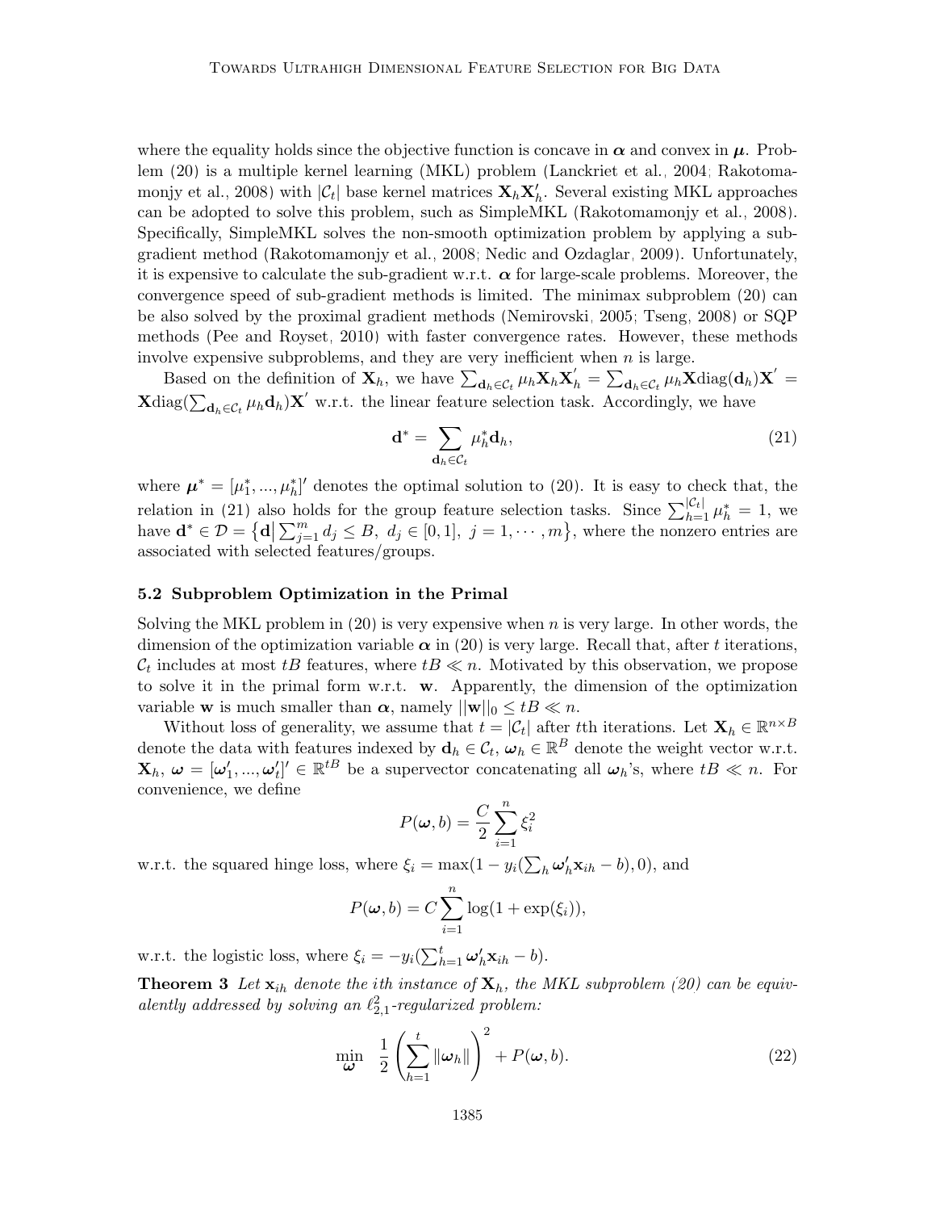where the equality holds since the objective function is concave in $\boldsymbol{\alpha}$ and convex in $\boldsymbol{\mu}$. Problem (20) is a multiple kernel learning (MKL) problem (Lanckriet et al., 2004; Rakotomamonjy et al., 2008) with $|\mathcal{C}_t|$ base kernel matrices $\mathbf{X}_h\mathbf{X}_h'$. Several existing MKL approaches can be adopted to solve this problem, such as SimpleMKL (Rakotomamonjy et al., 2008). Specifically, SimpleMKL solves the non-smooth optimization problem by applying a subgradient method (Rakotomamonjy et al., 2008; Nedic and Ozdaglar, 2009). Unfortunately, it is expensive to calculate the sub-gradient w.r.t. $\boldsymbol{\alpha}$ for large-scale problems. Moreover, the convergence speed of sub-gradient methods is limited. The minimax subproblem (20) can be also solved by the proximal gradient methods (Nemirovski, 2005; Tseng, 2008) or SQP methods (Pee and Royset, 2010) with faster convergence rates. However, these methods involve expensive subproblems, and they are very inefficient when $n$ is large.

Based on the definition of $\mathbf{X}_h$, we have $\sum_{\mathbf{d}_h \in \mathcal{C}_t} \mu_h \mathbf{X}_h \mathbf{X}_h' = \sum_{\mathbf{d}_h \in \mathcal{C}_t} \mu_h \mathbf{X}\text{diag}(\mathbf{d}_h)\mathbf{X}' = \mathbf{X}\text{diag}(\sum_{\mathbf{d}_h \in \mathcal{C}_t} \mu_h \mathbf{d}_h)\mathbf{X}'$ w.r.t. the linear feature selection task. Accordingly, we have

$$\mathbf{d}^* = \sum_{\mathbf{d}_h \in \mathcal{C}_t} \mu_h^* \mathbf{d}_h, \tag{21}$$

where $\boldsymbol{\mu}^* = [\mu_1^*, ..., \mu_h^*]'$ denotes the optimal solution to (20). It is easy to check that, the relation in (21) also holds for the group feature selection tasks. Since $\sum_{h=1}^{|\mathcal{C}_t|} \mu_h^* = 1$, we have $\mathbf{d}^* \in \mathcal{D} = \left\{\mathbf{d} \middle| \sum_{j=1}^m d_j \leq B,\ d_j \in [0,1],\ j = 1, \cdots, m\right\}$, where the nonzero entries are associated with selected features/groups.

### 5.2 Subproblem Optimization in the Primal

Solving the MKL problem in (20) is very expensive when $n$ is very large. In other words, the dimension of the optimization variable $\boldsymbol{\alpha}$ in (20) is very large. Recall that, after $t$ iterations, $\mathcal{C}_t$ includes at most $tB$ features, where $tB \ll n$. Motivated by this observation, we propose to solve it in the primal form w.r.t. $\mathbf{w}$. Apparently, the dimension of the optimization variable $\mathbf{w}$ is much smaller than $\boldsymbol{\alpha}$, namely $||\mathbf{w}||_0 \leq tB \ll n$.

Without loss of generality, we assume that $t = |\mathcal{C}_t|$ after $t$th iterations. Let $\mathbf{X}_h \in \mathbb{R}^{n \times B}$ denote the data with features indexed by $\mathbf{d}_h \in \mathcal{C}_t$, $\boldsymbol{\omega}_h \in \mathbb{R}^B$ denote the weight vector w.r.t. $\mathbf{X}_h$, $\boldsymbol{\omega} = [\boldsymbol{\omega}_1', ..., \boldsymbol{\omega}_t']' \in \mathbb{R}^{tB}$ be a supervector concatenating all $\boldsymbol{\omega}_h$'s, where $tB \ll n$. For convenience, we define

$$P(\boldsymbol{\omega}, b) = \frac{C}{2}\sum_{i=1}^n \xi_i^2$$

w.r.t. the squared hinge loss, where $\xi_i = \max(1 - y_i(\sum_h \boldsymbol{\omega}_h' \mathbf{x}_{ih} - b), 0)$, and

$$P(\boldsymbol{\omega}, b) = C\sum_{i=1}^n \log(1 + \exp(\xi_i)),$$

w.r.t. the logistic loss, where $\xi_i = -y_i(\sum_{h=1}^t \boldsymbol{\omega}_h' \mathbf{x}_{ih} - b)$.

**Theorem 3** *Let $\mathbf{x}_{ih}$ denote the $i$th instance of $\mathbf{X}_h$, the MKL subproblem (20) can be equivalently addressed by solving an $\ell_{2,1}^2$-regularized problem:*

$$\min_{\boldsymbol{\omega}} \quad \frac{1}{2}\left(\sum_{h=1}^t \|\boldsymbol{\omega}_h\|\right)^2 + P(\boldsymbol{\omega}, b). \tag{22}$$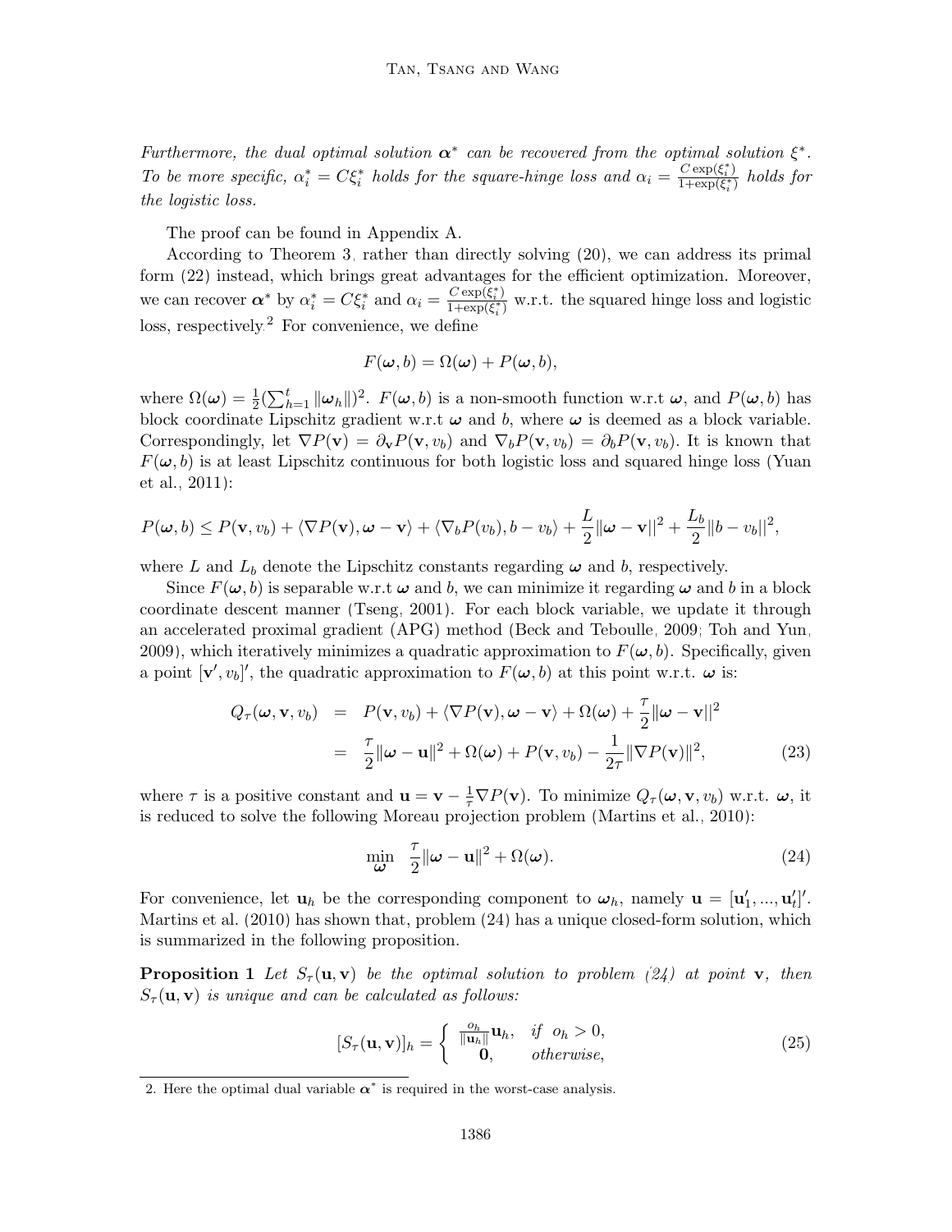*Furthermore, the dual optimal solution $\boldsymbol{\alpha}^*$ can be recovered from the optimal solution $\xi^*$. To be more specific, $\alpha_i^* = C\xi_i^*$ holds for the square-hinge loss and $\alpha_i = \frac{C\exp(\xi_i^*)}{1+\exp(\xi_i^*)}$ holds for the logistic loss.*

The proof can be found in Appendix A.

According to Theorem 3, rather than directly solving (20), we can address its primal form (22) instead, which brings great advantages for the efficient optimization. Moreover, we can recover $\boldsymbol{\alpha}^*$ by $\alpha_i^* = C\xi_i^*$ and $\alpha_i = \frac{C\exp(\xi_i^*)}{1+\exp(\xi_i^*)}$ w.r.t. the squared hinge loss and logistic loss, respectively.[2] For convenience, we define

$$F(\boldsymbol{\omega}, b) = \Omega(\boldsymbol{\omega}) + P(\boldsymbol{\omega}, b),$$

where $\Omega(\boldsymbol{\omega}) = \frac{1}{2}(\sum_{h=1}^t \|\boldsymbol{\omega}_h\|)^2$. $F(\boldsymbol{\omega}, b)$ is a non-smooth function w.r.t $\boldsymbol{\omega}$, and $P(\boldsymbol{\omega}, b)$ has block coordinate Lipschitz gradient w.r.t $\boldsymbol{\omega}$ and $b$, where $\boldsymbol{\omega}$ is deemed as a block variable. Correspondingly, let $\nabla P(\mathbf{v}) = \partial_{\mathbf{v}} P(\mathbf{v}, v_b)$ and $\nabla_b P(\mathbf{v}, v_b) = \partial_b P(\mathbf{v}, v_b)$. It is known that $F(\boldsymbol{\omega}, b)$ is at least Lipschitz continuous for both logistic loss and squared hinge loss (Yuan et al., 2011):

$$P(\boldsymbol{\omega}, b) \leq P(\mathbf{v}, v_b) + \langle \nabla P(\mathbf{v}), \boldsymbol{\omega} - \mathbf{v} \rangle + \langle \nabla_b P(v_b), b - v_b \rangle + \frac{L}{2}\|\boldsymbol{\omega} - \mathbf{v}\|^2 + \frac{L_b}{2}\|b - v_b\|^2,$$

where $L$ and $L_b$ denote the Lipschitz constants regarding $\boldsymbol{\omega}$ and $b$, respectively.

Since $F(\boldsymbol{\omega}, b)$ is separable w.r.t $\boldsymbol{\omega}$ and $b$, we can minimize it regarding $\boldsymbol{\omega}$ and $b$ in a block coordinate descent manner (Tseng, 2001). For each block variable, we update it through an accelerated proximal gradient (APG) method (Beck and Teboulle, 2009; Toh and Yun, 2009), which iteratively minimizes a quadratic approximation to $F(\boldsymbol{\omega}, b)$. Specifically, given a point $[\mathbf{v}', v_b]'$, the quadratic approximation to $F(\boldsymbol{\omega}, b)$ at this point w.r.t. $\boldsymbol{\omega}$ is:

$$\begin{aligned} Q_\tau(\boldsymbol{\omega}, \mathbf{v}, v_b) &= P(\mathbf{v}, v_b) + \langle \nabla P(\mathbf{v}), \boldsymbol{\omega} - \mathbf{v} \rangle + \Omega(\boldsymbol{\omega}) + \frac{\tau}{2}\|\boldsymbol{\omega} - \mathbf{v}\|^2 \\ &= \frac{\tau}{2}\|\boldsymbol{\omega} - \mathbf{u}\|^2 + \Omega(\boldsymbol{\omega}) + P(\mathbf{v}, v_b) - \frac{1}{2\tau}\|\nabla P(\mathbf{v})\|^2, \end{aligned} \tag{23}$$

where $\tau$ is a positive constant and $\mathbf{u} = \mathbf{v} - \frac{1}{\tau}\nabla P(\mathbf{v})$. To minimize $Q_\tau(\boldsymbol{\omega}, \mathbf{v}, v_b)$ w.r.t. $\boldsymbol{\omega}$, it is reduced to solve the following Moreau projection problem (Martins et al., 2010):

$$\min_{\boldsymbol{\omega}} \quad \frac{\tau}{2}\|\boldsymbol{\omega} - \mathbf{u}\|^2 + \Omega(\boldsymbol{\omega}). \tag{24}$$

For convenience, let $\mathbf{u}_h$ be the corresponding component to $\boldsymbol{\omega}_h$, namely $\mathbf{u} = [\mathbf{u}_1', ..., \mathbf{u}_t']'$. Martins et al. (2010) has shown that, problem (24) has a unique closed-form solution, which is summarized in the following proposition.

**Proposition 1** *Let $S_\tau(\mathbf{u}, \mathbf{v})$ be the optimal solution to problem (24) at point $\mathbf{v}$, then $S_\tau(\mathbf{u}, \mathbf{v})$ is unique and can be calculated as follows:*

$$[S_\tau(\mathbf{u}, \mathbf{v})]_h = \begin{cases} \frac{o_h}{\|\mathbf{u}_h\|}\mathbf{u}_h, & \text{if } o_h > 0, \\ \mathbf{0}, & \text{otherwise}, \end{cases} \tag{25}$$

2. Here the optimal dual variable $\boldsymbol{\alpha}^*$ is required in the worst-case analysis.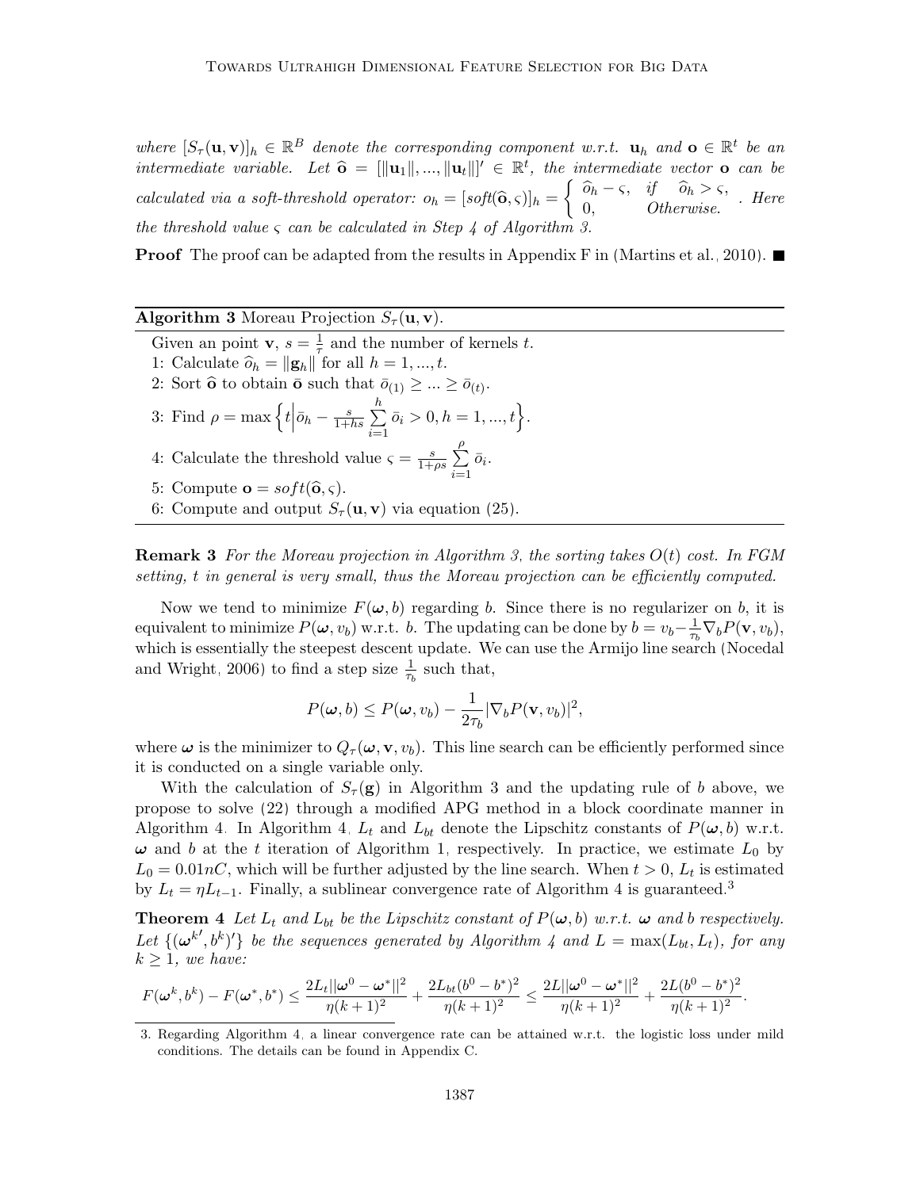*where* $[S_\tau(\mathbf{u}, \mathbf{v})]_h \in \mathbb{R}^B$ *denote the corresponding component w.r.t.* $\mathbf{u}_h$ *and* $\mathbf{o} \in \mathbb{R}^t$ *be an intermediate variable. Let* $\widehat{\mathbf{o}} = [\|\mathbf{u}_1\|, ..., \|\mathbf{u}_t\|]' \in \mathbb{R}^t$, *the intermediate vector* $\mathbf{o}$ *can be calculated via a soft-threshold operator:* $o_h = [soft(\widehat{\mathbf{o}}, \varsigma)]_h = \begin{cases} \widehat{o}_h - \varsigma, & if \quad \widehat{o}_h > \varsigma, \\ 0, & Otherwise. \end{cases}$ *. Here the threshold value* $\varsigma$ *can be calculated in Step 4 of Algorithm 3.*

**Proof** The proof can be adapted from the results in Appendix F in (Martins et al., 2010). ■

---

**Algorithm 3** Moreau Projection $S_\tau(\mathbf{u}, \mathbf{v})$.

Given an point $\mathbf{v}$, $s = \frac{1}{\tau}$ and the number of kernels $t$.

1: Calculate $\widehat{o}_h = \|\mathbf{g}_h\|$ for all $h = 1, ..., t$.

2: Sort $\widehat{\mathbf{o}}$ to obtain $\bar{\mathbf{o}}$ such that $\bar{o}_{(1)} \geq ... \geq \bar{o}_{(t)}$.

3: Find $\rho = \max\left\{t \middle| \bar{o}_h - \frac{s}{1+hs} \sum_{i=1}^{h} \bar{o}_i > 0, h = 1, ..., t\right\}$.

4: Calculate the threshold value $\varsigma = \frac{s}{1+\rho s} \sum_{i=1}^{\rho} \bar{o}_i$.

5: Compute $\mathbf{o} = soft(\widehat{\mathbf{o}}, \varsigma)$.

6: Compute and output $S_\tau(\mathbf{u}, \mathbf{v})$ via equation (25).

---

**Remark 3** *For the Moreau projection in Algorithm 3, the sorting takes* $O(t)$ *cost. In FGM setting,* $t$ *in general is very small, thus the Moreau projection can be efficiently computed.*

Now we tend to minimize $F(\boldsymbol{\omega}, b)$ regarding $b$. Since there is no regularizer on $b$, it is equivalent to minimize $P(\boldsymbol{\omega}, v_b)$ w.r.t. $b$. The updating can be done by $b = v_b - \frac{1}{\tau_b}\nabla_b P(\mathbf{v}, v_b)$, which is essentially the steepest descent update. We can use the Armijo line search (Nocedal and Wright, 2006) to find a step size $\frac{1}{\tau_b}$ such that,

$$P(\boldsymbol{\omega}, b) \leq P(\boldsymbol{\omega}, v_b) - \frac{1}{2\tau_b}|\nabla_b P(\mathbf{v}, v_b)|^2,$$

where $\boldsymbol{\omega}$ is the minimizer to $Q_\tau(\boldsymbol{\omega}, \mathbf{v}, v_b)$. This line search can be efficiently performed since it is conducted on a single variable only.

With the calculation of $S_\tau(\mathbf{g})$ in Algorithm 3 and the updating rule of $b$ above, we propose to solve (22) through a modified APG method in a block coordinate manner in Algorithm 4. In Algorithm 4, $L_t$ and $L_{bt}$ denote the Lipschitz constants of $P(\boldsymbol{\omega}, b)$ w.r.t. $\boldsymbol{\omega}$ and $b$ at the $t$ iteration of Algorithm 1, respectively. In practice, we estimate $L_0$ by $L_0 = 0.01nC$, which will be further adjusted by the line search. When $t > 0$, $L_t$ is estimated by $L_t = \eta L_{t-1}$. Finally, a sublinear convergence rate of Algorithm 4 is guaranteed.[3]

**Theorem 4** *Let* $L_t$ *and* $L_{bt}$ *be the Lipschitz constant of* $P(\boldsymbol{\omega}, b)$ *w.r.t.* $\boldsymbol{\omega}$ *and* $b$ *respectively. Let* $\{(\boldsymbol{\omega}^{k'}, b^k)'\}$ *be the sequences generated by Algorithm 4 and* $L = \max(L_{bt}, L_t)$, *for any* $k \geq 1$, *we have:*

$$F(\boldsymbol{\omega}^k, b^k) - F(\boldsymbol{\omega}^*, b^*) \leq \frac{2L_t||\boldsymbol{\omega}^0 - \boldsymbol{\omega}^*||^2}{\eta(k+1)^2} + \frac{2L_{bt}(b^0 - b^*)^2}{\eta(k+1)^2} \leq \frac{2L||\boldsymbol{\omega}^0 - \boldsymbol{\omega}^*||^2}{\eta(k+1)^2} + \frac{2L(b^0 - b^*)^2}{\eta(k+1)^2}.$$

---

3. Regarding Algorithm 4, a linear convergence rate can be attained w.r.t. the logistic loss under mild conditions. The details can be found in Appendix C.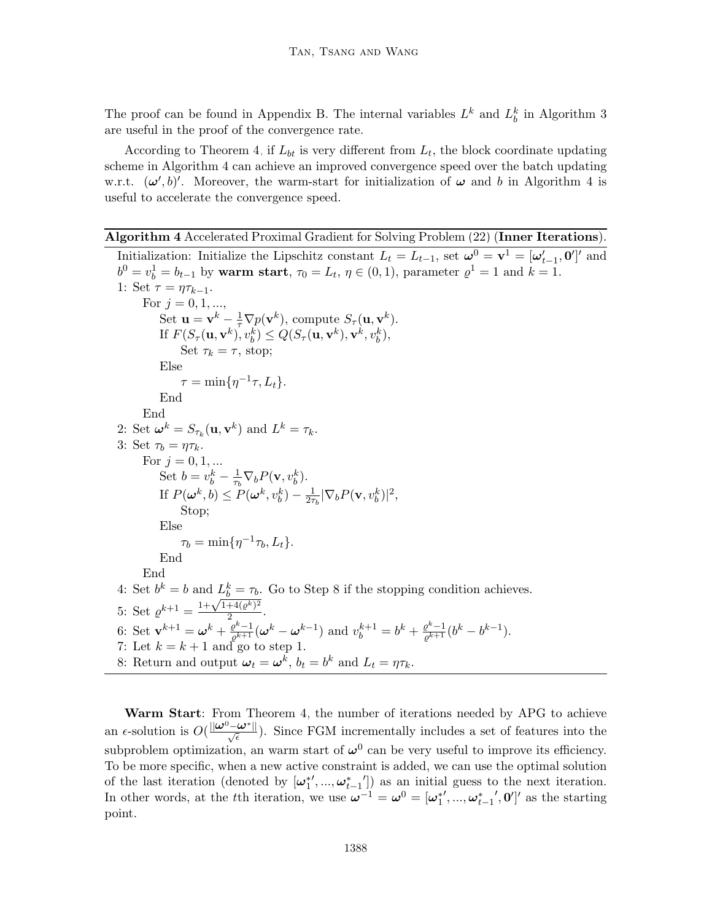The proof can be found in Appendix B. The internal variables $L^k$ and $L_b^k$ in Algorithm 3 are useful in the proof of the convergence rate.

According to Theorem 4, if $L_{bt}$ is very different from $L_t$, the block coordinate updating scheme in Algorithm 4 can achieve an improved convergence speed over the batch updating w.r.t. $(\boldsymbol{\omega}', b)'$. Moreover, the warm-start for initialization of $\boldsymbol{\omega}$ and $b$ in Algorithm 4 is useful to accelerate the convergence speed.

---

**Algorithm 4** Accelerated Proximal Gradient for Solving Problem (22) (**Inner Iterations**).

Initialization: Initialize the Lipschitz constant $L_t = L_{t-1}$, set $\boldsymbol{\omega}^0 = \mathbf{v}^1 = [\boldsymbol{\omega}_{t-1}', \mathbf{0}']'$ and $b^0 = v_b^1 = b_{t-1}$ by **warm start**, $\tau_0 = L_t$, $\eta \in (0, 1)$, parameter $\varrho^1 = 1$ and $k = 1$.

1: Set $\tau = \eta\tau_{k-1}$.
  For $j = 0, 1, ...,$
    Set $\mathbf{u} = \mathbf{v}^k - \frac{1}{\tau}\nabla p(\mathbf{v}^k)$, compute $S_\tau(\mathbf{u}, \mathbf{v}^k)$.
    If $F(S_\tau(\mathbf{u}, \mathbf{v}^k), v_b^k) \leq Q(S_\tau(\mathbf{u}, \mathbf{v}^k), \mathbf{v}^k, v_b^k)$,
      Set $\tau_k = \tau$, stop;
    Else
      $\tau = \min\{\eta^{-1}\tau, L_t\}$.
    End
  End

2: Set $\boldsymbol{\omega}^k = S_{\tau_k}(\mathbf{u}, \mathbf{v}^k)$ and $L^k = \tau_k$.

3: Set $\tau_b = \eta\tau_k$.
  For $j = 0, 1, ...$
    Set $b = v_b^k - \frac{1}{\tau_b}\nabla_b P(\mathbf{v}, v_b^k)$.
    If $P(\boldsymbol{\omega}^k, b) \leq P(\boldsymbol{\omega}^k, v_b^k) - \frac{1}{2\tau_b}|\nabla_b P(\mathbf{v}, v_b^k)|^2$,
      Stop;
    Else
      $\tau_b = \min\{\eta^{-1}\tau_b, L_t\}$.
    End
  End

4: Set $b^k = b$ and $L_b^k = \tau_b$. Go to Step 8 if the stopping condition achieves.

5: Set $\varrho^{k+1} = \frac{1+\sqrt{1+4(\varrho^k)^2}}{2}$.

6: Set $\mathbf{v}^{k+1} = \boldsymbol{\omega}^k + \frac{\varrho^k - 1}{\varrho^{k+1}}(\boldsymbol{\omega}^k - \boldsymbol{\omega}^{k-1})$ and $v_b^{k+1} = b^k + \frac{\varrho^k - 1}{\varrho^{k+1}}(b^k - b^{k-1})$.

7: Let $k = k + 1$ and go to step 1.

8: Return and output $\boldsymbol{\omega}_t = \boldsymbol{\omega}^k$, $b_t = b^k$ and $L_t = \eta\tau_k$.

---

**Warm Start**: From Theorem 4, the number of iterations needed by APG to achieve an $\epsilon$-solution is $O(\frac{||\boldsymbol{\omega}^0 - \boldsymbol{\omega}^*||}{\sqrt{\epsilon}})$. Since FGM incrementally includes a set of features into the subproblem optimization, an warm start of $\boldsymbol{\omega}^0$ can be very useful to improve its efficiency. To be more specific, when a new active constraint is added, we can use the optimal solution of the last iteration (denoted by $[\boldsymbol{\omega}_1^{*\prime}, ..., \boldsymbol{\omega}_{t-1}^{*}{}']$) as an initial guess to the next iteration. In other words, at the $t$th iteration, we use $\boldsymbol{\omega}^{-1} = \boldsymbol{\omega}^0 = [\boldsymbol{\omega}_1^{*\prime}, ..., \boldsymbol{\omega}_{t-1}^{*}{}', \mathbf{0}']'$ as the starting point.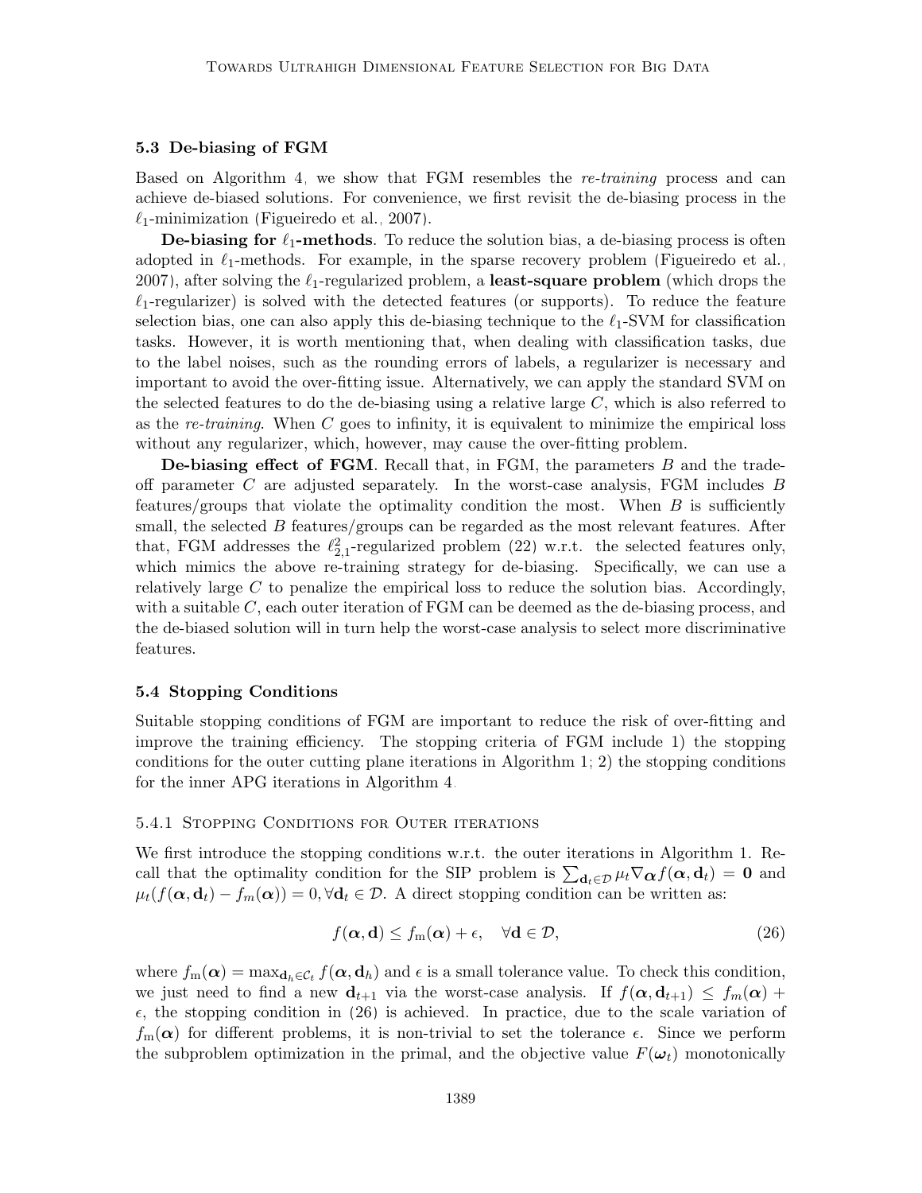### 5.3 De-biasing of FGM

Based on Algorithm 4, we show that FGM resembles the *re-training* process and can achieve de-biased solutions. For convenience, we first revisit the de-biasing process in the $\ell_1$-minimization (Figueiredo et al., 2007).

**De-biasing for $\ell_1$-methods**. To reduce the solution bias, a de-biasing process is often adopted in $\ell_1$-methods. For example, in the sparse recovery problem (Figueiredo et al., 2007), after solving the $\ell_1$-regularized problem, a **least-square problem** (which drops the $\ell_1$-regularizer) is solved with the detected features (or supports). To reduce the feature selection bias, one can also apply this de-biasing technique to the $\ell_1$-SVM for classification tasks. However, it is worth mentioning that, when dealing with classification tasks, due to the label noises, such as the rounding errors of labels, a regularizer is necessary and important to avoid the over-fitting issue. Alternatively, we can apply the standard SVM on the selected features to do the de-biasing using a relative large $C$, which is also referred to as the *re-training*. When $C$ goes to infinity, it is equivalent to minimize the empirical loss without any regularizer, which, however, may cause the over-fitting problem.

**De-biasing effect of FGM**. Recall that, in FGM, the parameters $B$ and the trade-off parameter $C$ are adjusted separately. In the worst-case analysis, FGM includes $B$ features/groups that violate the optimality condition the most. When $B$ is sufficiently small, the selected $B$ features/groups can be regarded as the most relevant features. After that, FGM addresses the $\ell^2_{2,1}$-regularized problem (22) w.r.t. the selected features only, which mimics the above re-training strategy for de-biasing. Specifically, we can use a relatively large $C$ to penalize the empirical loss to reduce the solution bias. Accordingly, with a suitable $C$, each outer iteration of FGM can be deemed as the de-biasing process, and the de-biased solution will in turn help the worst-case analysis to select more discriminative features.

### 5.4 Stopping Conditions

Suitable stopping conditions of FGM are important to reduce the risk of over-fitting and improve the training efficiency. The stopping criteria of FGM include 1) the stopping conditions for the outer cutting plane iterations in Algorithm 1; 2) the stopping conditions for the inner APG iterations in Algorithm 4.

#### 5.4.1 Stopping Conditions for Outer iterations

We first introduce the stopping conditions w.r.t. the outer iterations in Algorithm 1. Recall that the optimality condition for the SIP problem is $\sum_{\mathbf{d}_t \in \mathcal{D}} \mu_t \nabla_{\boldsymbol{\alpha}} f(\boldsymbol{\alpha}, \mathbf{d}_t) = \mathbf{0}$ and $\mu_t(f(\boldsymbol{\alpha}, \mathbf{d}_t) - f_m(\boldsymbol{\alpha})) = 0, \forall \mathbf{d}_t \in \mathcal{D}$. A direct stopping condition can be written as:

$$f(\boldsymbol{\alpha}, \mathbf{d}) \leq f_{\mathrm{m}}(\boldsymbol{\alpha}) + \epsilon, \quad \forall \mathbf{d} \in \mathcal{D}, \tag{26}$$

where $f_{\mathrm{m}}(\boldsymbol{\alpha}) = \max_{\mathbf{d}_h \in \mathcal{C}_t} f(\boldsymbol{\alpha}, \mathbf{d}_h)$ and $\epsilon$ is a small tolerance value. To check this condition, we just need to find a new $\mathbf{d}_{t+1}$ via the worst-case analysis. If $f(\boldsymbol{\alpha}, \mathbf{d}_{t+1}) \leq f_m(\boldsymbol{\alpha}) + \epsilon$, the stopping condition in (26) is achieved. In practice, due to the scale variation of $f_{\mathrm{m}}(\boldsymbol{\alpha})$ for different problems, it is non-trivial to set the tolerance $\epsilon$. Since we perform the subproblem optimization in the primal, and the objective value $F(\boldsymbol{\omega}_t)$ monotonically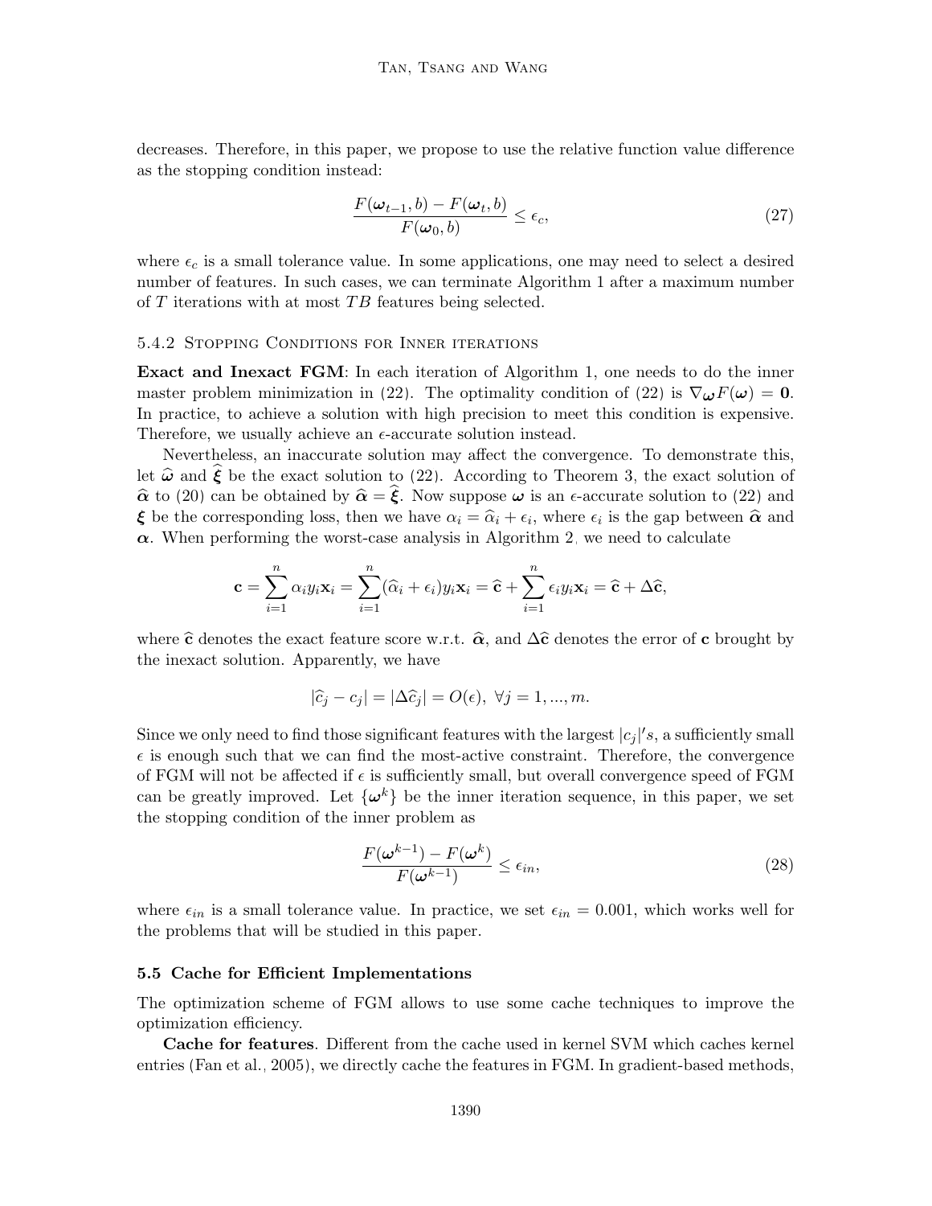decreases. Therefore, in this paper, we propose to use the relative function value difference as the stopping condition instead:

$$\frac{F(\boldsymbol{\omega}_{t-1}, b) - F(\boldsymbol{\omega}_t, b)}{F(\boldsymbol{\omega}_0, b)} \leq \epsilon_c, \tag{27}$$

where $\epsilon_c$ is a small tolerance value. In some applications, one may need to select a desired number of features. In such cases, we can terminate Algorithm 1 after a maximum number of $T$ iterations with at most $TB$ features being selected.

#### 5.4.2 Stopping Conditions for Inner iterations

**Exact and Inexact FGM**: In each iteration of Algorithm 1, one needs to do the inner master problem minimization in (22). The optimality condition of (22) is $\nabla_{\boldsymbol{\omega}} F(\boldsymbol{\omega}) = \mathbf{0}$. In practice, to achieve a solution with high precision to meet this condition is expensive. Therefore, we usually achieve an $\epsilon$-accurate solution instead.

Nevertheless, an inaccurate solution may affect the convergence. To demonstrate this, let $\widehat{\boldsymbol{\omega}}$ and $\widehat{\boldsymbol{\xi}}$ be the exact solution to (22). According to Theorem 3, the exact solution of $\widehat{\boldsymbol{\alpha}}$ to (20) can be obtained by $\widehat{\boldsymbol{\alpha}} = \widehat{\boldsymbol{\xi}}$. Now suppose $\boldsymbol{\omega}$ is an $\epsilon$-accurate solution to (22) and $\boldsymbol{\xi}$ be the corresponding loss, then we have $\alpha_i = \widehat{\alpha}_i + \epsilon_i$, where $\epsilon_i$ is the gap between $\widehat{\boldsymbol{\alpha}}$ and $\boldsymbol{\alpha}$. When performing the worst-case analysis in Algorithm 2, we need to calculate

$$\mathbf{c} = \sum_{i=1}^{n} \alpha_i y_i \mathbf{x}_i = \sum_{i=1}^{n} (\widehat{\alpha}_i + \epsilon_i) y_i \mathbf{x}_i = \widehat{\mathbf{c}} + \sum_{i=1}^{n} \epsilon_i y_i \mathbf{x}_i = \widehat{\mathbf{c}} + \Delta\widehat{\mathbf{c}},$$

where $\widehat{\mathbf{c}}$ denotes the exact feature score w.r.t. $\widehat{\boldsymbol{\alpha}}$, and $\Delta\widehat{\mathbf{c}}$ denotes the error of $\mathbf{c}$ brought by the inexact solution. Apparently, we have

$$|\widehat{c}_j - c_j| = |\Delta\widehat{c}_j| = O(\epsilon), \ \forall j = 1, ..., m.$$

Since we only need to find those significant features with the largest $|c_j|'s$, a sufficiently small $\epsilon$ is enough such that we can find the most-active constraint. Therefore, the convergence of FGM will not be affected if $\epsilon$ is sufficiently small, but overall convergence speed of FGM can be greatly improved. Let $\{\boldsymbol{\omega}^k\}$ be the inner iteration sequence, in this paper, we set the stopping condition of the inner problem as

$$\frac{F(\boldsymbol{\omega}^{k-1}) - F(\boldsymbol{\omega}^k)}{F(\boldsymbol{\omega}^{k-1})} \leq \epsilon_{in}, \tag{28}$$

where $\epsilon_{in}$ is a small tolerance value. In practice, we set $\epsilon_{in} = 0.001$, which works well for the problems that will be studied in this paper.

### 5.5 Cache for Efficient Implementations

The optimization scheme of FGM allows to use some cache techniques to improve the optimization efficiency.

**Cache for features**. Different from the cache used in kernel SVM which caches kernel entries (Fan et al., 2005), we directly cache the features in FGM. In gradient-based methods,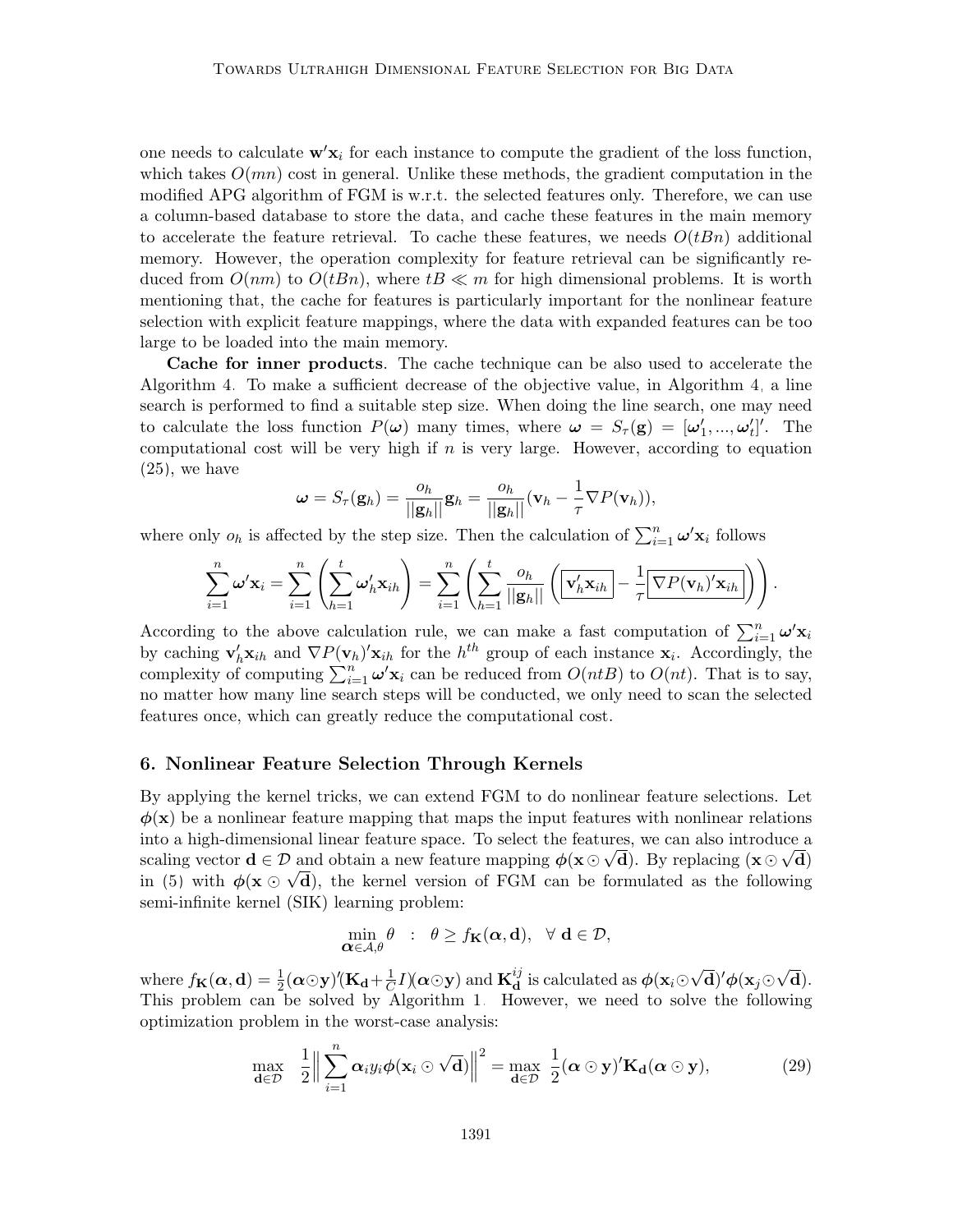one needs to calculate $\mathbf{w}'\mathbf{x}_i$ for each instance to compute the gradient of the loss function, which takes $O(mn)$ cost in general. Unlike these methods, the gradient computation in the modified APG algorithm of FGM is w.r.t. the selected features only. Therefore, we can use a column-based database to store the data, and cache these features in the main memory to accelerate the feature retrieval. To cache these features, we needs $O(tBn)$ additional memory. However, the operation complexity for feature retrieval can be significantly reduced from $O(nm)$ to $O(tBn)$, where $tB \ll m$ for high dimensional problems. It is worth mentioning that, the cache for features is particularly important for the nonlinear feature selection with explicit feature mappings, where the data with expanded features can be too large to be loaded into the main memory.

**Cache for inner products**. The cache technique can be also used to accelerate the Algorithm 4. To make a sufficient decrease of the objective value, in Algorithm 4, a line search is performed to find a suitable step size. When doing the line search, one may need to calculate the loss function $P(\boldsymbol{\omega})$ many times, where $\boldsymbol{\omega} = S_\tau(\mathbf{g}) = [\boldsymbol{\omega}_1', ..., \boldsymbol{\omega}_t']'$. The computational cost will be very high if $n$ is very large. However, according to equation (25), we have

$$\boldsymbol{\omega} = S_\tau(\mathbf{g}_h) = \frac{o_h}{||\mathbf{g}_h||}\mathbf{g}_h = \frac{o_h}{||\mathbf{g}_h||}(\mathbf{v}_h - \frac{1}{\tau}\nabla P(\mathbf{v}_h)),$$

where only $o_h$ is affected by the step size. Then the calculation of $\sum_{i=1}^n \boldsymbol{\omega}'\mathbf{x}_i$ follows

$$\sum_{i=1}^n \boldsymbol{\omega}'\mathbf{x}_i = \sum_{i=1}^n \left(\sum_{h=1}^t \boldsymbol{\omega}_h'\mathbf{x}_{ih}\right) = \sum_{i=1}^n \left(\sum_{h=1}^t \frac{o_h}{||\mathbf{g}_h||}\left(\boxed{\mathbf{v}_h'\mathbf{x}_{ih}} - \frac{1}{\tau}\boxed{\nabla P(\mathbf{v}_h)'\mathbf{x}_{ih}}\right)\right).$$

According to the above calculation rule, we can make a fast computation of $\sum_{i=1}^n \boldsymbol{\omega}'\mathbf{x}_i$ by caching $\mathbf{v}_h'\mathbf{x}_{ih}$ and $\nabla P(\mathbf{v}_h)'\mathbf{x}_{ih}$ for the $h^{th}$ group of each instance $\mathbf{x}_i$. Accordingly, the complexity of computing $\sum_{i=1}^n \boldsymbol{\omega}'\mathbf{x}_i$ can be reduced from $O(ntB)$ to $O(nt)$. That is to say, no matter how many line search steps will be conducted, we only need to scan the selected features once, which can greatly reduce the computational cost.

## 6. Nonlinear Feature Selection Through Kernels

By applying the kernel tricks, we can extend FGM to do nonlinear feature selections. Let $\boldsymbol{\phi}(\mathbf{x})$ be a nonlinear feature mapping that maps the input features with nonlinear relations into a high-dimensional linear feature space. To select the features, we can also introduce a scaling vector $\mathbf{d} \in \mathcal{D}$ and obtain a new feature mapping $\boldsymbol{\phi}(\mathbf{x} \odot \sqrt{\mathbf{d}})$. By replacing $(\mathbf{x} \odot \sqrt{\mathbf{d}})$ in (5) with $\boldsymbol{\phi}(\mathbf{x} \odot \sqrt{\mathbf{d}})$, the kernel version of FGM can be formulated as the following semi-infinite kernel (SIK) learning problem:

$$\min_{\boldsymbol{\alpha} \in \mathcal{A}, \theta} \theta \quad : \quad \theta \geq f_{\mathbf{K}}(\boldsymbol{\alpha}, \mathbf{d}), \quad \forall\ \mathbf{d} \in \mathcal{D},$$

where $f_{\mathbf{K}}(\boldsymbol{\alpha}, \mathbf{d}) = \frac{1}{2}(\boldsymbol{\alpha} \odot \mathbf{y})'(\mathbf{K}_{\mathbf{d}} + \frac{1}{C}I)(\boldsymbol{\alpha} \odot \mathbf{y})$ and $\mathbf{K}_{\mathbf{d}}^{ij}$ is calculated as $\boldsymbol{\phi}(\mathbf{x}_i \odot \sqrt{\mathbf{d}})'\boldsymbol{\phi}(\mathbf{x}_j \odot \sqrt{\mathbf{d}})$. This problem can be solved by Algorithm 1. However, we need to solve the following optimization problem in the worst-case analysis:

$$\max_{\mathbf{d} \in \mathcal{D}} \quad \frac{1}{2}\Big\| \sum_{i=1}^n \boldsymbol{\alpha}_i y_i \boldsymbol{\phi}(\mathbf{x}_i \odot \sqrt{\mathbf{d}})\Big\|^2 = \max_{\mathbf{d} \in \mathcal{D}} \ \frac{1}{2}(\boldsymbol{\alpha} \odot \mathbf{y})'\mathbf{K}_{\mathbf{d}}(\boldsymbol{\alpha} \odot \mathbf{y}), \tag{29}$$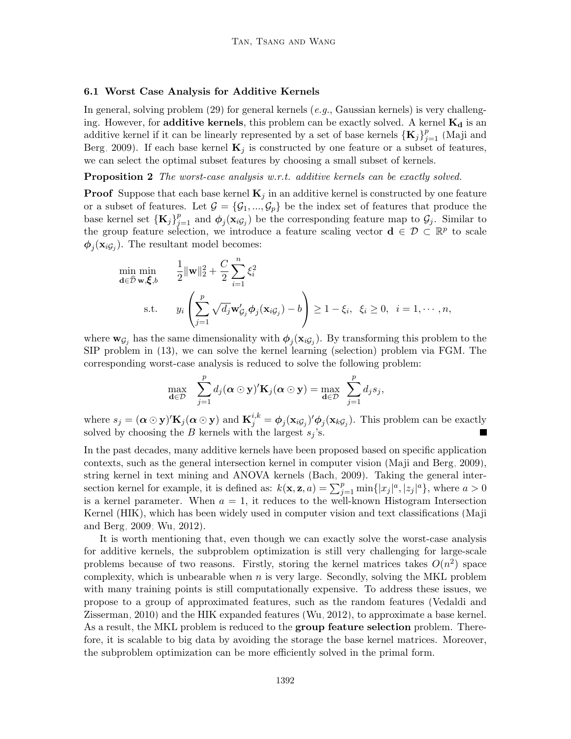### 6.1 Worst Case Analysis for Additive Kernels

In general, solving problem (29) for general kernels (*e.g.*, Gaussian kernels) is very challenging. However, for **additive kernels**, this problem can be exactly solved. A kernel $\mathbf{K_d}$ is an additive kernel if it can be linearly represented by a set of base kernels $\{\mathbf{K}_j\}_{j=1}^p$ (Maji and Berg, 2009). If each base kernel $\mathbf{K}_j$ is constructed by one feature or a subset of features, we can select the optimal subset features by choosing a small subset of kernels.

**Proposition 2** *The worst-case analysis w.r.t. additive kernels can be exactly solved.*

**Proof** Suppose that each base kernel $\mathbf{K}_j$ in an additive kernel is constructed by one feature or a subset of features. Let $\mathcal{G} = \{\mathcal{G}_1, ..., \mathcal{G}_p\}$ be the index set of features that produce the base kernel set $\{\mathbf{K}_j\}_{j=1}^p$ and $\boldsymbol{\phi}_j(\mathbf{x}_{i\mathcal{G}_j})$ be the corresponding feature map to $\mathcal{G}_j$. Similar to the group feature selection, we introduce a feature scaling vector $\mathbf{d} \in \mathcal{D} \subset \mathbb{R}^p$ to scale $\boldsymbol{\phi}_j(\mathbf{x}_{i\mathcal{G}_j})$. The resultant model becomes:

$$
\begin{aligned}
\min_{\mathbf{d}\in\widehat{\mathcal{D}}} \min_{\mathbf{w},\boldsymbol{\xi},b} \quad & \frac{1}{2}\|\mathbf{w}\|_2^2 + \frac{C}{2}\sum_{i=1}^n \xi_i^2 \\
\text{s.t.} \quad & y_i\left(\sum_{j=1}^p \sqrt{d_j}\mathbf{w}_{\mathcal{G}_j}'\boldsymbol{\phi}_j(\mathbf{x}_{i\mathcal{G}_j}) - b\right) \geq 1-\xi_i, \;\; \xi_i \geq 0, \;\; i = 1, \cdots, n,
\end{aligned}
$$

where $\mathbf{w}_{\mathcal{G}_j}$ has the same dimensionality with $\boldsymbol{\phi}_j(\mathbf{x}_{i\mathcal{G}_j})$. By transforming this problem to the SIP problem in (13), we can solve the kernel learning (selection) problem via FGM. The corresponding worst-case analysis is reduced to solve the following problem:

$$
\max_{\mathbf{d}\in\mathcal{D}} \;\; \sum_{j=1}^p d_j(\boldsymbol{\alpha}\odot\mathbf{y})'\mathbf{K}_j(\boldsymbol{\alpha}\odot\mathbf{y}) = \max_{\mathbf{d}\in\mathcal{D}} \;\; \sum_{j=1}^p d_j s_j,
$$

where $s_j = (\boldsymbol{\alpha}\odot\mathbf{y})'\mathbf{K}_j(\boldsymbol{\alpha}\odot\mathbf{y})$ and $\mathbf{K}_j^{i,k} = \boldsymbol{\phi}_j(\mathbf{x}_{i\mathcal{G}_j})'\boldsymbol{\phi}_j(\mathbf{x}_{k\mathcal{G}_j})$. This problem can be exactly solved by choosing the $B$ kernels with the largest $s_j$'s. ■

In the past decades, many additive kernels have been proposed based on specific application contexts, such as the general intersection kernel in computer vision (Maji and Berg, 2009), string kernel in text mining and ANOVA kernels (Bach, 2009). Taking the general intersection kernel for example, it is defined as: $k(\mathbf{x}, \mathbf{z}, a) = \sum_{j=1}^p \min\{|x_j|^a, |z_j|^a\}$, where $a > 0$ is a kernel parameter. When $a = 1$, it reduces to the well-known Histogram Intersection Kernel (HIK), which has been widely used in computer vision and text classifications (Maji and Berg, 2009; Wu, 2012).

It is worth mentioning that, even though we can exactly solve the worst-case analysis for additive kernels, the subproblem optimization is still very challenging for large-scale problems because of two reasons. Firstly, storing the kernel matrices takes $O(n^2)$ space complexity, which is unbearable when $n$ is very large. Secondly, solving the MKL problem with many training points is still computationally expensive. To address these issues, we propose to a group of approximated features, such as the random features (Vedaldi and Zisserman, 2010) and the HIK expanded features (Wu, 2012), to approximate a base kernel. As a result, the MKL problem is reduced to the **group feature selection** problem. Therefore, it is scalable to big data by avoiding the storage the base kernel matrices. Moreover, the subproblem optimization can be more efficiently solved in the primal form.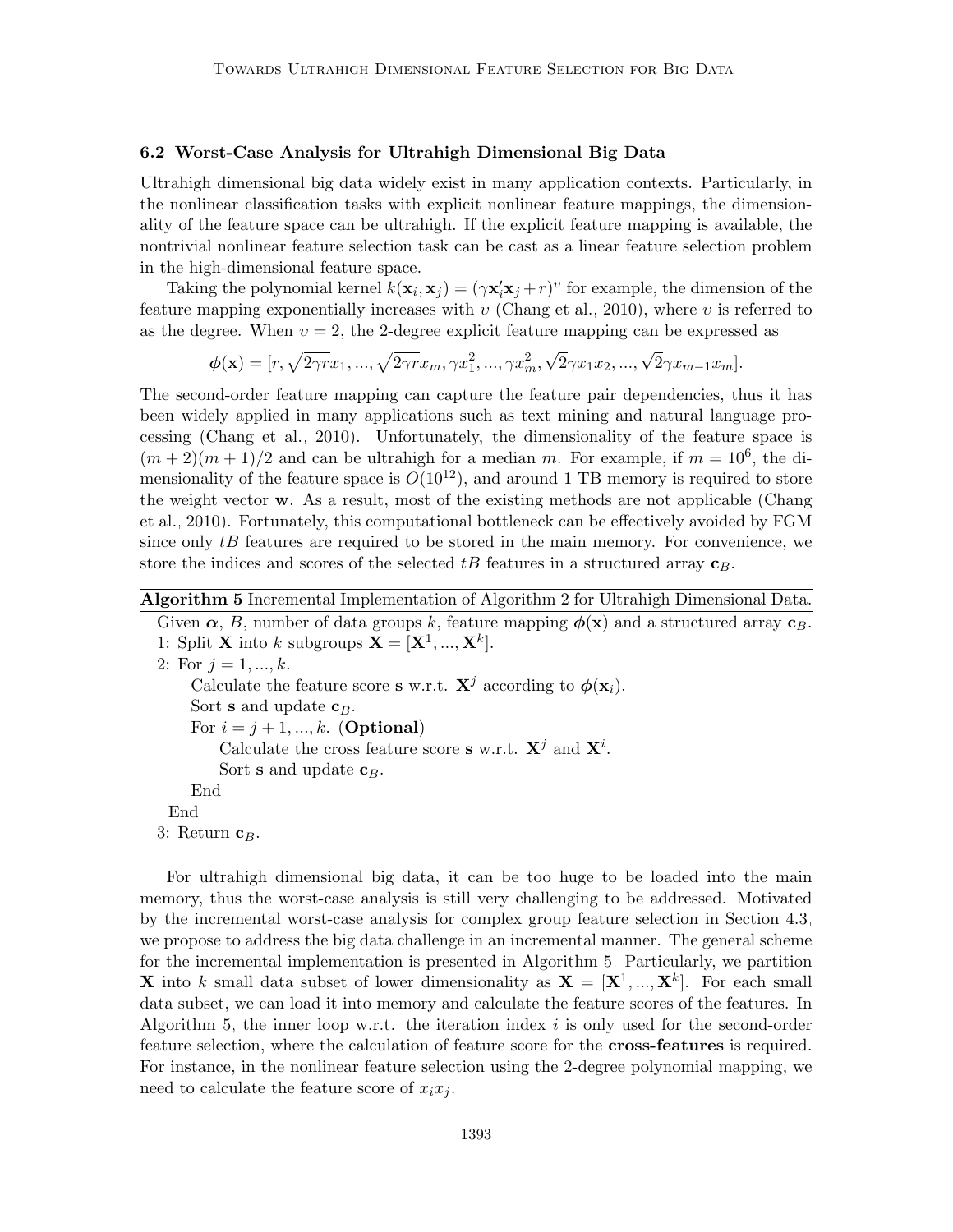### 6.2 Worst-Case Analysis for Ultrahigh Dimensional Big Data

Ultrahigh dimensional big data widely exist in many application contexts. Particularly, in the nonlinear classification tasks with explicit nonlinear feature mappings, the dimensionality of the feature space can be ultrahigh. If the explicit feature mapping is available, the nontrivial nonlinear feature selection task can be cast as a linear feature selection problem in the high-dimensional feature space.

Taking the polynomial kernel $k(\mathbf{x}_i, \mathbf{x}_j) = (\gamma \mathbf{x}_i' \mathbf{x}_j + r)^\upsilon$ for example, the dimension of the feature mapping exponentially increases with $\upsilon$ (Chang et al., 2010), where $\upsilon$ is referred to as the degree. When $\upsilon = 2$, the 2-degree explicit feature mapping can be expressed as

$$\boldsymbol{\phi}(\mathbf{x}) = [r, \sqrt{2\gamma r} x_1, ..., \sqrt{2\gamma r} x_m, \gamma x_1^2, ..., \gamma x_m^2, \sqrt{2}\gamma x_1 x_2, ..., \sqrt{2}\gamma x_{m-1} x_m].$$

The second-order feature mapping can capture the feature pair dependencies, thus it has been widely applied in many applications such as text mining and natural language processing (Chang et al., 2010). Unfortunately, the dimensionality of the feature space is $(m+2)(m+1)/2$ and can be ultrahigh for a median $m$. For example, if $m = 10^6$, the dimensionality of the feature space is $O(10^{12})$, and around 1 TB memory is required to store the weight vector $\mathbf{w}$. As a result, most of the existing methods are not applicable (Chang et al., 2010). Fortunately, this computational bottleneck can be effectively avoided by FGM since only $tB$ features are required to be stored in the main memory. For convenience, we store the indices and scores of the selected $tB$ features in a structured array $\mathbf{c}_B$.

---

**Algorithm 5** Incremental Implementation of Algorithm 2 for Ultrahigh Dimensional Data.

Given $\boldsymbol{\alpha}$, $B$, number of data groups $k$, feature mapping $\boldsymbol{\phi}(\mathbf{x})$ and a structured array $\mathbf{c}_B$.

1: Split $\mathbf{X}$ into $k$ subgroups $\mathbf{X} = [\mathbf{X}^1, ..., \mathbf{X}^k]$.

2: For $j = 1, ..., k$.
- Calculate the feature score $\mathbf{s}$ w.r.t. $\mathbf{X}^j$ according to $\boldsymbol{\phi}(\mathbf{x}_i)$.
- Sort $\mathbf{s}$ and update $\mathbf{c}_B$.
- For $i = j+1, ..., k$. (**Optional**)
  - Calculate the cross feature score $\mathbf{s}$ w.r.t. $\mathbf{X}^j$ and $\mathbf{X}^i$.
  - Sort $\mathbf{s}$ and update $\mathbf{c}_B$.
- End

End

3: Return $\mathbf{c}_B$.

---

For ultrahigh dimensional big data, it can be too huge to be loaded into the main memory, thus the worst-case analysis is still very challenging to be addressed. Motivated by the incremental worst-case analysis for complex group feature selection in Section 4.3, we propose to address the big data challenge in an incremental manner. The general scheme for the incremental implementation is presented in Algorithm 5. Particularly, we partition $\mathbf{X}$ into $k$ small data subset of lower dimensionality as $\mathbf{X} = [\mathbf{X}^1, ..., \mathbf{X}^k]$. For each small data subset, we can load it into memory and calculate the feature scores of the features. In Algorithm 5, the inner loop w.r.t. the iteration index $i$ is only used for the second-order feature selection, where the calculation of feature score for the **cross-features** is required. For instance, in the nonlinear feature selection using the 2-degree polynomial mapping, we need to calculate the feature score of $x_i x_j$.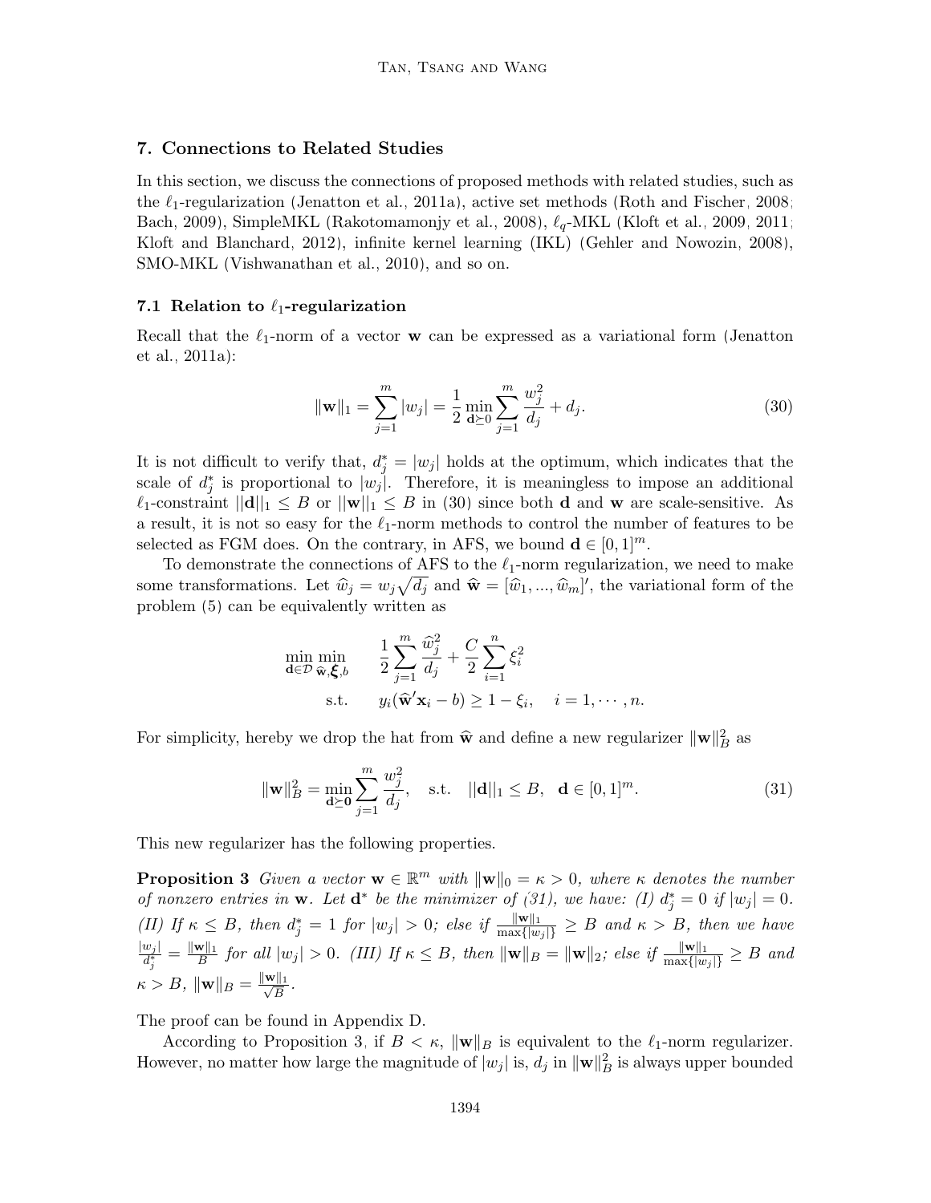## 7. Connections to Related Studies

In this section, we discuss the connections of proposed methods with related studies, such as the $\ell_1$-regularization (Jenatton et al., 2011a), active set methods (Roth and Fischer, 2008; Bach, 2009), SimpleMKL (Rakotomamonjy et al., 2008), $\ell_q$-MKL (Kloft et al., 2009, 2011; Kloft and Blanchard, 2012), infinite kernel learning (IKL) (Gehler and Nowozin, 2008), SMO-MKL (Vishwanathan et al., 2010), and so on.

### 7.1 Relation to $\ell_1$-regularization

Recall that the $\ell_1$-norm of a vector $\mathbf{w}$ can be expressed as a variational form (Jenatton et al., 2011a):

$$\|\mathbf{w}\|_1 = \sum_{j=1}^{m} |w_j| = \frac{1}{2} \min_{\mathbf{d} \succeq 0} \sum_{j=1}^{m} \frac{w_j^2}{d_j} + d_j. \tag{30}$$

It is not difficult to verify that, $d_j^* = |w_j|$ holds at the optimum, which indicates that the scale of $d_j^*$ is proportional to $|w_j|$. Therefore, it is meaningless to impose an additional $\ell_1$-constraint $||\mathbf{d}||_1 \leq B$ or $||\mathbf{w}||_1 \leq B$ in (30) since both $\mathbf{d}$ and $\mathbf{w}$ are scale-sensitive. As a result, it is not so easy for the $\ell_1$-norm methods to control the number of features to be selected as FGM does. On the contrary, in AFS, we bound $\mathbf{d} \in [0,1]^m$.

To demonstrate the connections of AFS to the $\ell_1$-norm regularization, we need to make some transformations. Let $\widehat{w}_j = w_j \sqrt{d_j}$ and $\widehat{\mathbf{w}} = [\widehat{w}_1, ..., \widehat{w}_m]'$, the variational form of the problem (5) can be equivalently written as

$$\begin{aligned}
\min_{\mathbf{d} \in \mathcal{D}} \min_{\widehat{\mathbf{w}}, \boldsymbol{\xi}, b} \quad & \frac{1}{2} \sum_{j=1}^{m} \frac{\widehat{w}_j^2}{d_j} + \frac{C}{2} \sum_{i=1}^{n} \xi_i^2 \\
\text{s.t.} \quad & y_i(\widehat{\mathbf{w}}'\mathbf{x}_i - b) \geq 1 - \xi_i, \quad i = 1, \cdots, n.
\end{aligned}$$

For simplicity, hereby we drop the hat from $\widehat{\mathbf{w}}$ and define a new regularizer $\|\mathbf{w}\|_B^2$ as

$$\|\mathbf{w}\|_B^2 = \min_{\mathbf{d} \succeq \mathbf{0}} \sum_{j=1}^{m} \frac{w_j^2}{d_j}, \quad \text{s.t.} \quad ||\mathbf{d}||_1 \leq B, \quad \mathbf{d} \in [0,1]^m. \tag{31}$$

This new regularizer has the following properties.

**Proposition 3** *Given a vector $\mathbf{w} \in \mathbb{R}^m$ with $\|\mathbf{w}\|_0 = \kappa > 0$, where $\kappa$ denotes the number of nonzero entries in $\mathbf{w}$. Let $\mathbf{d}^*$ be the minimizer of (31), we have: (I) $d_j^* = 0$ if $|w_j| = 0$. (II) If $\kappa \leq B$, then $d_j^* = 1$ for $|w_j| > 0$; else if $\frac{\|\mathbf{w}\|_1}{\max\{|w_j|\}} \geq B$ and $\kappa > B$, then we have $\frac{|w_j|}{d_j^*} = \frac{\|\mathbf{w}\|_1}{B}$ for all $|w_j| > 0$. (III) If $\kappa \leq B$, then $\|\mathbf{w}\|_B = \|\mathbf{w}\|_2$; else if $\frac{\|\mathbf{w}\|_1}{\max\{|w_j|\}} \geq B$ and $\kappa > B$, $\|\mathbf{w}\|_B = \frac{\|\mathbf{w}\|_1}{\sqrt{B}}$.*

The proof can be found in Appendix D.

According to Proposition 3, if $B < \kappa$, $\|\mathbf{w}\|_B$ is equivalent to the $\ell_1$-norm regularizer. However, no matter how large the magnitude of $|w_j|$ is, $d_j$ in $\|\mathbf{w}\|_B^2$ is always upper bounded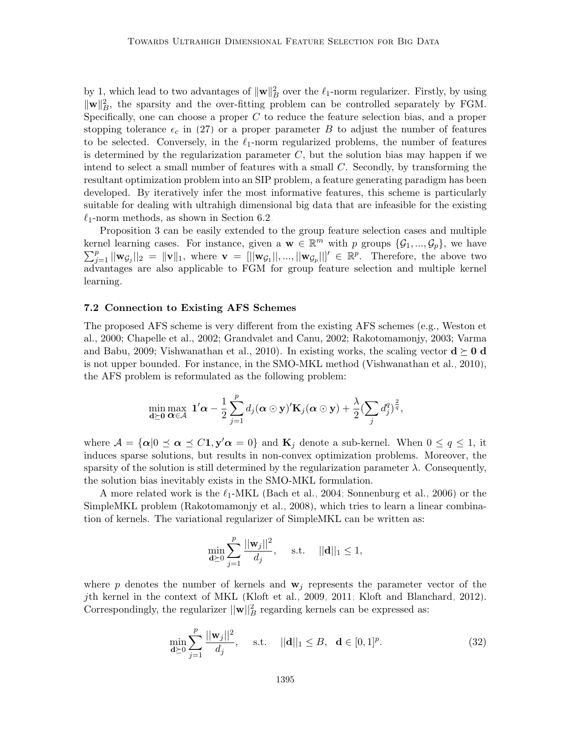by 1, which lead to two advantages of $\|\mathbf{w}\|_B^2$ over the $\ell_1$-norm regularizer. Firstly, by using $\|\mathbf{w}\|_B^2$, the sparsity and the over-fitting problem can be controlled separately by FGM. Specifically, one can choose a proper $C$ to reduce the feature selection bias, and a proper stopping tolerance $\epsilon_c$ in (27) or a proper parameter $B$ to adjust the number of features to be selected. Conversely, in the $\ell_1$-norm regularized problems, the number of features is determined by the regularization parameter $C$, but the solution bias may happen if we intend to select a small number of features with a small $C$. Secondly, by transforming the resultant optimization problem into an SIP problem, a feature generating paradigm has been developed. By iteratively infer the most informative features, this scheme is particularly suitable for dealing with ultrahigh dimensional big data that are infeasible for the existing $\ell_1$-norm methods, as shown in Section 6.2.

Proposition 3 can be easily extended to the group feature selection cases and multiple kernel learning cases. For instance, given a $\mathbf{w} \in \mathbb{R}^m$ with $p$ groups $\{\mathcal{G}_1, ..., \mathcal{G}_p\}$, we have $\sum_{j=1}^p ||\mathbf{w}_{\mathcal{G}_j}||_2 = \|\mathbf{v}\|_1$, where $\mathbf{v} = [||\mathbf{w}_{\mathcal{G}_1}||, ..., ||\mathbf{w}_{\mathcal{G}_p}||]' \in \mathbb{R}^p$. Therefore, the above two advantages are also applicable to FGM for group feature selection and multiple kernel learning.

### 7.2 Connection to Existing AFS Schemes

The proposed AFS scheme is very different from the existing AFS schemes (e.g., Weston et al., 2000; Chapelle et al., 2002; Grandvalet and Canu, 2002; Rakotomamonjy, 2003; Varma and Babu, 2009; Vishwanathan et al., 2010). In existing works, the scaling vector $\mathbf{d} \succeq \mathbf{0}$ $\mathbf{d}$ is not upper bounded. For instance, in the SMO-MKL method (Vishwanathan et al., 2010), the AFS problem is reformulated as the following problem:

$$\min_{\mathbf{d}\succeq\mathbf{0}} \max_{\boldsymbol{\alpha}\in\mathcal{A}} \ \mathbf{1}'\boldsymbol{\alpha} - \frac{1}{2}\sum_{j=1}^{p} d_j(\boldsymbol{\alpha}\odot\mathbf{y})'\mathbf{K}_j(\boldsymbol{\alpha}\odot\mathbf{y}) + \frac{\lambda}{2}(\sum_j d_j^q)^{\frac{2}{q}},$$

where $\mathcal{A} = \{\boldsymbol{\alpha}|0 \preceq \boldsymbol{\alpha} \preceq C\mathbf{1}, \mathbf{y}'\boldsymbol{\alpha} = 0\}$ and $\mathbf{K}_j$ denote a sub-kernel. When $0 \leq q \leq 1$, it induces sparse solutions, but results in non-convex optimization problems. Moreover, the sparsity of the solution is still determined by the regularization parameter $\lambda$. Consequently, the solution bias inevitably exists in the SMO-MKL formulation.

A more related work is the $\ell_1$-MKL (Bach et al., 2004; Sonnenburg et al., 2006) or the SimpleMKL problem (Rakotomamonjy et al., 2008), which tries to learn a linear combination of kernels. The variational regularizer of SimpleMKL can be written as:

$$\min_{\mathbf{d}\succeq 0} \sum_{j=1}^{p} \frac{||\mathbf{w}_j||^2}{d_j}, \quad \text{s.t.} \quad ||\mathbf{d}||_1 \leq 1,$$

where $p$ denotes the number of kernels and $\mathbf{w}_j$ represents the parameter vector of the $j$th kernel in the context of MKL (Kloft et al., 2009, 2011; Kloft and Blanchard, 2012). Correspondingly, the regularizer $||\mathbf{w}||_B^2$ regarding kernels can be expressed as:

$$\min_{\mathbf{d}\succeq 0} \sum_{j=1}^{p} \frac{||\mathbf{w}_j||^2}{d_j}, \quad \text{s.t.} \quad ||\mathbf{d}||_1 \leq B, \ \ \mathbf{d} \in [0, 1]^p. \tag{32}$$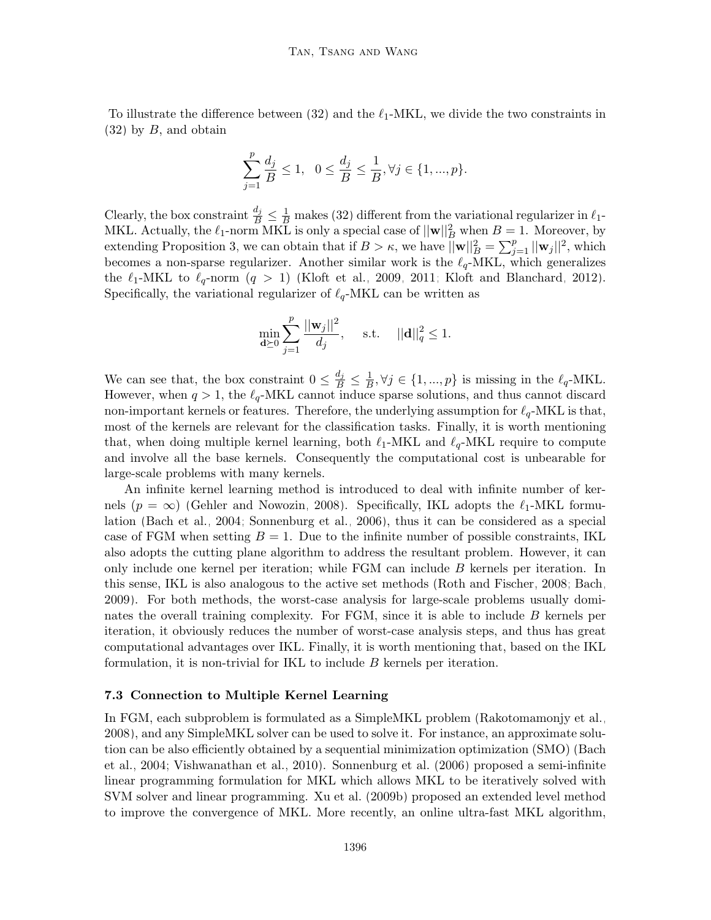To illustrate the difference between (32) and the $\ell_1$-MKL, we divide the two constraints in (32) by $B$, and obtain

$$\sum_{j=1}^{p} \frac{d_j}{B} \leq 1, \quad 0 \leq \frac{d_j}{B} \leq \frac{1}{B}, \forall j \in \{1, ..., p\}.$$

Clearly, the box constraint $\frac{d_j}{B} \leq \frac{1}{B}$ makes (32) different from the variational regularizer in $\ell_1$-MKL. Actually, the $\ell_1$-norm MKL is only a special case of $||\mathbf{w}||_B^2$ when $B = 1$. Moreover, by extending Proposition 3, we can obtain that if $B > \kappa$, we have $||\mathbf{w}||_B^2 = \sum_{j=1}^{p} ||\mathbf{w}_j||^2$, which becomes a non-sparse regularizer. Another similar work is the $\ell_q$-MKL, which generalizes the $\ell_1$-MKL to $\ell_q$-norm ($q > 1$) (Kloft et al., 2009, 2011; Kloft and Blanchard, 2012). Specifically, the variational regularizer of $\ell_q$-MKL can be written as

$$\min_{\mathbf{d} \succeq 0} \sum_{j=1}^{p} \frac{||\mathbf{w}_j||^2}{d_j}, \quad \text{s.t.} \quad ||\mathbf{d}||_q^2 \leq 1.$$

We can see that, the box constraint $0 \leq \frac{d_j}{B} \leq \frac{1}{B}, \forall j \in \{1, ..., p\}$ is missing in the $\ell_q$-MKL. However, when $q > 1$, the $\ell_q$-MKL cannot induce sparse solutions, and thus cannot discard non-important kernels or features. Therefore, the underlying assumption for $\ell_q$-MKL is that, most of the kernels are relevant for the classification tasks. Finally, it is worth mentioning that, when doing multiple kernel learning, both $\ell_1$-MKL and $\ell_q$-MKL require to compute and involve all the base kernels. Consequently the computational cost is unbearable for large-scale problems with many kernels.

An infinite kernel learning method is introduced to deal with infinite number of kernels ($p = \infty$) (Gehler and Nowozin, 2008). Specifically, IKL adopts the $\ell_1$-MKL formulation (Bach et al., 2004; Sonnenburg et al., 2006), thus it can be considered as a special case of FGM when setting $B = 1$. Due to the infinite number of possible constraints, IKL also adopts the cutting plane algorithm to address the resultant problem. However, it can only include one kernel per iteration; while FGM can include $B$ kernels per iteration. In this sense, IKL is also analogous to the active set methods (Roth and Fischer, 2008; Bach, 2009). For both methods, the worst-case analysis for large-scale problems usually dominates the overall training complexity. For FGM, since it is able to include $B$ kernels per iteration, it obviously reduces the number of worst-case analysis steps, and thus has great computational advantages over IKL. Finally, it is worth mentioning that, based on the IKL formulation, it is non-trivial for IKL to include $B$ kernels per iteration.

### 7.3 Connection to Multiple Kernel Learning

In FGM, each subproblem is formulated as a SimpleMKL problem (Rakotomamonjy et al., 2008), and any SimpleMKL solver can be used to solve it. For instance, an approximate solution can be also efficiently obtained by a sequential minimization optimization (SMO) (Bach et al., 2004; Vishwanathan et al., 2010). Sonnenburg et al. (2006) proposed a semi-infinite linear programming formulation for MKL which allows MKL to be iteratively solved with SVM solver and linear programming. Xu et al. (2009b) proposed an extended level method to improve the convergence of MKL. More recently, an online ultra-fast MKL algorithm,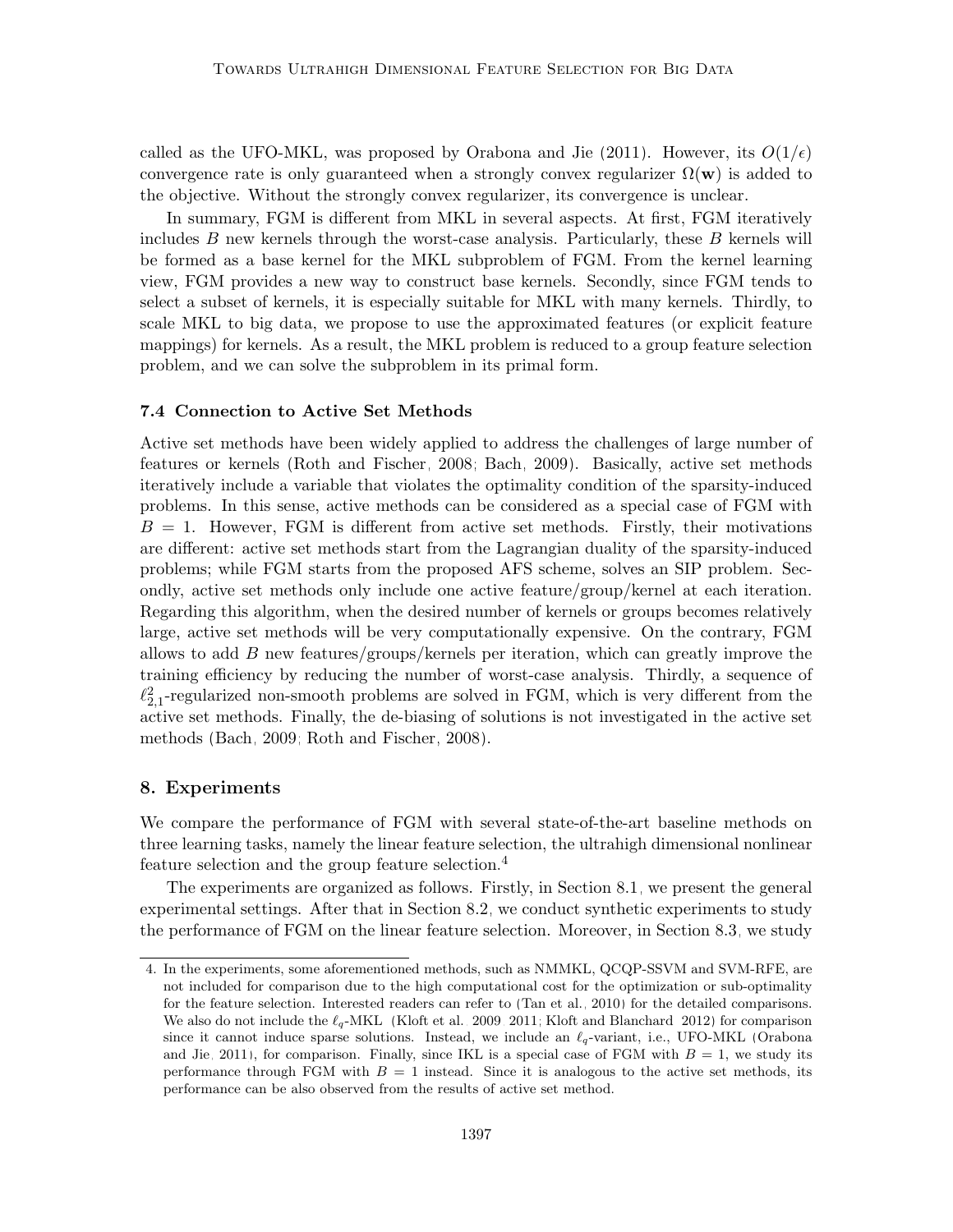called as the UFO-MKL, was proposed by Orabona and Jie (2011). However, its $O(1/\epsilon)$ convergence rate is only guaranteed when a strongly convex regularizer $\Omega(\mathbf{w})$ is added to the objective. Without the strongly convex regularizer, its convergence is unclear.

In summary, FGM is different from MKL in several aspects. At first, FGM iteratively includes $B$ new kernels through the worst-case analysis. Particularly, these $B$ kernels will be formed as a base kernel for the MKL subproblem of FGM. From the kernel learning view, FGM provides a new way to construct base kernels. Secondly, since FGM tends to select a subset of kernels, it is especially suitable for MKL with many kernels. Thirdly, to scale MKL to big data, we propose to use the approximated features (or explicit feature mappings) for kernels. As a result, the MKL problem is reduced to a group feature selection problem, and we can solve the subproblem in its primal form.

### 7.4 Connection to Active Set Methods

Active set methods have been widely applied to address the challenges of large number of features or kernels (Roth and Fischer, 2008; Bach, 2009). Basically, active set methods iteratively include a variable that violates the optimality condition of the sparsity-induced problems. In this sense, active methods can be considered as a special case of FGM with $B = 1$. However, FGM is different from active set methods. Firstly, their motivations are different: active set methods start from the Lagrangian duality of the sparsity-induced problems; while FGM starts from the proposed AFS scheme, solves an SIP problem. Secondly, active set methods only include one active feature/group/kernel at each iteration. Regarding this algorithm, when the desired number of kernels or groups becomes relatively large, active set methods will be very computationally expensive. On the contrary, FGM allows to add $B$ new features/groups/kernels per iteration, which can greatly improve the training efficiency by reducing the number of worst-case analysis. Thirdly, a sequence of $\ell_{2,1}^2$-regularized non-smooth problems are solved in FGM, which is very different from the active set methods. Finally, the de-biasing of solutions is not investigated in the active set methods (Bach, 2009; Roth and Fischer, 2008).

## 8. Experiments

We compare the performance of FGM with several state-of-the-art baseline methods on three learning tasks, namely the linear feature selection, the ultrahigh dimensional nonlinear feature selection and the group feature selection.[4]

The experiments are organized as follows. Firstly, in Section 8.1, we present the general experimental settings. After that in Section 8.2, we conduct synthetic experiments to study the performance of FGM on the linear feature selection. Moreover, in Section 8.3, we study

4. In the experiments, some aforementioned methods, such as NMMKL, QCQP-SSVM and SVM-RFE, are not included for comparison due to the high computational cost for the optimization or sub-optimality for the feature selection. Interested readers can refer to (Tan et al., 2010) for the detailed comparisons. We also do not include the $\ell_q$-MKL (Kloft et al. 2009 2011; Kloft and Blanchard 2012) for comparison since it cannot induce sparse solutions. Instead, we include an $\ell_q$-variant, i.e., UFO-MKL (Orabona and Jie, 2011), for comparison. Finally, since IKL is a special case of FGM with $B = 1$, we study its performance through FGM with $B = 1$ instead. Since it is analogous to the active set methods, its performance can be also observed from the results of active set method.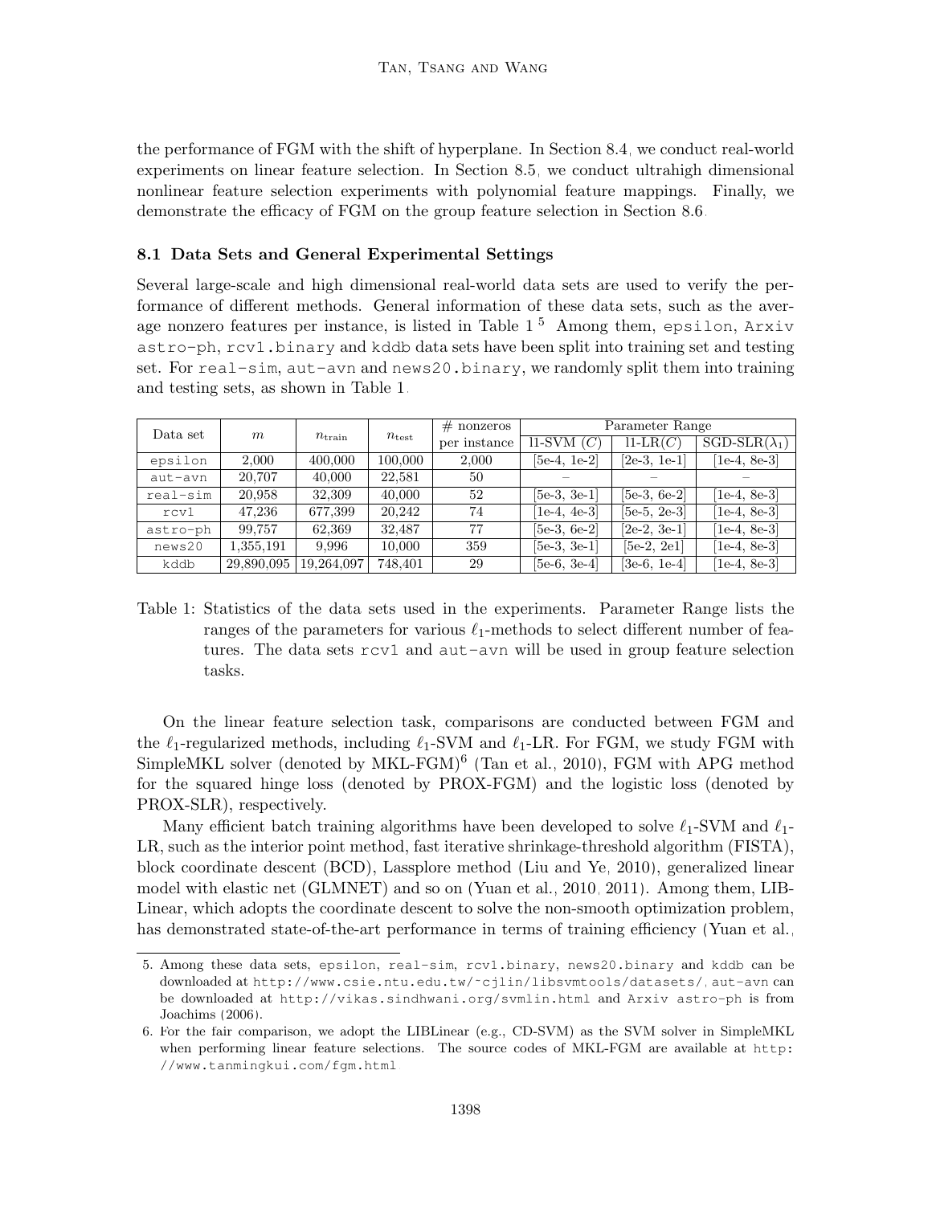the performance of FGM with the shift of hyperplane. In Section 8.4, we conduct real-world experiments on linear feature selection. In Section 8.5, we conduct ultrahigh dimensional nonlinear feature selection experiments with polynomial feature mappings. Finally, we demonstrate the efficacy of FGM on the group feature selection in Section 8.6.

### 8.1 Data Sets and General Experimental Settings

Several large-scale and high dimensional real-world data sets are used to verify the performance of different methods. General information of these data sets, such as the average nonzero features per instance, is listed in Table 1 [5] Among them, epsilon, Arxiv astro-ph, rcv1.binary and kddb data sets have been split into training set and testing set. For real-sim, aut-avn and news20.binary, we randomly split them into training and testing sets, as shown in Table 1.

| Data set | $m$ | $n_{\text{train}}$ | $n_{\text{test}}$ | # nonzeros per instance | Parameter Range | | |
|---|---|---|---|---|---|---|---|
| | | | | | l1-SVM ($C$) | l1-LR($C$) | SGD-SLR($\lambda_1$) |
| epsilon | 2,000 | 400,000 | 100,000 | 2,000 | [5e-4, 1e-2] | [2e-3, 1e-1] | [1e-4, 8e-3] |
| aut-avn | 20,707 | 40,000 | 22,581 | 50 | – | – | – |
| real-sim | 20,958 | 32,309 | 40,000 | 52 | [5e-3, 3e-1] | [5e-3, 6e-2] | [1e-4, 8e-3] |
| rcv1 | 47,236 | 677,399 | 20,242 | 74 | [1e-4, 4e-3] | [5e-5, 2e-3] | [1e-4, 8e-3] |
| astro-ph | 99,757 | 62,369 | 32,487 | 77 | [5e-3, 6e-2] | [2e-2, 3e-1] | [1e-4, 8e-3] |
| news20 | 1,355,191 | 9,996 | 10,000 | 359 | [5e-3, 3e-1] | [5e-2, 2e1] | [1e-4, 8e-3] |
| kddb | 29,890,095 | 19,264,097 | 748,401 | 29 | [5e-6, 3e-4] | [3e-6, 1e-4] | [1e-4, 8e-3] |

Table 1: Statistics of the data sets used in the experiments. Parameter Range lists the ranges of the parameters for various $\ell_1$-methods to select different number of features. The data sets rcv1 and aut-avn will be used in group feature selection tasks.

On the linear feature selection task, comparisons are conducted between FGM and the $\ell_1$-regularized methods, including $\ell_1$-SVM and $\ell_1$-LR. For FGM, we study FGM with SimpleMKL solver (denoted by MKL-FGM)[6] (Tan et al., 2010), FGM with APG method for the squared hinge loss (denoted by PROX-FGM) and the logistic loss (denoted by PROX-SLR), respectively.

Many efficient batch training algorithms have been developed to solve $\ell_1$-SVM and $\ell_1$-LR, such as the interior point method, fast iterative shrinkage-threshold algorithm (FISTA), block coordinate descent (BCD), Lassplore method (Liu and Ye, 2010), generalized linear model with elastic net (GLMNET) and so on (Yuan et al., 2010, 2011). Among them, LIBLinear, which adopts the coordinate descent to solve the non-smooth optimization problem, has demonstrated state-of-the-art performance in terms of training efficiency (Yuan et al.,

5. Among these data sets, epsilon, real-sim, rcv1.binary, news20.binary and kddb can be downloaded at http://www.csie.ntu.edu.tw/~cjlin/libsvmtools/datasets/, aut-avn can be downloaded at http://vikas.sindhwani.org/svmlin.html and Arxiv astro-ph is from Joachims (2006).

6. For the fair comparison, we adopt the LIBLinear (e.g., CD-SVM) as the SVM solver in SimpleMKL when performing linear feature selections. The source codes of MKL-FGM are available at http://www.tanmingkui.com/fgm.html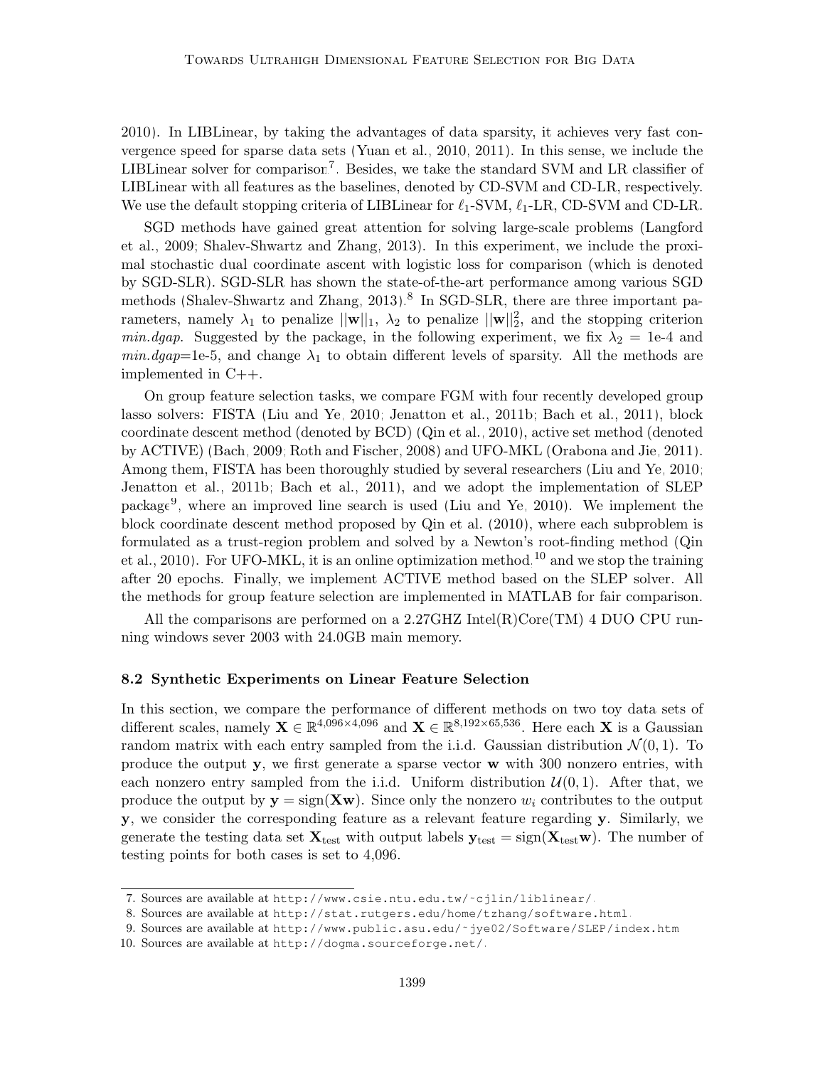2010). In LIBLinear, by taking the advantages of data sparsity, it achieves very fast convergence speed for sparse data sets (Yuan et al., 2010, 2011). In this sense, we include the LIBLinear solver for comparison[7]. Besides, we take the standard SVM and LR classifier of LIBLinear with all features as the baselines, denoted by CD-SVM and CD-LR, respectively. We use the default stopping criteria of LIBLinear for $\ell_1$-SVM, $\ell_1$-LR, CD-SVM and CD-LR.

SGD methods have gained great attention for solving large-scale problems (Langford et al., 2009; Shalev-Shwartz and Zhang, 2013). In this experiment, we include the proximal stochastic dual coordinate ascent with logistic loss for comparison (which is denoted by SGD-SLR). SGD-SLR has shown the state-of-the-art performance among various SGD methods (Shalev-Shwartz and Zhang, 2013).[8] In SGD-SLR, there are three important parameters, namely $\lambda_1$ to penalize $||\mathbf{w}||_1$, $\lambda_2$ to penalize $||\mathbf{w}||_2^2$, and the stopping criterion *min.dgap*. Suggested by the package, in the following experiment, we fix $\lambda_2$ = 1e-4 and *min.dgap*=1e-5, and change $\lambda_1$ to obtain different levels of sparsity. All the methods are implemented in C++.

On group feature selection tasks, we compare FGM with four recently developed group lasso solvers: FISTA (Liu and Ye, 2010; Jenatton et al., 2011b; Bach et al., 2011), block coordinate descent method (denoted by BCD) (Qin et al., 2010), active set method (denoted by ACTIVE) (Bach, 2009; Roth and Fischer, 2008) and UFO-MKL (Orabona and Jie, 2011). Among them, FISTA has been thoroughly studied by several researchers (Liu and Ye, 2010; Jenatton et al., 2011b; Bach et al., 2011), and we adopt the implementation of SLEP package[9], where an improved line search is used (Liu and Ye, 2010). We implement the block coordinate descent method proposed by Qin et al. (2010), where each subproblem is formulated as a trust-region problem and solved by a Newton's root-finding method (Qin et al., 2010). For UFO-MKL, it is an online optimization method.[10] and we stop the training after 20 epochs. Finally, we implement ACTIVE method based on the SLEP solver. All the methods for group feature selection are implemented in MATLAB for fair comparison.

All the comparisons are performed on a 2.27GHZ Intel(R)Core(TM) 4 DUO CPU running windows sever 2003 with 24.0GB main memory.

### 8.2 Synthetic Experiments on Linear Feature Selection

In this section, we compare the performance of different methods on two toy data sets of different scales, namely $\mathbf{X} \in \mathbb{R}^{4{,}096\times 4{,}096}$ and $\mathbf{X} \in \mathbb{R}^{8{,}192\times 65{,}536}$. Here each $\mathbf{X}$ is a Gaussian random matrix with each entry sampled from the i.i.d. Gaussian distribution $\mathcal{N}(0, 1)$. To produce the output $\mathbf{y}$, we first generate a sparse vector $\mathbf{w}$ with 300 nonzero entries, with each nonzero entry sampled from the i.i.d. Uniform distribution $\mathcal{U}(0, 1)$. After that, we produce the output by $\mathbf{y} = \text{sign}(\mathbf{X}\mathbf{w})$. Since only the nonzero $w_i$ contributes to the output $\mathbf{y}$, we consider the corresponding feature as a relevant feature regarding $\mathbf{y}$. Similarly, we generate the testing data set $\mathbf{X}_{\text{test}}$ with output labels $\mathbf{y}_{\text{test}} = \text{sign}(\mathbf{X}_{\text{test}}\mathbf{w})$. The number of testing points for both cases is set to 4,096.

---

7. Sources are available at http://www.csie.ntu.edu.tw/~cjlin/liblinear/.
8. Sources are available at http://stat.rutgers.edu/home/tzhang/software.html.
9. Sources are available at http://www.public.asu.edu/~jye02/Software/SLEP/index.htm
10. Sources are available at http://dogma.sourceforge.net/.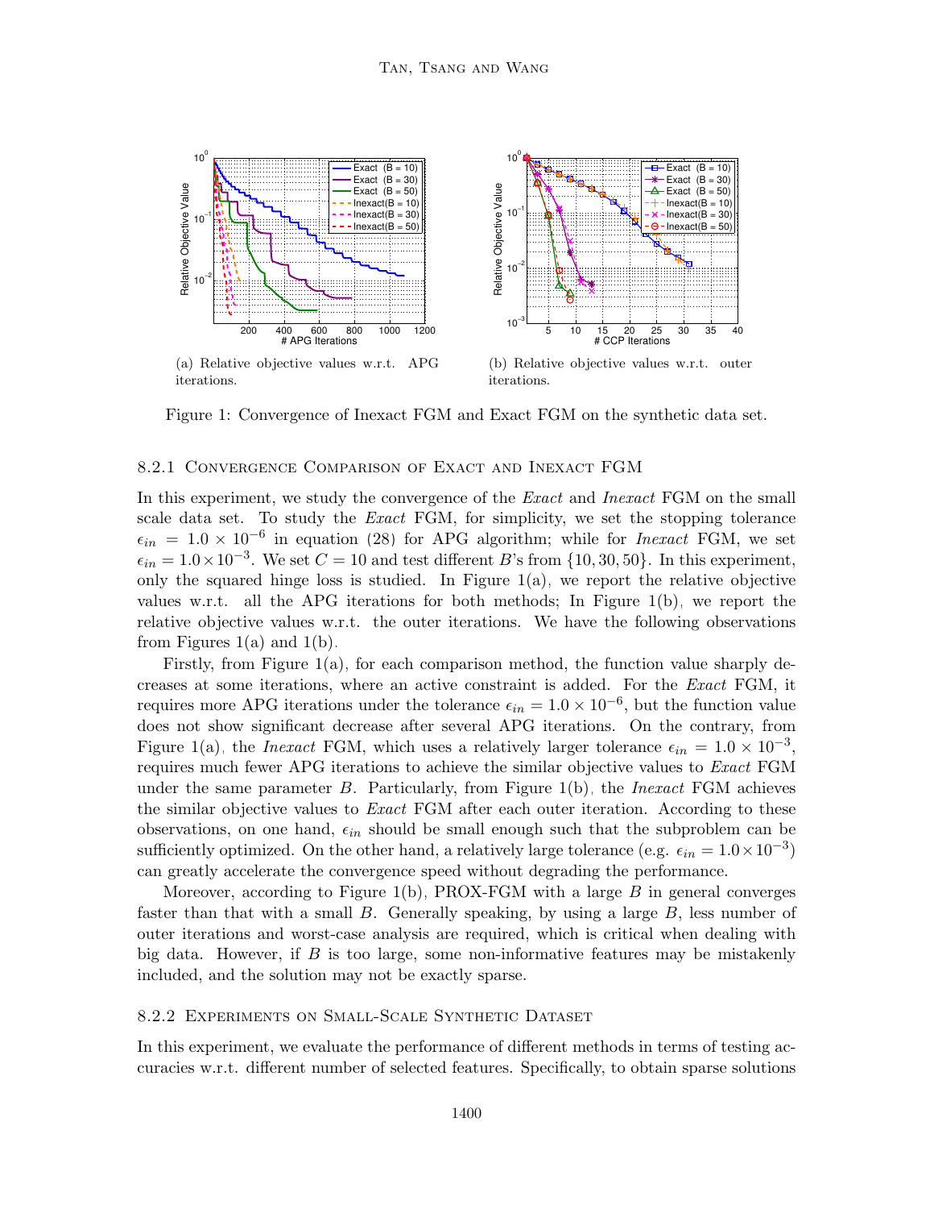(a) Relative objective values w.r.t. APG iterations.

(b) Relative objective values w.r.t. outer iterations.

Figure 1: Convergence of Inexact FGM and Exact FGM on the synthetic data set.

### 8.2.1 Convergence Comparison of Exact and Inexact FGM

In this experiment, we study the convergence of the *Exact* and *Inexact* FGM on the small scale data set. To study the *Exact* FGM, for simplicity, we set the stopping tolerance $\epsilon_{in} = 1.0 \times 10^{-6}$ in equation (28) for APG algorithm; while for *Inexact* FGM, we set $\epsilon_{in} = 1.0 \times 10^{-3}$. We set $C = 10$ and test different $B$'s from $\{10, 30, 50\}$. In this experiment, only the squared hinge loss is studied. In Figure 1(a), we report the relative objective values w.r.t. all the APG iterations for both methods; In Figure 1(b), we report the relative objective values w.r.t. the outer iterations. We have the following observations from Figures 1(a) and 1(b).

Firstly, from Figure 1(a), for each comparison method, the function value sharply decreases at some iterations, where an active constraint is added. For the *Exact* FGM, it requires more APG iterations under the tolerance $\epsilon_{in} = 1.0 \times 10^{-6}$, but the function value does not show significant decrease after several APG iterations. On the contrary, from Figure 1(a), the *Inexact* FGM, which uses a relatively larger tolerance $\epsilon_{in} = 1.0 \times 10^{-3}$, requires much fewer APG iterations to achieve the similar objective values to *Exact* FGM under the same parameter $B$. Particularly, from Figure 1(b), the *Inexact* FGM achieves the similar objective values to *Exact* FGM after each outer iteration. According to these observations, on one hand, $\epsilon_{in}$ should be small enough such that the subproblem can be sufficiently optimized. On the other hand, a relatively large tolerance (e.g. $\epsilon_{in} = 1.0 \times 10^{-3}$) can greatly accelerate the convergence speed without degrading the performance.

Moreover, according to Figure 1(b), PROX-FGM with a large $B$ in general converges faster than that with a small $B$. Generally speaking, by using a large $B$, less number of outer iterations and worst-case analysis are required, which is critical when dealing with big data. However, if $B$ is too large, some non-informative features may be mistakenly included, and the solution may not be exactly sparse.

### 8.2.2 Experiments on Small-Scale Synthetic Dataset

In this experiment, we evaluate the performance of different methods in terms of testing accuracies w.r.t. different number of selected features. Specifically, to obtain sparse solutions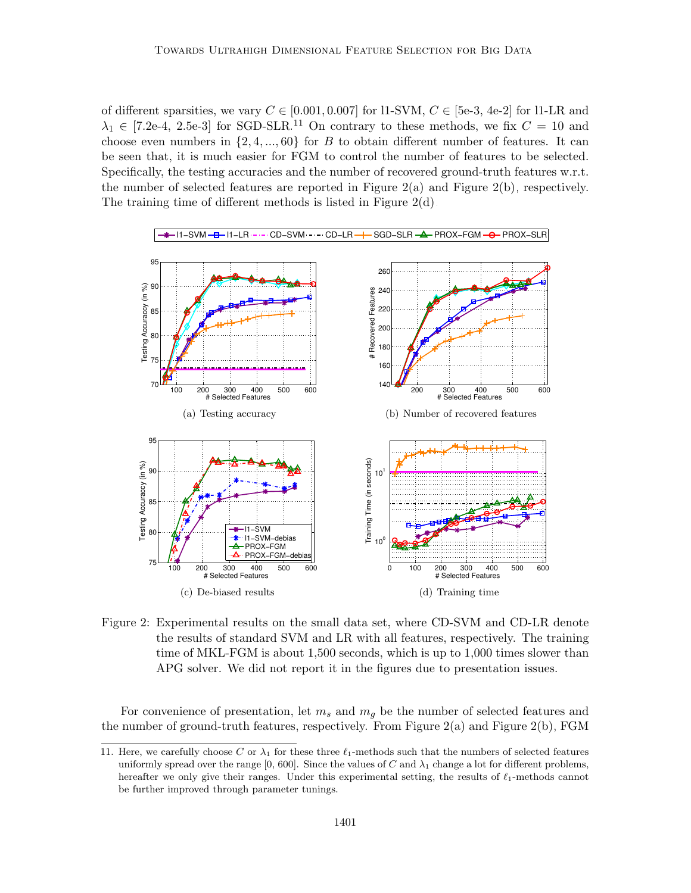of different sparsities, we vary $C \in [0.001, 0.007]$ for l1-SVM, $C \in$ [5e-3, 4e-2] for l1-LR and $\lambda_1 \in$ [7.2e-4, 2.5e-3] for SGD-SLR.[11] On contrary to these methods, we fix $C = 10$ and choose even numbers in $\{2, 4, ..., 60\}$ for $B$ to obtain different number of features. It can be seen that, it is much easier for FGM to control the number of features to be selected. Specifically, the testing accuracies and the number of recovered ground-truth features w.r.t. the number of selected features are reported in Figure 2(a) and Figure 2(b), respectively. The training time of different methods is listed in Figure 2(d).

(a) Testing accuracy

(b) Number of recovered features

(c) De-biased results

(d) Training time

Figure 2: Experimental results on the small data set, where CD-SVM and CD-LR denote the results of standard SVM and LR with all features, respectively. The training time of MKL-FGM is about 1,500 seconds, which is up to 1,000 times slower than APG solver. We did not report it in the figures due to presentation issues.

For convenience of presentation, let $m_s$ and $m_g$ be the number of selected features and the number of ground-truth features, respectively. From Figure 2(a) and Figure 2(b), FGM

11. Here, we carefully choose $C$ or $\lambda_1$ for these three $\ell_1$-methods such that the numbers of selected features uniformly spread over the range [0, 600]. Since the values of $C$ and $\lambda_1$ change a lot for different problems, hereafter we only give their ranges. Under this experimental setting, the results of $\ell_1$-methods cannot be further improved through parameter tunings.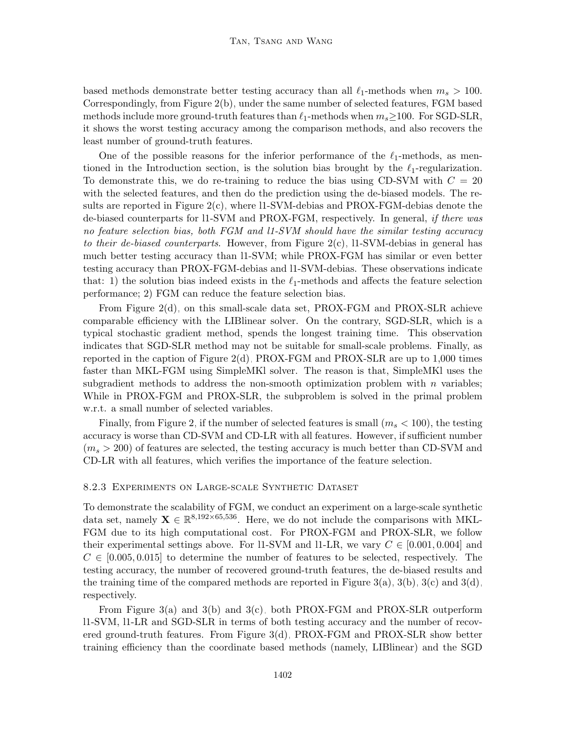based methods demonstrate better testing accuracy than all $\ell_1$-methods when $m_s > 100$. Correspondingly, from Figure 2(b), under the same number of selected features, FGM based methods include more ground-truth features than $\ell_1$-methods when $m_s \geq 100$. For SGD-SLR, it shows the worst testing accuracy among the comparison methods, and also recovers the least number of ground-truth features.

One of the possible reasons for the inferior performance of the $\ell_1$-methods, as mentioned in the Introduction section, is the solution bias brought by the $\ell_1$-regularization. To demonstrate this, we do re-training to reduce the bias using CD-SVM with $C = 20$ with the selected features, and then do the prediction using the de-biased models. The results are reported in Figure 2(c), where l1-SVM-debias and PROX-FGM-debias denote the de-biased counterparts for l1-SVM and PROX-FGM, respectively. In general, *if there was no feature selection bias, both FGM and l1-SVM should have the similar testing accuracy to their de-biased counterparts*. However, from Figure 2(c), l1-SVM-debias in general has much better testing accuracy than l1-SVM; while PROX-FGM has similar or even better testing accuracy than PROX-FGM-debias and l1-SVM-debias. These observations indicate that: 1) the solution bias indeed exists in the $\ell_1$-methods and affects the feature selection performance; 2) FGM can reduce the feature selection bias.

From Figure 2(d), on this small-scale data set, PROX-FGM and PROX-SLR achieve comparable efficiency with the LIBlinear solver. On the contrary, SGD-SLR, which is a typical stochastic gradient method, spends the longest training time. This observation indicates that SGD-SLR method may not be suitable for small-scale problems. Finally, as reported in the caption of Figure 2(d), PROX-FGM and PROX-SLR are up to 1,000 times faster than MKL-FGM using SimpleMKl solver. The reason is that, SimpleMKl uses the subgradient methods to address the non-smooth optimization problem with $n$ variables; While in PROX-FGM and PROX-SLR, the subproblem is solved in the primal problem w.r.t. a small number of selected variables.

Finally, from Figure 2, if the number of selected features is small ($m_s < 100$), the testing accuracy is worse than CD-SVM and CD-LR with all features. However, if sufficient number ($m_s > 200$) of features are selected, the testing accuracy is much better than CD-SVM and CD-LR with all features, which verifies the importance of the feature selection.

#### 8.2.3 Experiments on Large-scale Synthetic Dataset

To demonstrate the scalability of FGM, we conduct an experiment on a large-scale synthetic data set, namely $\mathbf{X} \in \mathbb{R}^{8,192 \times 65,536}$. Here, we do not include the comparisons with MKL-FGM due to its high computational cost. For PROX-FGM and PROX-SLR, we follow their experimental settings above. For l1-SVM and l1-LR, we vary $C \in [0.001, 0.004]$ and $C \in [0.005, 0.015]$ to determine the number of features to be selected, respectively. The testing accuracy, the number of recovered ground-truth features, the de-biased results and the training time of the compared methods are reported in Figure 3(a), 3(b), 3(c) and 3(d), respectively.

From Figure 3(a) and 3(b) and 3(c), both PROX-FGM and PROX-SLR outperform l1-SVM, l1-LR and SGD-SLR in terms of both testing accuracy and the number of recovered ground-truth features. From Figure 3(d), PROX-FGM and PROX-SLR show better training efficiency than the coordinate based methods (namely, LIBlinear) and the SGD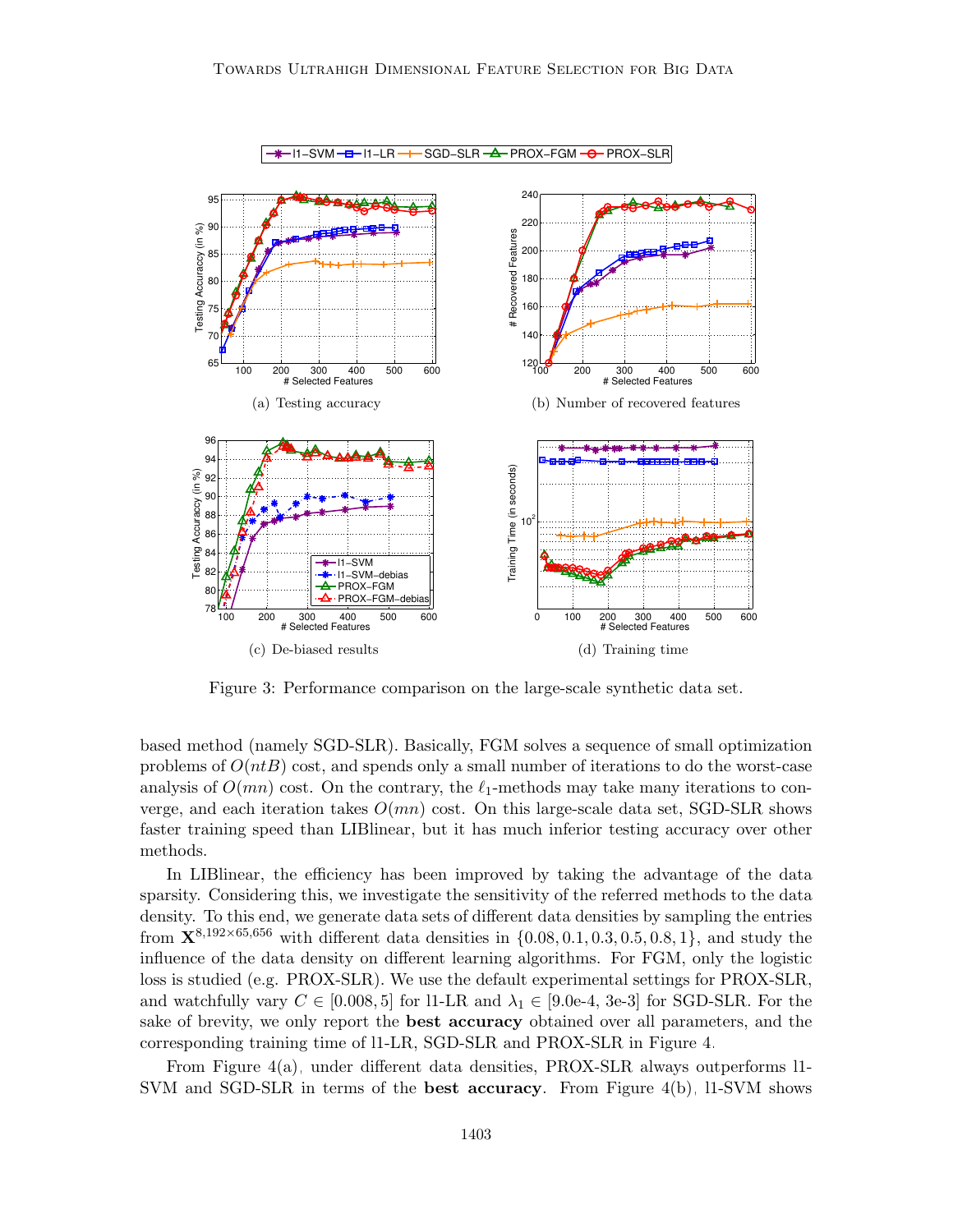Figure 3: Performance comparison on the large-scale synthetic data set.

(a) Testing accuracy

(b) Number of recovered features

(c) De-biased results

(d) Training time

based method (namely SGD-SLR). Basically, FGM solves a sequence of small optimization problems of $O(ntB)$ cost, and spends only a small number of iterations to do the worst-case analysis of $O(mn)$ cost. On the contrary, the $\ell_1$-methods may take many iterations to converge, and each iteration takes $O(mn)$ cost. On this large-scale data set, SGD-SLR shows faster training speed than LIBlinear, but it has much inferior testing accuracy over other methods.

In LIBlinear, the efficiency has been improved by taking the advantage of the data sparsity. Considering this, we investigate the sensitivity of the referred methods to the data density. To this end, we generate data sets of different data densities by sampling the entries from $\mathbf{X}^{8,192\times 65,656}$ with different data densities in $\{0.08, 0.1, 0.3, 0.5, 0.8, 1\}$, and study the influence of the data density on different learning algorithms. For FGM, only the logistic loss is studied (e.g. PROX-SLR). We use the default experimental settings for PROX-SLR, and watchfully vary $C \in [0.008, 5]$ for l1-LR and $\lambda_1 \in$ [9.0e-4, 3e-3] for SGD-SLR. For the sake of brevity, we only report the **best accuracy** obtained over all parameters, and the corresponding training time of l1-LR, SGD-SLR and PROX-SLR in Figure 4.

From Figure 4(a), under different data densities, PROX-SLR always outperforms l1-SVM and SGD-SLR in terms of the **best accuracy**. From Figure 4(b), l1-SVM shows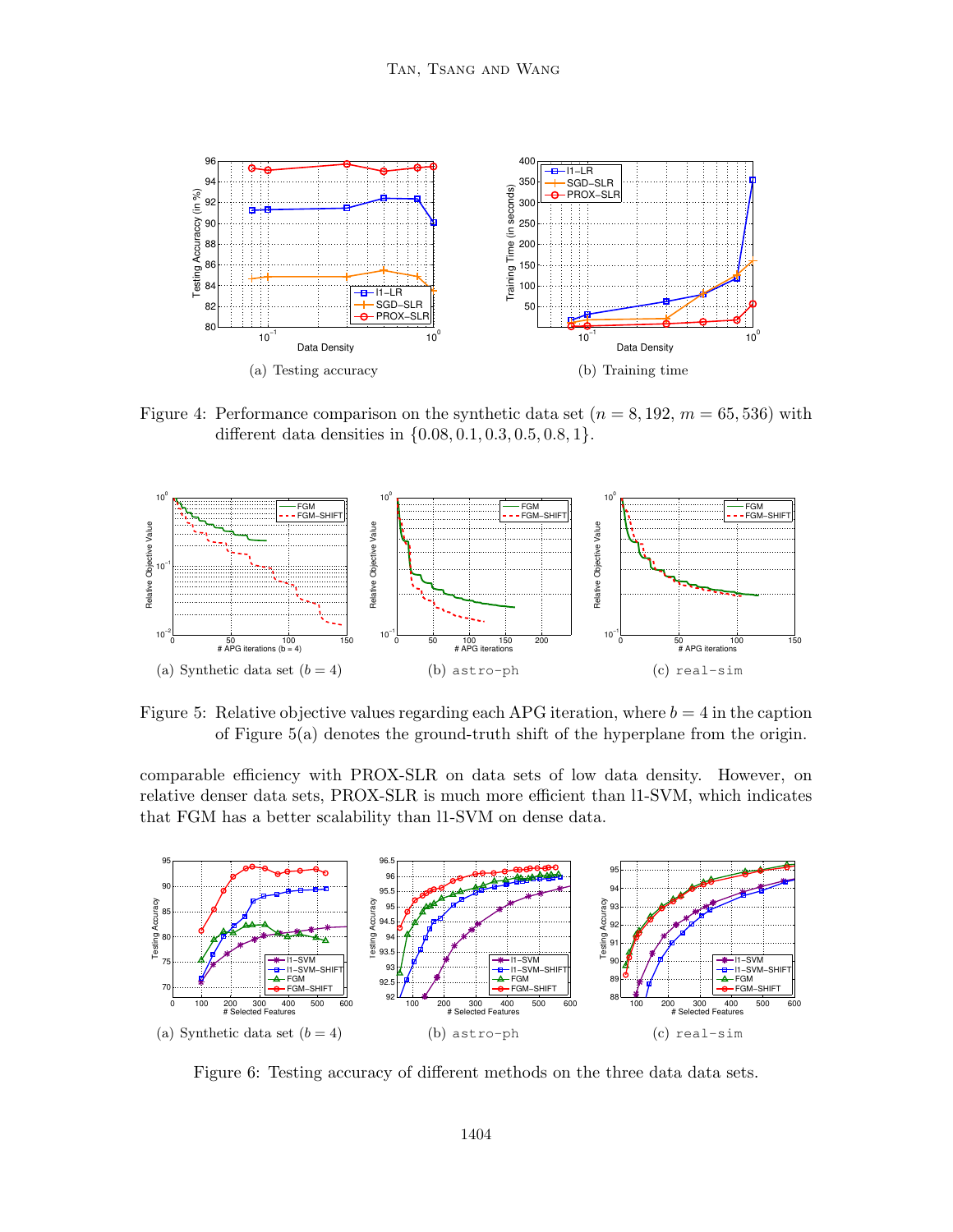(a) Testing accuracy

(b) Training time

Figure 4: Performance comparison on the synthetic data set ($n = 8,192$, $m = 65,536$) with different data densities in $\{0.08, 0.1, 0.3, 0.5, 0.8, 1\}$.

(a) Synthetic data set ($b = 4$)

(b) astro-ph

(c) real-sim

Figure 5: Relative objective values regarding each APG iteration, where $b = 4$ in the caption of Figure 5(a) denotes the ground-truth shift of the hyperplane from the origin.

comparable efficiency with PROX-SLR on data sets of low data density. However, on relative denser data sets, PROX-SLR is much more efficient than l1-SVM, which indicates that FGM has a better scalability than l1-SVM on dense data.

(a) Synthetic data set ($b = 4$)

(b) astro-ph

(c) real-sim

Figure 6: Testing accuracy of different methods on the three data data sets.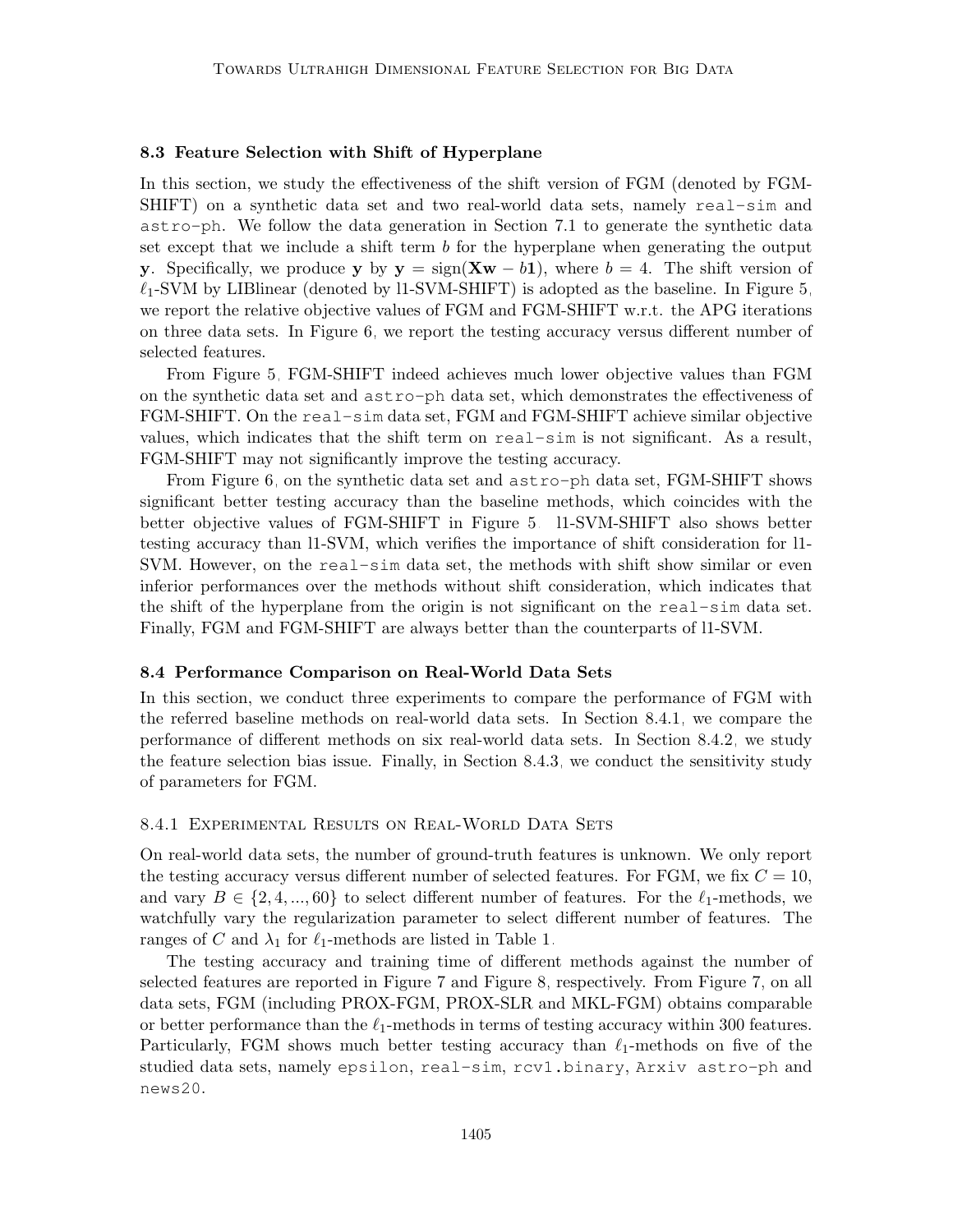### 8.3 Feature Selection with Shift of Hyperplane

In this section, we study the effectiveness of the shift version of FGM (denoted by FGM-SHIFT) on a synthetic data set and two real-world data sets, namely `real-sim` and `astro-ph`. We follow the data generation in Section 7.1 to generate the synthetic data set except that we include a shift term $b$ for the hyperplane when generating the output $\mathbf{y}$. Specifically, we produce $\mathbf{y}$ by $\mathbf{y} = \text{sign}(\mathbf{X}\mathbf{w} - b\mathbf{1})$, where $b = 4$. The shift version of $\ell_1$-SVM by LIBlinear (denoted by l1-SVM-SHIFT) is adopted as the baseline. In Figure 5, we report the relative objective values of FGM and FGM-SHIFT w.r.t. the APG iterations on three data sets. In Figure 6, we report the testing accuracy versus different number of selected features.

From Figure 5, FGM-SHIFT indeed achieves much lower objective values than FGM on the synthetic data set and `astro-ph` data set, which demonstrates the effectiveness of FGM-SHIFT. On the `real-sim` data set, FGM and FGM-SHIFT achieve similar objective values, which indicates that the shift term on `real-sim` is not significant. As a result, FGM-SHIFT may not significantly improve the testing accuracy.

From Figure 6, on the synthetic data set and `astro-ph` data set, FGM-SHIFT shows significant better testing accuracy than the baseline methods, which coincides with the better objective values of FGM-SHIFT in Figure 5. l1-SVM-SHIFT also shows better testing accuracy than l1-SVM, which verifies the importance of shift consideration for l1-SVM. However, on the `real-sim` data set, the methods with shift show similar or even inferior performances over the methods without shift consideration, which indicates that the shift of the hyperplane from the origin is not significant on the `real-sim` data set. Finally, FGM and FGM-SHIFT are always better than the counterparts of l1-SVM.

### 8.4 Performance Comparison on Real-World Data Sets

In this section, we conduct three experiments to compare the performance of FGM with the referred baseline methods on real-world data sets. In Section 8.4.1, we compare the performance of different methods on six real-world data sets. In Section 8.4.2, we study the feature selection bias issue. Finally, in Section 8.4.3, we conduct the sensitivity study of parameters for FGM.

#### 8.4.1 Experimental Results on Real-World Data Sets

On real-world data sets, the number of ground-truth features is unknown. We only report the testing accuracy versus different number of selected features. For FGM, we fix $C = 10$, and vary $B \in \{2, 4, ..., 60\}$ to select different number of features. For the $\ell_1$-methods, we watchfully vary the regularization parameter to select different number of features. The ranges of $C$ and $\lambda_1$ for $\ell_1$-methods are listed in Table 1.

The testing accuracy and training time of different methods against the number of selected features are reported in Figure 7 and Figure 8, respectively. From Figure 7, on all data sets, FGM (including PROX-FGM, PROX-SLR and MKL-FGM) obtains comparable or better performance than the $\ell_1$-methods in terms of testing accuracy within 300 features. Particularly, FGM shows much better testing accuracy than $\ell_1$-methods on five of the studied data sets, namely `epsilon`, `real-sim`, `rcv1.binary`, `Arxiv astro-ph` and `news20`.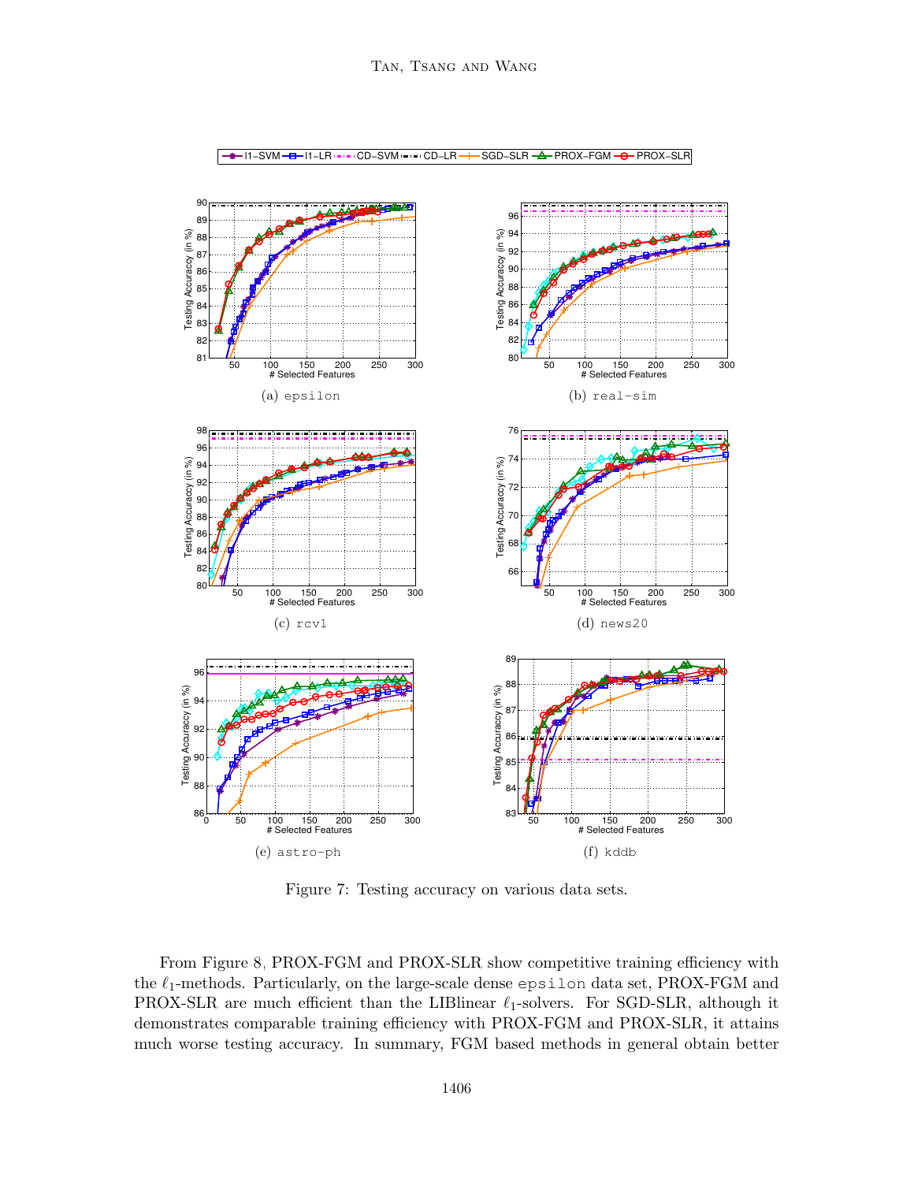(a) epsilon

(b) real-sim

(c) rcv1

(d) news20

(e) astro-ph

(f) kddb

Figure 7: Testing accuracy on various data sets.

From Figure 8, PROX-FGM and PROX-SLR show competitive training efficiency with the $\ell_1$-methods. Particularly, on the large-scale dense epsilon data set, PROX-FGM and PROX-SLR are much efficient than the LIBlinear $\ell_1$-solvers. For SGD-SLR, although it demonstrates comparable training efficiency with PROX-FGM and PROX-SLR, it attains much worse testing accuracy. In summary, FGM based methods in general obtain better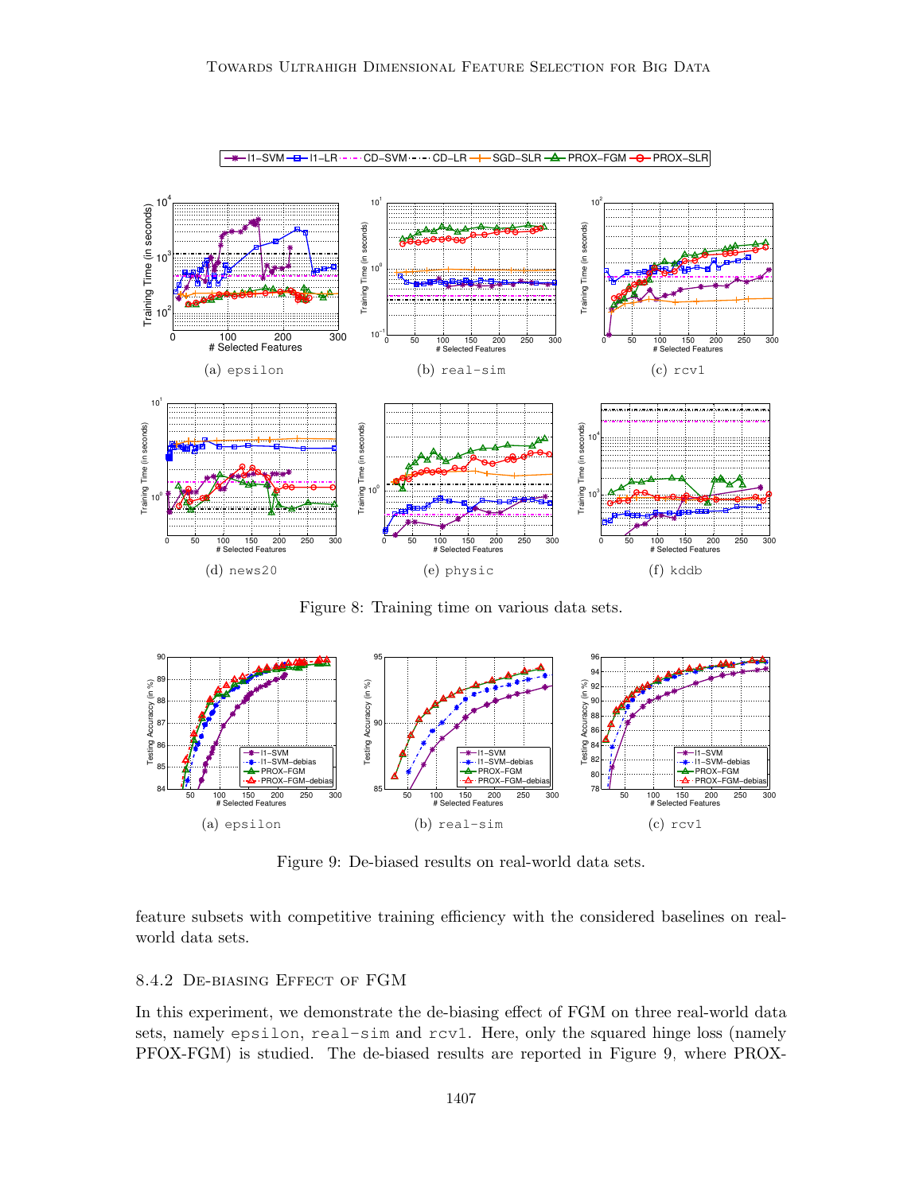Figure 8: Training time on various data sets.

Figure 9: De-biased results on real-world data sets.

feature subsets with competitive training efficiency with the considered baselines on real-world data sets.

### 8.4.2 De-biasing Effect of FGM

In this experiment, we demonstrate the de-biasing effect of FGM on three real-world data sets, namely epsilon, real-sim and rcv1. Here, only the squared hinge loss (namely PFOX-FGM) is studied. The de-biased results are reported in Figure 9, where PROX-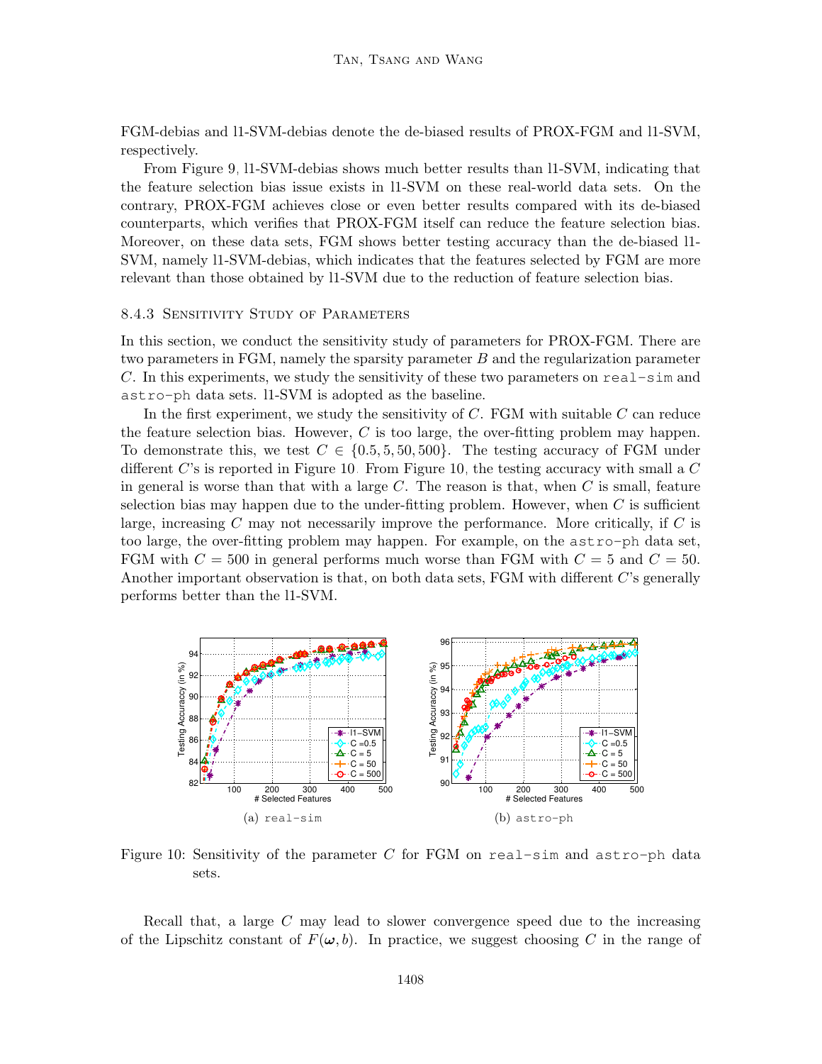FGM-debias and l1-SVM-debias denote the de-biased results of PROX-FGM and l1-SVM, respectively.

From Figure 9, l1-SVM-debias shows much better results than l1-SVM, indicating that the feature selection bias issue exists in l1-SVM on these real-world data sets. On the contrary, PROX-FGM achieves close or even better results compared with its de-biased counterparts, which verifies that PROX-FGM itself can reduce the feature selection bias. Moreover, on these data sets, FGM shows better testing accuracy than the de-biased l1-SVM, namely l1-SVM-debias, which indicates that the features selected by FGM are more relevant than those obtained by l1-SVM due to the reduction of feature selection bias.

#### 8.4.3 Sensitivity Study of Parameters

In this section, we conduct the sensitivity study of parameters for PROX-FGM. There are two parameters in FGM, namely the sparsity parameter $B$ and the regularization parameter $C$. In this experiments, we study the sensitivity of these two parameters on `real-sim` and `astro-ph` data sets. l1-SVM is adopted as the baseline.

In the first experiment, we study the sensitivity of $C$. FGM with suitable $C$ can reduce the feature selection bias. However, $C$ is too large, the over-fitting problem may happen. To demonstrate this, we test $C \in \{0.5, 5, 50, 500\}$. The testing accuracy of FGM under different $C$'s is reported in Figure 10. From Figure 10, the testing accuracy with small a $C$ in general is worse than that with a large $C$. The reason is that, when $C$ is small, feature selection bias may happen due to the under-fitting problem. However, when $C$ is sufficient large, increasing $C$ may not necessarily improve the performance. More critically, if $C$ is too large, the over-fitting problem may happen. For example, on the `astro-ph` data set, FGM with $C = 500$ in general performs much worse than FGM with $C = 5$ and $C = 50$. Another important observation is that, on both data sets, FGM with different $C$'s generally performs better than the l1-SVM.

(a) `real-sim` (b) `astro-ph`

Figure 10: Sensitivity of the parameter $C$ for FGM on `real-sim` and `astro-ph` data sets.

Recall that, a large $C$ may lead to slower convergence speed due to the increasing of the Lipschitz constant of $F(\boldsymbol{\omega}, b)$. In practice, we suggest choosing $C$ in the range of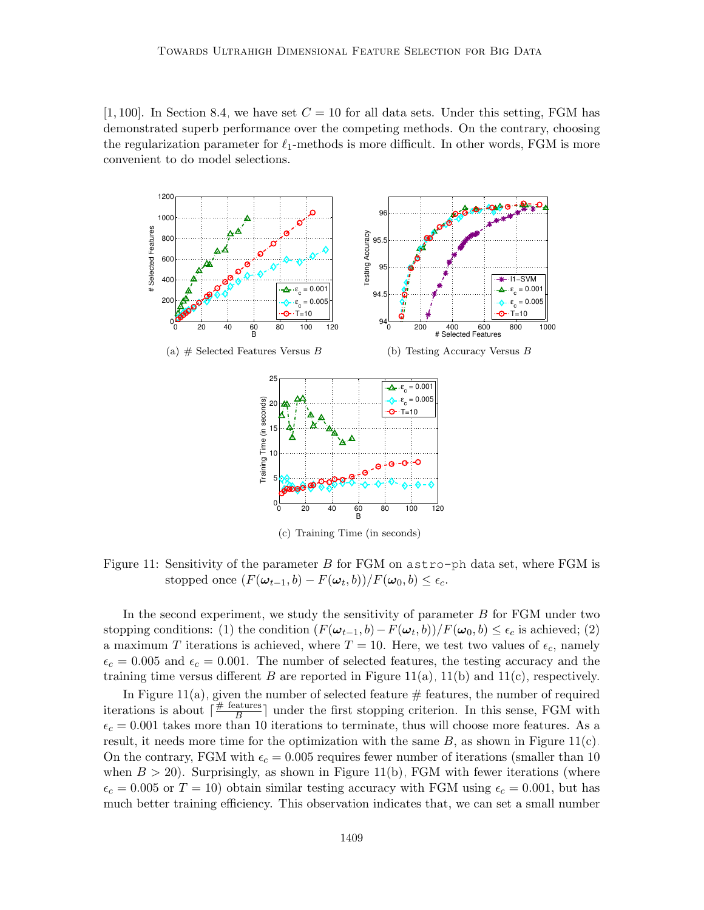[1, 100]. In Section 8.4, we have set $C = 10$ for all data sets. Under this setting, FGM has demonstrated superb performance over the competing methods. On the contrary, choosing the regularization parameter for $\ell_1$-methods is more difficult. In other words, FGM is more convenient to do model selections.

(a) # Selected Features Versus $B$

(b) Testing Accuracy Versus $B$

(c) Training Time (in seconds)

Figure 11: Sensitivity of the parameter $B$ for FGM on `astro-ph` data set, where FGM is stopped once $(F(\boldsymbol{\omega}_{t-1}, b) - F(\boldsymbol{\omega}_t, b))/F(\boldsymbol{\omega}_0, b) \leq \epsilon_c$.

In the second experiment, we study the sensitivity of parameter $B$ for FGM under two stopping conditions: (1) the condition $(F(\boldsymbol{\omega}_{t-1}, b) - F(\boldsymbol{\omega}_t, b))/F(\boldsymbol{\omega}_0, b) \leq \epsilon_c$ is achieved; (2) a maximum $T$ iterations is achieved, where $T = 10$. Here, we test two values of $\epsilon_c$, namely $\epsilon_c = 0.005$ and $\epsilon_c = 0.001$. The number of selected features, the testing accuracy and the training time versus different $B$ are reported in Figure 11(a), 11(b) and 11(c), respectively.

In Figure 11(a), given the number of selected feature # features, the number of required iterations is about $\lceil \frac{\text{\# features}}{B} \rceil$ under the first stopping criterion. In this sense, FGM with $\epsilon_c = 0.001$ takes more than 10 iterations to terminate, thus will choose more features. As a result, it needs more time for the optimization with the same $B$, as shown in Figure 11(c). On the contrary, FGM with $\epsilon_c = 0.005$ requires fewer number of iterations (smaller than 10 when $B > 20$). Surprisingly, as shown in Figure 11(b), FGM with fewer iterations (where $\epsilon_c = 0.005$ or $T = 10$) obtain similar testing accuracy with FGM using $\epsilon_c = 0.001$, but has much better training efficiency. This observation indicates that, we can set a small number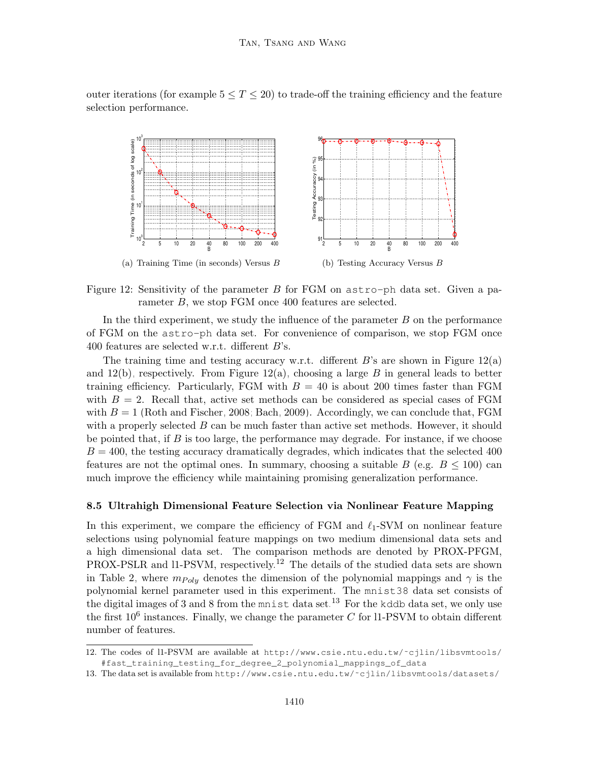outer iterations (for example $5 \leq T \leq 20$) to trade-off the training efficiency and the feature selection performance.

(a) Training Time (in seconds) Versus $B$

(b) Testing Accuracy Versus $B$

Figure 12: Sensitivity of the parameter $B$ for FGM on astro-ph data set. Given a parameter $B$, we stop FGM once 400 features are selected.

In the third experiment, we study the influence of the parameter $B$ on the performance of FGM on the astro-ph data set. For convenience of comparison, we stop FGM once 400 features are selected w.r.t. different $B$'s.

The training time and testing accuracy w.r.t. different $B$'s are shown in Figure 12(a) and 12(b), respectively. From Figure 12(a), choosing a large $B$ in general leads to better training efficiency. Particularly, FGM with $B = 40$ is about 200 times faster than FGM with $B = 2$. Recall that, active set methods can be considered as special cases of FGM with $B = 1$ (Roth and Fischer, 2008; Bach, 2009). Accordingly, we can conclude that, FGM with a properly selected $B$ can be much faster than active set methods. However, it should be pointed that, if $B$ is too large, the performance may degrade. For instance, if we choose $B = 400$, the testing accuracy dramatically degrades, which indicates that the selected 400 features are not the optimal ones. In summary, choosing a suitable $B$ (e.g. $B \leq 100$) can much improve the efficiency while maintaining promising generalization performance.

### 8.5 Ultrahigh Dimensional Feature Selection via Nonlinear Feature Mapping

In this experiment, we compare the efficiency of FGM and $\ell_1$-SVM on nonlinear feature selections using polynomial feature mappings on two medium dimensional data sets and a high dimensional data set. The comparison methods are denoted by PROX-PFGM, PROX-PSLR and l1-PSVM, respectively.[12] The details of the studied data sets are shown in Table 2, where $m_{Poly}$ denotes the dimension of the polynomial mappings and $\gamma$ is the polynomial kernel parameter used in this experiment. The mnist38 data set consists of the digital images of 3 and 8 from the mnist data set.[13] For the kddb data set, we only use the first $10^6$ instances. Finally, we change the parameter $C$ for l1-PSVM to obtain different number of features.

12. The codes of l1-PSVM are available at http://www.csie.ntu.edu.tw/~cjlin/libsvmtools/#fast_training_testing_for_degree_2_polynomial_mappings_of_data

13. The data set is available from http://www.csie.ntu.edu.tw/~cjlin/libsvmtools/datasets/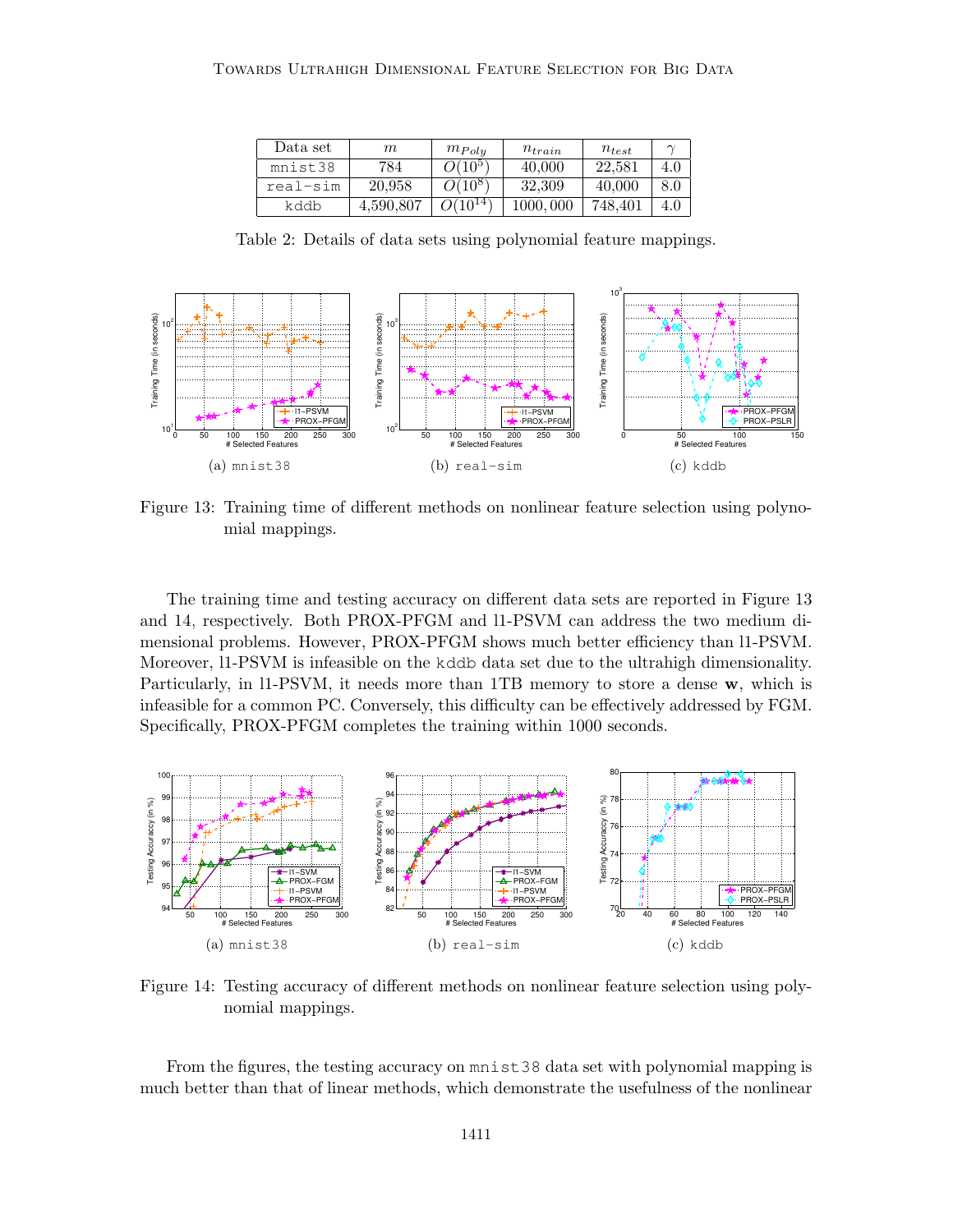| Data set | $m$ | $m_{Poly}$ | $n_{train}$ | $n_{test}$ | $\gamma$ |
|---|---|---|---|---|---|
| mnist38 | 784 | $O(10^5)$ | 40,000 | 22,581 | 4.0 |
| real-sim | 20,958 | $O(10^8)$ | 32,309 | 40,000 | 8.0 |
| kddb | 4,590,807 | $O(10^{14})$ | 1000,000 | 748,401 | 4.0 |

Table 2: Details of data sets using polynomial feature mappings.

(a) mnist38 (b) real-sim (c) kddb

Figure 13: Training time of different methods on nonlinear feature selection using polynomial mappings.

The training time and testing accuracy on different data sets are reported in Figure 13 and 14, respectively. Both PROX-PFGM and l1-PSVM can address the two medium dimensional problems. However, PROX-PFGM shows much better efficiency than l1-PSVM. Moreover, l1-PSVM is infeasible on the kddb data set due to the ultrahigh dimensionality. Particularly, in l1-PSVM, it needs more than 1TB memory to store a dense $\mathbf{w}$, which is infeasible for a common PC. Conversely, this difficulty can be effectively addressed by FGM. Specifically, PROX-PFGM completes the training within 1000 seconds.

(a) mnist38 (b) real-sim (c) kddb

Figure 14: Testing accuracy of different methods on nonlinear feature selection using polynomial mappings.

From the figures, the testing accuracy on mnist38 data set with polynomial mapping is much better than that of linear methods, which demonstrate the usefulness of the nonlinear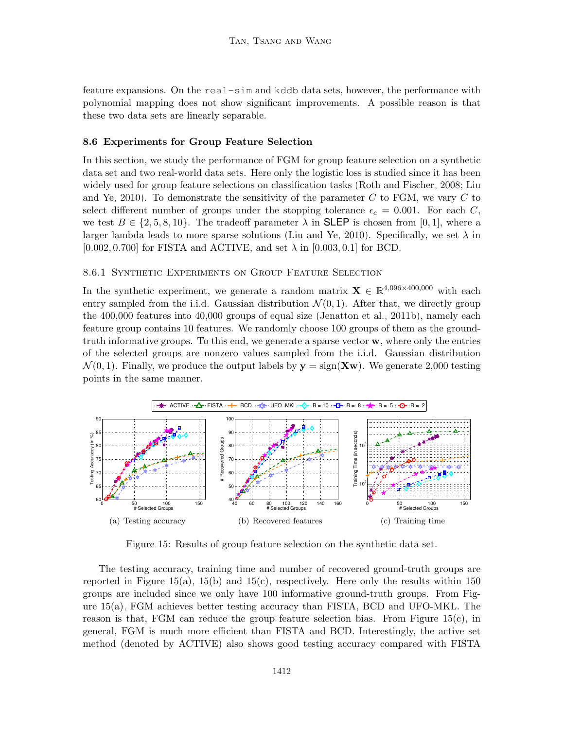feature expansions. On the `real-sim` and `kddb` data sets, however, the performance with polynomial mapping does not show significant improvements. A possible reason is that these two data sets are linearly separable.

### 8.6 Experiments for Group Feature Selection

In this section, we study the performance of FGM for group feature selection on a synthetic data set and two real-world data sets. Here only the logistic loss is studied since it has been widely used for group feature selections on classification tasks (Roth and Fischer, 2008; Liu and Ye, 2010). To demonstrate the sensitivity of the parameter $C$ to FGM, we vary $C$ to select different number of groups under the stopping tolerance $\epsilon_c = 0.001$. For each $C$, we test $B \in \{2, 5, 8, 10\}$. The tradeoff parameter $\lambda$ in SLEP is chosen from $[0, 1]$, where a larger lambda leads to more sparse solutions (Liu and Ye, 2010). Specifically, we set $\lambda$ in $[0.002, 0.700]$ for FISTA and ACTIVE, and set $\lambda$ in $[0.003, 0.1]$ for BCD.

#### 8.6.1 Synthetic Experiments on Group Feature Selection

In the synthetic experiment, we generate a random matrix $\mathbf{X} \in \mathbb{R}^{4,096 \times 400,000}$ with each entry sampled from the i.i.d. Gaussian distribution $\mathcal{N}(0, 1)$. After that, we directly group the 400,000 features into 40,000 groups of equal size (Jenatton et al., 2011b), namely each feature group contains 10 features. We randomly choose 100 groups of them as the ground-truth informative groups. To this end, we generate a sparse vector $\mathbf{w}$, where only the entries of the selected groups are nonzero values sampled from the i.i.d. Gaussian distribution $\mathcal{N}(0, 1)$. Finally, we produce the output labels by $\mathbf{y} = \text{sign}(\mathbf{X}\mathbf{w})$. We generate 2,000 testing points in the same manner.

(a) Testing accuracy (b) Recovered features (c) Training time

Figure 15: Results of group feature selection on the synthetic data set.

The testing accuracy, training time and number of recovered ground-truth groups are reported in Figure 15(a), 15(b) and 15(c), respectively. Here only the results within 150 groups are included since we only have 100 informative ground-truth groups. From Figure 15(a), FGM achieves better testing accuracy than FISTA, BCD and UFO-MKL. The reason is that, FGM can reduce the group feature selection bias. From Figure 15(c), in general, FGM is much more efficient than FISTA and BCD. Interestingly, the active set method (denoted by ACTIVE) also shows good testing accuracy compared with FISTA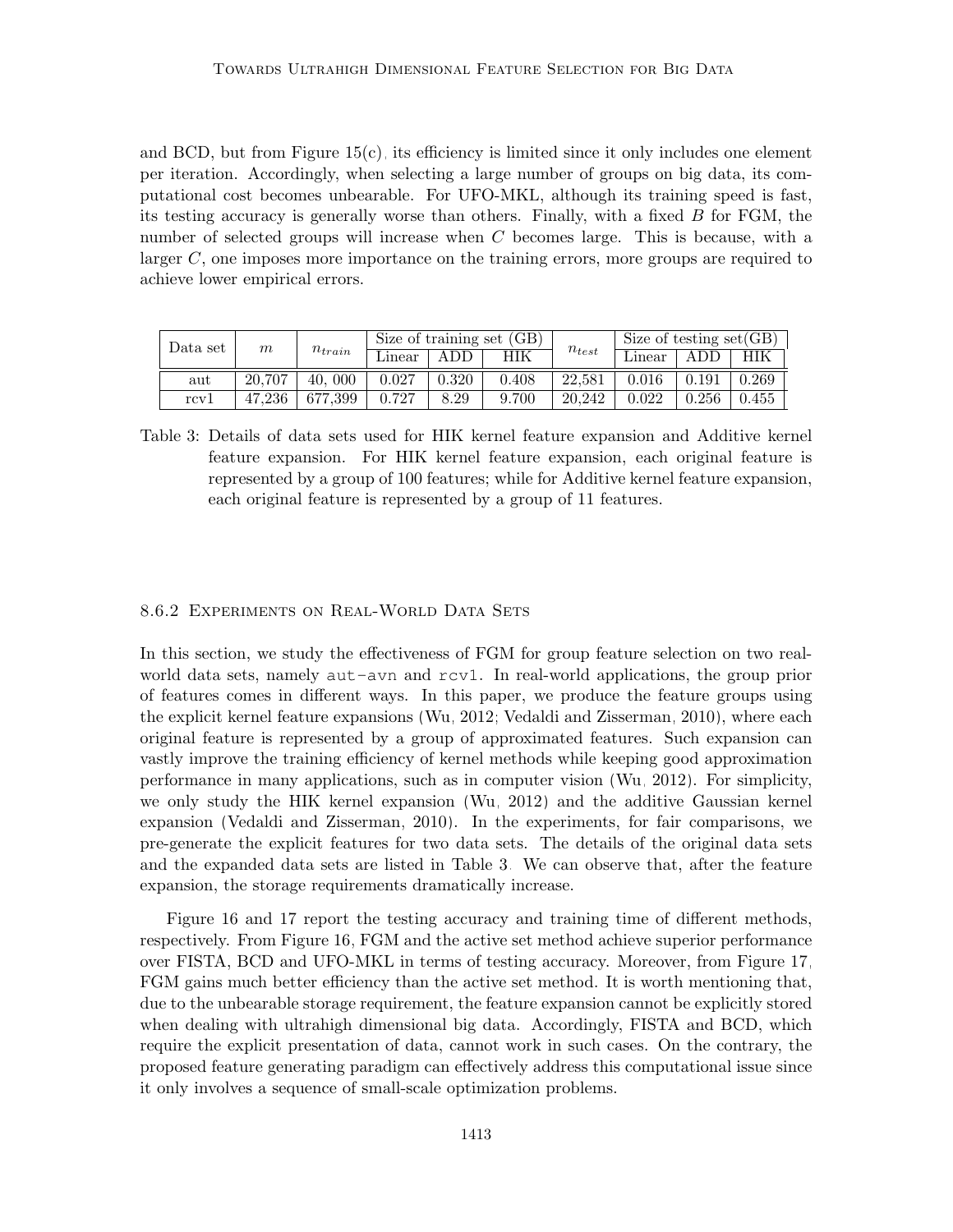and BCD, but from Figure 15(c), its efficiency is limited since it only includes one element per iteration. Accordingly, when selecting a large number of groups on big data, its computational cost becomes unbearable. For UFO-MKL, although its training speed is fast, its testing accuracy is generally worse than others. Finally, with a fixed $B$ for FGM, the number of selected groups will increase when $C$ becomes large. This is because, with a larger $C$, one imposes more importance on the training errors, more groups are required to achieve lower empirical errors.

| Data set | $m$ | $n_{train}$ | Size of training set (GB) | | | $n_{test}$ | Size of testing set(GB) | | |
|---|---|---|---|---|---|---|---|---|---|
| | | | Linear | ADD | HIK | | Linear | ADD | HIK |
| aut | 20,707 | 40, 000 | 0.027 | 0.320 | 0.408 | 22,581 | 0.016 | 0.191 | 0.269 |
| rcv1 | 47,236 | 677,399 | 0.727 | 8.29 | 9.700 | 20,242 | 0.022 | 0.256 | 0.455 |

Table 3: Details of data sets used for HIK kernel feature expansion and Additive kernel feature expansion. For HIK kernel feature expansion, each original feature is represented by a group of 100 features; while for Additive kernel feature expansion, each original feature is represented by a group of 11 features.

#### 8.6.2 Experiments on Real-World Data Sets

In this section, we study the effectiveness of FGM for group feature selection on two real-world data sets, namely aut-avn and rcv1. In real-world applications, the group prior of features comes in different ways. In this paper, we produce the feature groups using the explicit kernel feature expansions (Wu, 2012; Vedaldi and Zisserman, 2010), where each original feature is represented by a group of approximated features. Such expansion can vastly improve the training efficiency of kernel methods while keeping good approximation performance in many applications, such as in computer vision (Wu, 2012). For simplicity, we only study the HIK kernel expansion (Wu, 2012) and the additive Gaussian kernel expansion (Vedaldi and Zisserman, 2010). In the experiments, for fair comparisons, we pre-generate the explicit features for two data sets. The details of the original data sets and the expanded data sets are listed in Table 3. We can observe that, after the feature expansion, the storage requirements dramatically increase.

Figure 16 and 17 report the testing accuracy and training time of different methods, respectively. From Figure 16, FGM and the active set method achieve superior performance over FISTA, BCD and UFO-MKL in terms of testing accuracy. Moreover, from Figure 17, FGM gains much better efficiency than the active set method. It is worth mentioning that, due to the unbearable storage requirement, the feature expansion cannot be explicitly stored when dealing with ultrahigh dimensional big data. Accordingly, FISTA and BCD, which require the explicit presentation of data, cannot work in such cases. On the contrary, the proposed feature generating paradigm can effectively address this computational issue since it only involves a sequence of small-scale optimization problems.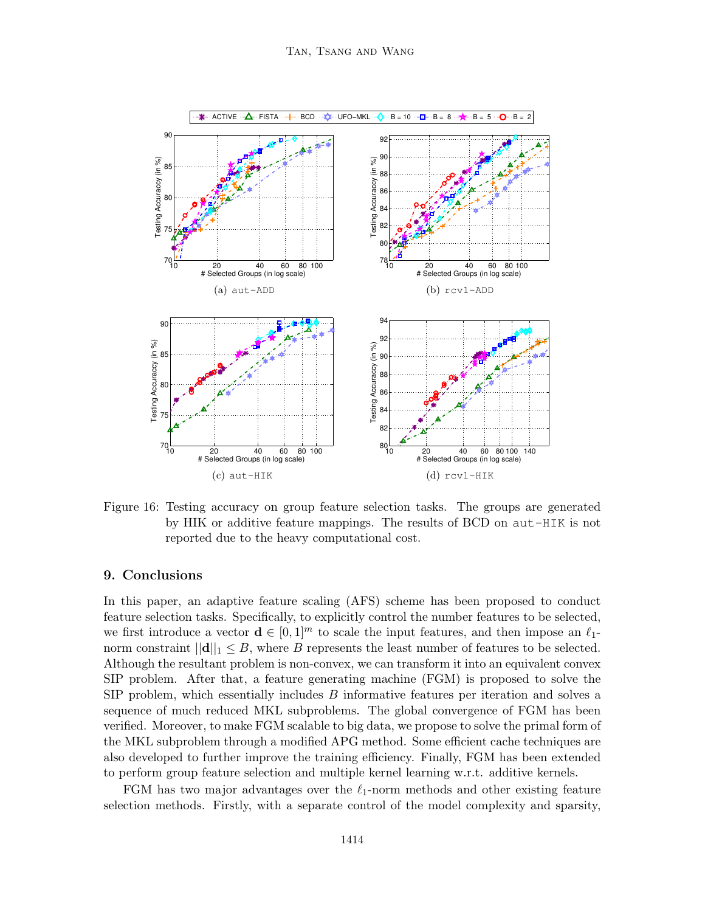Figure 16: Testing accuracy on group feature selection tasks. The groups are generated by HIK or additive feature mappings. The results of BCD on aut-HIK is not reported due to the heavy computational cost.

## 9. Conclusions

In this paper, an adaptive feature scaling (AFS) scheme has been proposed to conduct feature selection tasks. Specifically, to explicitly control the number features to be selected, we first introduce a vector $\mathbf{d} \in [0, 1]^m$ to scale the input features, and then impose an $\ell_1$-norm constraint $||\mathbf{d}||_1 \leq B$, where $B$ represents the least number of features to be selected. Although the resultant problem is non-convex, we can transform it into an equivalent convex SIP problem. After that, a feature generating machine (FGM) is proposed to solve the SIP problem, which essentially includes $B$ informative features per iteration and solves a sequence of much reduced MKL subproblems. The global convergence of FGM has been verified. Moreover, to make FGM scalable to big data, we propose to solve the primal form of the MKL subproblem through a modified APG method. Some efficient cache techniques are also developed to further improve the training efficiency. Finally, FGM has been extended to perform group feature selection and multiple kernel learning w.r.t. additive kernels.

FGM has two major advantages over the $\ell_1$-norm methods and other existing feature selection methods. Firstly, with a separate control of the model complexity and sparsity,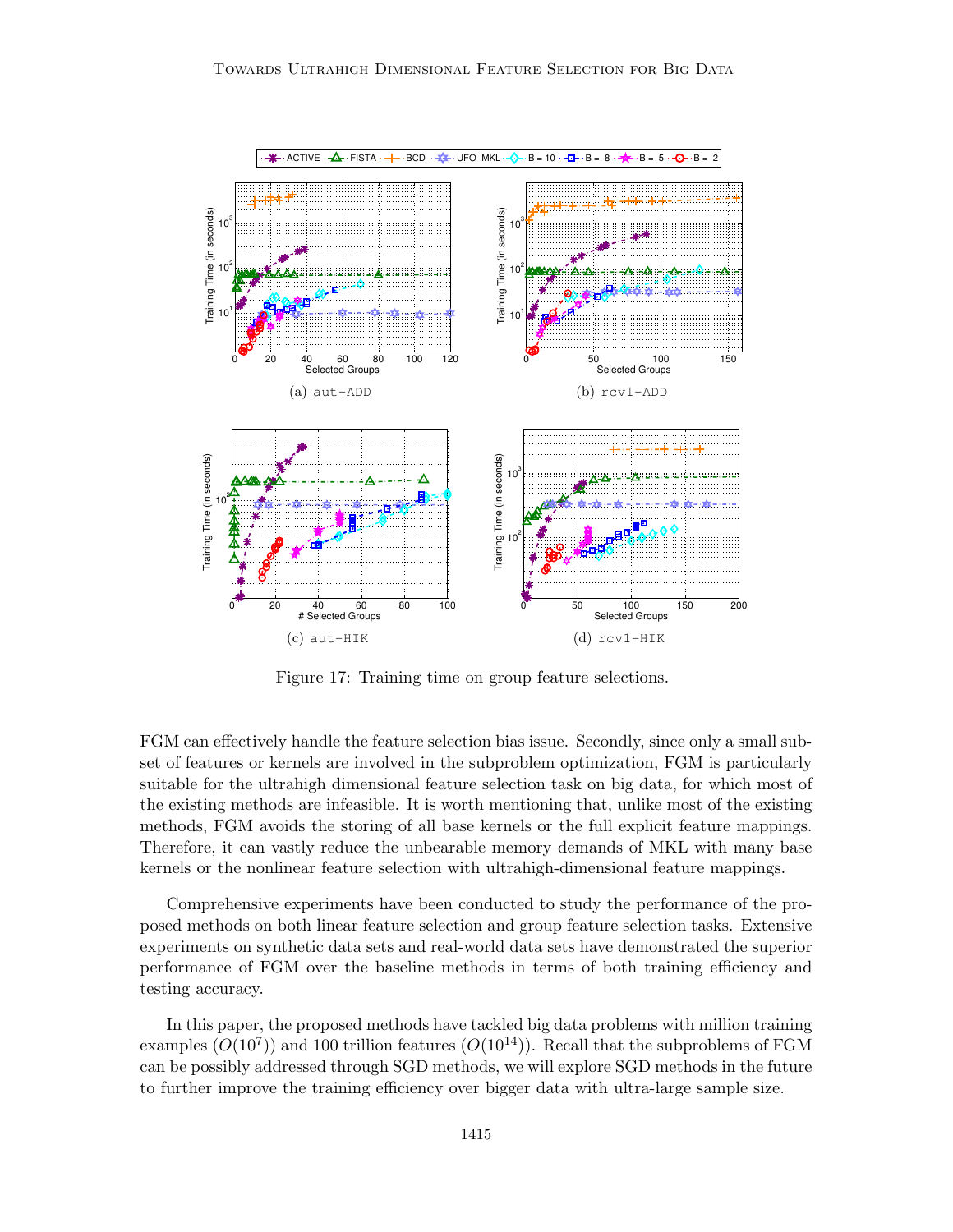Figure 17: Training time on group feature selections.

FGM can effectively handle the feature selection bias issue. Secondly, since only a small subset of features or kernels are involved in the subproblem optimization, FGM is particularly suitable for the ultrahigh dimensional feature selection task on big data, for which most of the existing methods are infeasible. It is worth mentioning that, unlike most of the existing methods, FGM avoids the storing of all base kernels or the full explicit feature mappings. Therefore, it can vastly reduce the unbearable memory demands of MKL with many base kernels or the nonlinear feature selection with ultrahigh-dimensional feature mappings.

Comprehensive experiments have been conducted to study the performance of the proposed methods on both linear feature selection and group feature selection tasks. Extensive experiments on synthetic data sets and real-world data sets have demonstrated the superior performance of FGM over the baseline methods in terms of both training efficiency and testing accuracy.

In this paper, the proposed methods have tackled big data problems with million training examples ($O(10^7)$) and 100 trillion features ($O(10^{14})$). Recall that the subproblems of FGM can be possibly addressed through SGD methods, we will explore SGD methods in the future to further improve the training efficiency over bigger data with ultra-large sample size.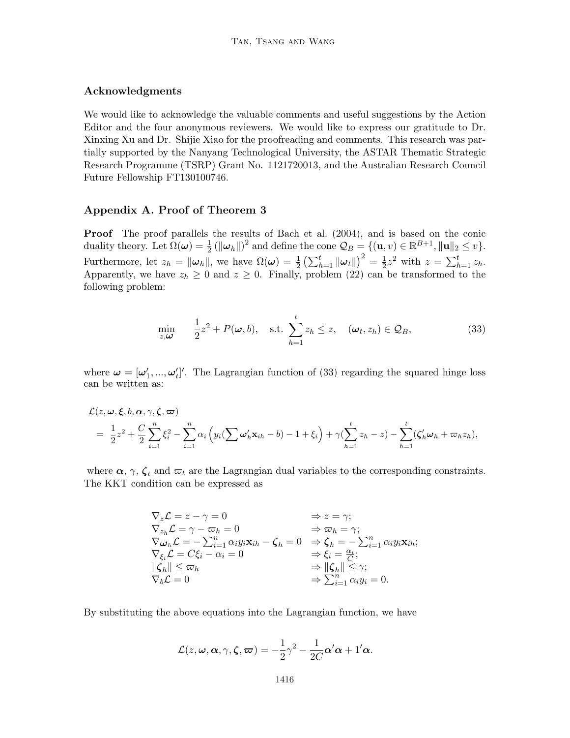### Acknowledgments

We would like to acknowledge the valuable comments and useful suggestions by the Action Editor and the four anonymous reviewers. We would like to express our gratitude to Dr. Xinxing Xu and Dr. Shijie Xiao for the proofreading and comments. This research was partially supported by the Nanyang Technological University, the ASTAR Thematic Strategic Research Programme (TSRP) Grant No. 1121720013, and the Australian Research Council Future Fellowship FT130100746.

### Appendix A. Proof of Theorem 3

**Proof** The proof parallels the results of Bach et al. (2004), and is based on the conic duality theory. Let $\Omega(\boldsymbol{\omega}) = \frac{1}{2}\left(\|\boldsymbol{\omega}_h\|\right)^2$ and define the cone $\mathcal{Q}_B = \{(\mathbf{u}, v) \in \mathbb{R}^{B+1}, \|\mathbf{u}\|_2 \leq v\}$. Furthermore, let $z_h = \|\boldsymbol{\omega}_h\|$, we have $\Omega(\boldsymbol{\omega}) = \frac{1}{2}\left(\sum_{h=1}^t \|\boldsymbol{\omega}_t\|\right)^2 = \frac{1}{2}z^2$ with $z = \sum_{h=1}^t z_h$. Apparently, we have $z_h \geq 0$ and $z \geq 0$. Finally, problem (22) can be transformed to the following problem:

$$\min_{z,\boldsymbol{\omega}} \quad \frac{1}{2}z^2 + P(\boldsymbol{\omega}, b), \quad \text{s.t.} \sum_{h=1}^t z_h \leq z, \quad (\boldsymbol{\omega}_t, z_h) \in \mathcal{Q}_B, \tag{33}$$

where $\boldsymbol{\omega} = [\boldsymbol{\omega}_1', ..., \boldsymbol{\omega}_t']'$. The Lagrangian function of (33) regarding the squared hinge loss can be written as:

$$\begin{aligned}
&\mathcal{L}(z, \boldsymbol{\omega}, \boldsymbol{\xi}, b, \boldsymbol{\alpha}, \gamma, \boldsymbol{\zeta}, \boldsymbol{\varpi}) \\
&= \frac{1}{2}z^2 + \frac{C}{2}\sum_{i=1}^n \xi_i^2 - \sum_{i=1}^n \alpha_i \left(y_i(\sum \boldsymbol{\omega}_h'\mathbf{x}_{ih} - b) - 1 + \xi_i\right) + \gamma(\sum_{h=1}^t z_h - z) - \sum_{h=1}^t(\boldsymbol{\zeta}_h'\boldsymbol{\omega}_h + \varpi_h z_h),
\end{aligned}$$

where $\boldsymbol{\alpha}$, $\gamma$, $\boldsymbol{\zeta}_t$ and $\varpi_t$ are the Lagrangian dual variables to the corresponding constraints. The KKT condition can be expressed as

$$\begin{array}{ll}
\nabla_z \mathcal{L} = z - \gamma = 0 & \Rightarrow z = \gamma; \\
\nabla_{z_h} \mathcal{L} = \gamma - \varpi_h = 0 & \Rightarrow \varpi_h = \gamma; \\
\nabla_{\boldsymbol{\omega}_h} \mathcal{L} = -\sum_{i=1}^n \alpha_i y_i \mathbf{x}_{ih} - \boldsymbol{\zeta}_h = 0 & \Rightarrow \boldsymbol{\zeta}_h = -\sum_{i=1}^n \alpha_i y_i \mathbf{x}_{ih}; \\
\nabla_{\xi_i} \mathcal{L} = C\xi_i - \alpha_i = 0 & \Rightarrow \xi_i = \frac{\alpha_i}{C}; \\
\|\boldsymbol{\zeta}_h\| \leq \varpi_h & \Rightarrow \|\boldsymbol{\zeta}_h\| \leq \gamma; \\
\nabla_b \mathcal{L} = 0 & \Rightarrow \sum_{i=1}^n \alpha_i y_i = 0.
\end{array}$$

By substituting the above equations into the Lagrangian function, we have

$$\mathcal{L}(z, \boldsymbol{\omega}, \boldsymbol{\alpha}, \gamma, \boldsymbol{\zeta}, \boldsymbol{\varpi}) = -\frac{1}{2}\gamma^2 - \frac{1}{2C}\boldsymbol{\alpha}'\boldsymbol{\alpha} + 1'\boldsymbol{\alpha}.$$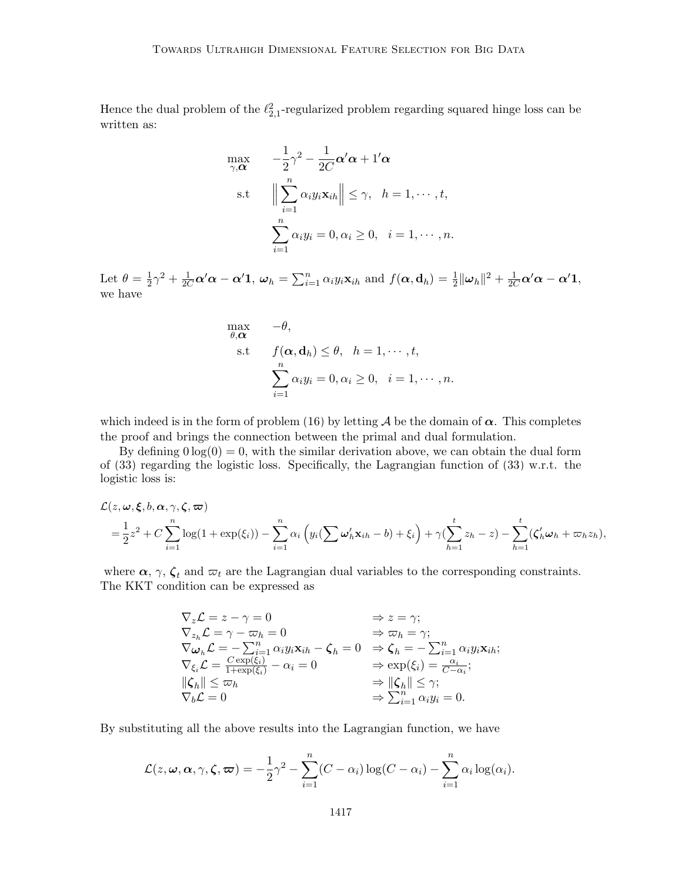Hence the dual problem of the $\ell_{2,1}^2$-regularized problem regarding squared hinge loss can be written as:

$$
\begin{aligned}
\max_{\gamma, \boldsymbol{\alpha}} \quad & -\frac{1}{2}\gamma^2 - \frac{1}{2C}\boldsymbol{\alpha}'\boldsymbol{\alpha} + 1'\boldsymbol{\alpha} \\
\text{s.t} \quad & \Big\| \sum_{i=1}^{n} \alpha_i y_i \mathbf{x}_{ih} \Big\| \leq \gamma, \quad h = 1, \cdots, t, \\
& \sum_{i=1}^{n} \alpha_i y_i = 0, \alpha_i \geq 0, \quad i = 1, \cdots, n.
\end{aligned}
$$

Let $\theta = \frac{1}{2}\gamma^2 + \frac{1}{2C}\boldsymbol{\alpha}'\boldsymbol{\alpha} - \boldsymbol{\alpha}'\mathbf{1}$, $\boldsymbol{\omega}_h = \sum_{i=1}^{n} \alpha_i y_i \mathbf{x}_{ih}$ and $f(\boldsymbol{\alpha}, \mathbf{d}_h) = \frac{1}{2}\|\boldsymbol{\omega}_h\|^2 + \frac{1}{2C}\boldsymbol{\alpha}'\boldsymbol{\alpha} - \boldsymbol{\alpha}'\mathbf{1}$, we have

$$
\begin{aligned}
\max_{\theta, \boldsymbol{\alpha}} \quad & -\theta, \\
\text{s.t} \quad & f(\boldsymbol{\alpha}, \mathbf{d}_h) \leq \theta, \quad h = 1, \cdots, t, \\
& \sum_{i=1}^{n} \alpha_i y_i = 0, \alpha_i \geq 0, \quad i = 1, \cdots, n.
\end{aligned}
$$

which indeed is in the form of problem (16) by letting $\mathcal{A}$ be the domain of $\boldsymbol{\alpha}$. This completes the proof and brings the connection between the primal and dual formulation.

By defining $0 \log(0) = 0$, with the similar derivation above, we can obtain the dual form of (33) regarding the logistic loss. Specifically, the Lagrangian function of (33) w.r.t. the logistic loss is:

$$
\begin{aligned}
& \mathcal{L}(z, \boldsymbol{\omega}, \boldsymbol{\xi}, b, \boldsymbol{\alpha}, \gamma, \boldsymbol{\zeta}, \boldsymbol{\varpi}) \\
&= \frac{1}{2}z^2 + C\sum_{i=1}^{n} \log(1 + \exp(\xi_i)) - \sum_{i=1}^{n} \alpha_i \left( y_i (\sum \boldsymbol{\omega}_h' \mathbf{x}_{ih} - b) + \xi_i \right) + \gamma(\sum_{h=1}^{t} z_h - z) - \sum_{h=1}^{t} (\boldsymbol{\zeta}_h' \boldsymbol{\omega}_h + \varpi_h z_h),
\end{aligned}
$$

where $\boldsymbol{\alpha}$, $\gamma$, $\boldsymbol{\zeta}_t$ and $\varpi_t$ are the Lagrangian dual variables to the corresponding constraints. The KKT condition can be expressed as

$$
\begin{array}{ll}
\nabla_z \mathcal{L} = z - \gamma = 0 & \Rightarrow z = \gamma; \\
\nabla_{z_h} \mathcal{L} = \gamma - \varpi_h = 0 & \Rightarrow \varpi_h = \gamma; \\
\nabla_{\boldsymbol{\omega}_h} \mathcal{L} = -\sum_{i=1}^{n} \alpha_i y_i \mathbf{x}_{ih} - \boldsymbol{\zeta}_h = 0 & \Rightarrow \boldsymbol{\zeta}_h = -\sum_{i=1}^{n} \alpha_i y_i \mathbf{x}_{ih}; \\
\nabla_{\xi_i} \mathcal{L} = \frac{C\exp(\xi_i)}{1+\exp(\xi_i)} - \alpha_i = 0 & \Rightarrow \exp(\xi_i) = \frac{\alpha_i}{C - \alpha_i}; \\
\|\boldsymbol{\zeta}_h\| \leq \varpi_h & \Rightarrow \|\boldsymbol{\zeta}_h\| \leq \gamma; \\
\nabla_b \mathcal{L} = 0 & \Rightarrow \sum_{i=1}^{n} \alpha_i y_i = 0.
\end{array}
$$

By substituting all the above results into the Lagrangian function, we have

$$
\mathcal{L}(z, \boldsymbol{\omega}, \boldsymbol{\alpha}, \gamma, \boldsymbol{\zeta}, \boldsymbol{\varpi}) = -\frac{1}{2}\gamma^2 - \sum_{i=1}^{n}(C - \alpha_i)\log(C - \alpha_i) - \sum_{i=1}^{n} \alpha_i \log(\alpha_i).
$$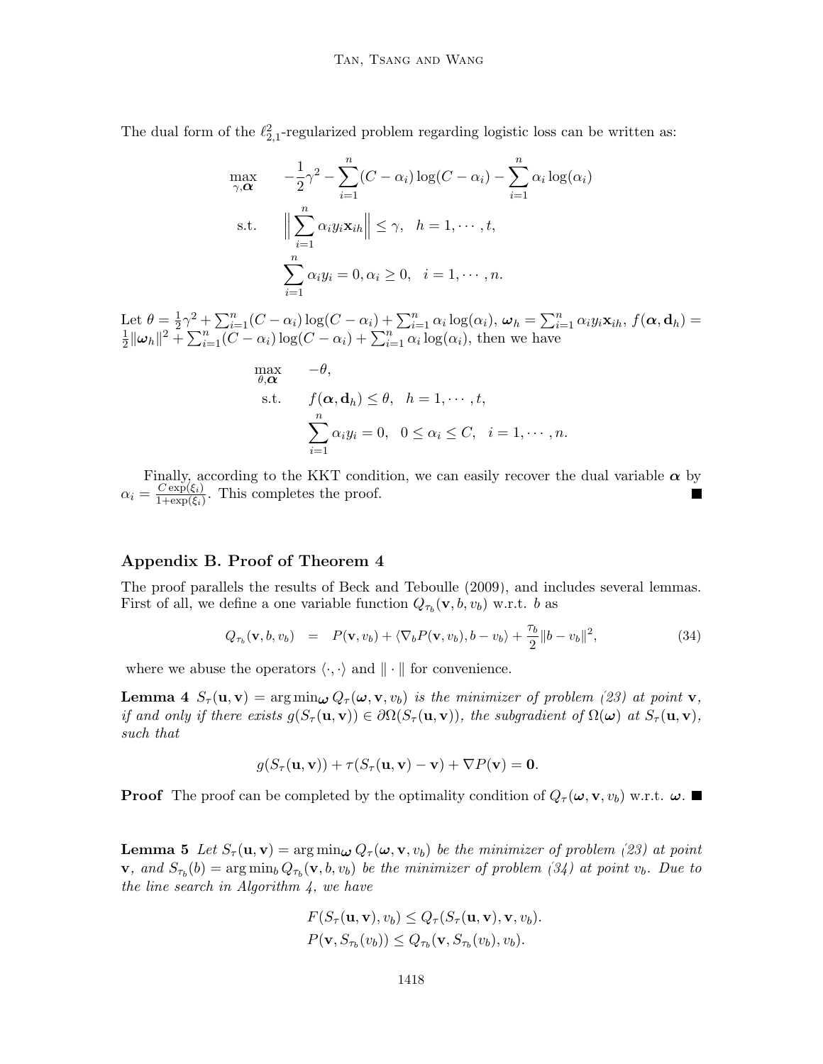The dual form of the $\ell_{2,1}^2$-regularized problem regarding logistic loss can be written as:

$$
\begin{aligned}
\max_{\gamma,\boldsymbol{\alpha}} \quad & -\frac{1}{2}\gamma^2 - \sum_{i=1}^n (C-\alpha_i)\log(C-\alpha_i) - \sum_{i=1}^n \alpha_i \log(\alpha_i) \\
\text{s.t.} \quad & \Big\| \sum_{i=1}^n \alpha_i y_i \mathbf{x}_{ih} \Big\| \leq \gamma, \quad h = 1, \cdots, t, \\
& \sum_{i=1}^n \alpha_i y_i = 0, \alpha_i \geq 0, \quad i = 1, \cdots, n.
\end{aligned}
$$

Let $\theta = \frac{1}{2}\gamma^2 + \sum_{i=1}^n (C-\alpha_i)\log(C-\alpha_i) + \sum_{i=1}^n \alpha_i \log(\alpha_i)$, $\boldsymbol{\omega}_h = \sum_{i=1}^n \alpha_i y_i \mathbf{x}_{ih}$, $f(\boldsymbol{\alpha}, \mathbf{d}_h) = \frac{1}{2}\|\boldsymbol{\omega}_h\|^2 + \sum_{i=1}^n (C-\alpha_i)\log(C-\alpha_i) + \sum_{i=1}^n \alpha_i \log(\alpha_i)$, then we have

$$
\begin{aligned}
\max_{\theta,\boldsymbol{\alpha}} \quad & -\theta, \\
\text{s.t.} \quad & f(\boldsymbol{\alpha}, \mathbf{d}_h) \leq \theta, \quad h = 1, \cdots, t, \\
& \sum_{i=1}^n \alpha_i y_i = 0, \quad 0 \leq \alpha_i \leq C, \quad i = 1, \cdots, n.
\end{aligned}
$$

Finally, according to the KKT condition, we can easily recover the dual variable $\boldsymbol{\alpha}$ by $\alpha_i = \frac{C\exp(\xi_i)}{1+\exp(\xi_i)}$. This completes the proof. ■

## Appendix B. Proof of Theorem 4

The proof parallels the results of Beck and Teboulle (2009), and includes several lemmas. First of all, we define a one variable function $Q_{\tau_b}(\mathbf{v}, b, v_b)$ w.r.t. $b$ as

$$
Q_{\tau_b}(\mathbf{v}, b, v_b) \quad = \quad P(\mathbf{v}, v_b) + \langle \nabla_b P(\mathbf{v}, v_b), b - v_b \rangle + \frac{\tau_b}{2}\|b - v_b\|^2, \tag{34}
$$

where we abuse the operators $\langle \cdot, \cdot \rangle$ and $\|\cdot\|$ for convenience.

**Lemma 4** *$S_\tau(\mathbf{u}, \mathbf{v}) = \arg\min_{\boldsymbol{\omega}} Q_\tau(\boldsymbol{\omega}, \mathbf{v}, v_b)$ is the minimizer of problem (23) at point $\mathbf{v}$, if and only if there exists $g(S_\tau(\mathbf{u}, \mathbf{v})) \in \partial\Omega(S_\tau(\mathbf{u}, \mathbf{v}))$, the subgradient of $\Omega(\boldsymbol{\omega})$ at $S_\tau(\mathbf{u}, \mathbf{v})$, such that*

$$
g(S_\tau(\mathbf{u}, \mathbf{v})) + \tau(S_\tau(\mathbf{u}, \mathbf{v}) - \mathbf{v}) + \nabla P(\mathbf{v}) = \mathbf{0}.
$$

**Proof** The proof can be completed by the optimality condition of $Q_\tau(\boldsymbol{\omega}, \mathbf{v}, v_b)$ w.r.t. $\boldsymbol{\omega}$. ■

**Lemma 5** *Let $S_\tau(\mathbf{u}, \mathbf{v}) = \arg\min_{\boldsymbol{\omega}} Q_\tau(\boldsymbol{\omega}, \mathbf{v}, v_b)$ be the minimizer of problem (23) at point $\mathbf{v}$, and $S_{\tau_b}(b) = \arg\min_b Q_{\tau_b}(\mathbf{v}, b, v_b)$ be the minimizer of problem (34) at point $v_b$. Due to the line search in Algorithm 4, we have*

$$
\begin{aligned}
& F(S_\tau(\mathbf{u}, \mathbf{v}), v_b) \leq Q_\tau(S_\tau(\mathbf{u}, \mathbf{v}), \mathbf{v}, v_b). \\
& P(\mathbf{v}, S_{\tau_b}(v_b)) \leq Q_{\tau_b}(\mathbf{v}, S_{\tau_b}(v_b), v_b).
\end{aligned}
$$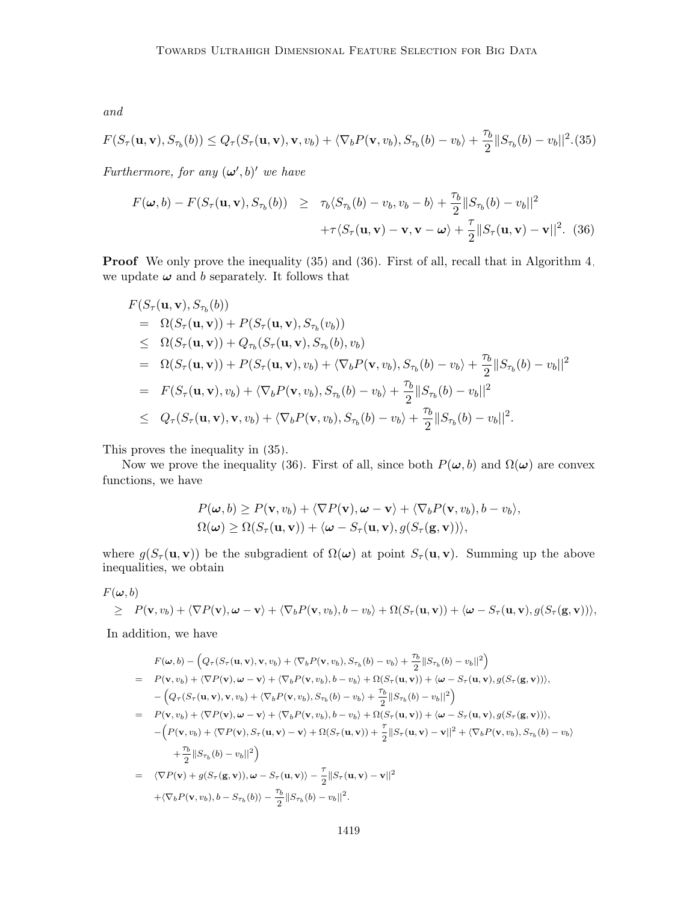*and*

$$F(S_\tau(\mathbf{u}, \mathbf{v}), S_{\tau_b}(b)) \leq Q_\tau(S_\tau(\mathbf{u}, \mathbf{v}), \mathbf{v}, v_b) + \langle \nabla_b P(\mathbf{v}, v_b), S_{\tau_b}(b) - v_b \rangle + \frac{\tau_b}{2}\|S_{\tau_b}(b) - v_b\|^2. \quad (35)$$

*Furthermore, for any* $(\boldsymbol{\omega}', b)'$ *we have*

$$\begin{aligned} F(\boldsymbol{\omega}, b) - F(S_\tau(\mathbf{u}, \mathbf{v}), S_{\tau_b}(b)) \geq\ & \tau_b \langle S_{\tau_b}(b) - v_b, v_b - b \rangle + \frac{\tau_b}{2}\|S_{\tau_b}(b) - v_b\|^2 \\ & + \tau \langle S_\tau(\mathbf{u}, \mathbf{v}) - \mathbf{v}, \mathbf{v} - \boldsymbol{\omega} \rangle + \frac{\tau}{2}\|S_\tau(\mathbf{u}, \mathbf{v}) - \mathbf{v}\|^2. \quad (36) \end{aligned}$$

**Proof** We only prove the inequality (35) and (36). First of all, recall that in Algorithm 4, we update $\boldsymbol{\omega}$ and $b$ separately. It follows that

$$\begin{aligned} & F(S_\tau(\mathbf{u}, \mathbf{v}), S_{\tau_b}(b)) \\ =\ & \Omega(S_\tau(\mathbf{u}, \mathbf{v})) + P(S_\tau(\mathbf{u}, \mathbf{v}), S_{\tau_b}(v_b)) \\ \leq\ & \Omega(S_\tau(\mathbf{u}, \mathbf{v})) + Q_{\tau_b}(S_\tau(\mathbf{u}, \mathbf{v}), S_{\tau_b}(b), v_b) \\ =\ & \Omega(S_\tau(\mathbf{u}, \mathbf{v})) + P(S_\tau(\mathbf{u}, \mathbf{v}), v_b) + \langle \nabla_b P(\mathbf{v}, v_b), S_{\tau_b}(b) - v_b \rangle + \frac{\tau_b}{2}\|S_{\tau_b}(b) - v_b\|^2 \\ =\ & F(S_\tau(\mathbf{u}, \mathbf{v}), v_b) + \langle \nabla_b P(\mathbf{v}, v_b), S_{\tau_b}(b) - v_b \rangle + \frac{\tau_b}{2}\|S_{\tau_b}(b) - v_b\|^2 \\ \leq\ & Q_\tau(S_\tau(\mathbf{u}, \mathbf{v}), \mathbf{v}, v_b) + \langle \nabla_b P(\mathbf{v}, v_b), S_{\tau_b}(b) - v_b \rangle + \frac{\tau_b}{2}\|S_{\tau_b}(b) - v_b\|^2. \end{aligned}$$

This proves the inequality in (35).

Now we prove the inequality (36). First of all, since both $P(\boldsymbol{\omega}, b)$ and $\Omega(\boldsymbol{\omega})$ are convex functions, we have

$$\begin{aligned} P(\boldsymbol{\omega}, b) &\geq P(\mathbf{v}, v_b) + \langle \nabla P(\mathbf{v}), \boldsymbol{\omega} - \mathbf{v} \rangle + \langle \nabla_b P(\mathbf{v}, v_b), b - v_b \rangle, \\ \Omega(\boldsymbol{\omega}) &\geq \Omega(S_\tau(\mathbf{u}, \mathbf{v})) + \langle \boldsymbol{\omega} - S_\tau(\mathbf{u}, \mathbf{v}), g(S_\tau(\mathbf{g}, \mathbf{v})) \rangle, \end{aligned}$$

where $g(S_\tau(\mathbf{u}, \mathbf{v}))$ be the subgradient of $\Omega(\boldsymbol{\omega})$ at point $S_\tau(\mathbf{u}, \mathbf{v})$. Summing up the above inequalities, we obtain

$$\begin{aligned} & F(\boldsymbol{\omega}, b) \\ \geq\ & P(\mathbf{v}, v_b) + \langle \nabla P(\mathbf{v}), \boldsymbol{\omega} - \mathbf{v} \rangle + \langle \nabla_b P(\mathbf{v}, v_b), b - v_b \rangle + \Omega(S_\tau(\mathbf{u}, \mathbf{v})) + \langle \boldsymbol{\omega} - S_\tau(\mathbf{u}, \mathbf{v}), g(S_\tau(\mathbf{g}, \mathbf{v})) \rangle, \end{aligned}$$

In addition, we have

$$\begin{aligned} & F(\boldsymbol{\omega}, b) - \left( Q_\tau(S_\tau(\mathbf{u}, \mathbf{v}), \mathbf{v}, v_b) + \langle \nabla_b P(\mathbf{v}, v_b), S_{\tau_b}(b) - v_b \rangle + \frac{\tau_b}{2}\|S_{\tau_b}(b) - v_b\|^2 \right) \\ =\ & P(\mathbf{v}, v_b) + \langle \nabla P(\mathbf{v}), \boldsymbol{\omega} - \mathbf{v} \rangle + \langle \nabla_b P(\mathbf{v}, v_b), b - v_b \rangle + \Omega(S_\tau(\mathbf{u}, \mathbf{v})) + \langle \boldsymbol{\omega} - S_\tau(\mathbf{u}, \mathbf{v}), g(S_\tau(\mathbf{g}, \mathbf{v})) \rangle, \\ & - \left( Q_\tau(S_\tau(\mathbf{u}, \mathbf{v}), \mathbf{v}, v_b) + \langle \nabla_b P(\mathbf{v}, v_b), S_{\tau_b}(b) - v_b \rangle + \frac{\tau_b}{2}\|S_{\tau_b}(b) - v_b\|^2 \right) \\ =\ & P(\mathbf{v}, v_b) + \langle \nabla P(\mathbf{v}), \boldsymbol{\omega} - \mathbf{v} \rangle + \langle \nabla_b P(\mathbf{v}, v_b), b - v_b \rangle + \Omega(S_\tau(\mathbf{u}, \mathbf{v})) + \langle \boldsymbol{\omega} - S_\tau(\mathbf{u}, \mathbf{v}), g(S_\tau(\mathbf{g}, \mathbf{v})) \rangle, \\ & - \Big( P(\mathbf{v}, v_b) + \langle \nabla P(\mathbf{v}), S_\tau(\mathbf{u}, \mathbf{v}) - \mathbf{v} \rangle + \Omega(S_\tau(\mathbf{u}, \mathbf{v})) + \frac{\tau}{2}\|S_\tau(\mathbf{u}, \mathbf{v}) - \mathbf{v}\|^2 + \langle \nabla_b P(\mathbf{v}, v_b), S_{\tau_b}(b) - v_b \rangle \\ & \quad + \frac{\tau_b}{2}\|S_{\tau_b}(b) - v_b\|^2 \Big) \\ =\ & \langle \nabla P(\mathbf{v}) + g(S_\tau(\mathbf{g}, \mathbf{v})), \boldsymbol{\omega} - S_\tau(\mathbf{u}, \mathbf{v}) \rangle - \frac{\tau}{2}\|S_\tau(\mathbf{u}, \mathbf{v}) - \mathbf{v}\|^2 \\ & + \langle \nabla_b P(\mathbf{v}, v_b), b - S_{\tau_b}(b) \rangle - \frac{\tau_b}{2}\|S_{\tau_b}(b) - v_b\|^2. \end{aligned}$$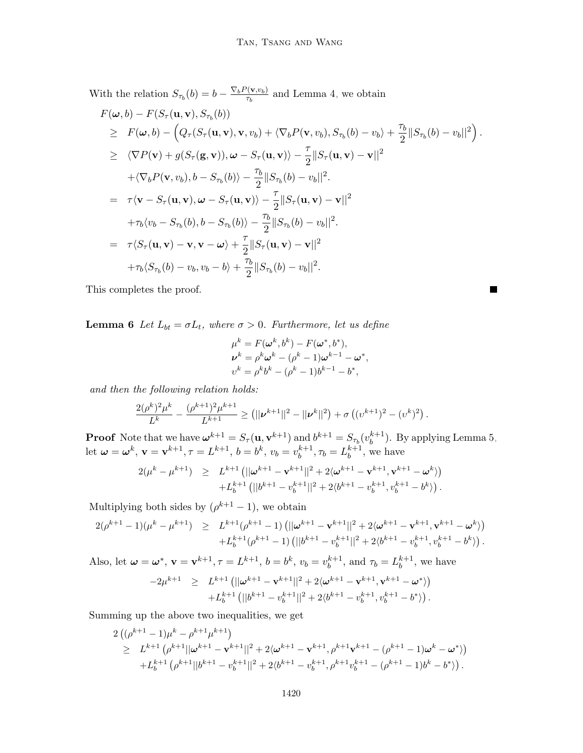With the relation $S_{\tau_b}(b) = b - \frac{\nabla_b P(\mathbf{v}, v_b)}{\tau_b}$ and Lemma 4, we obtain

$$
\begin{aligned}
& F(\boldsymbol{\omega}, b) - F(S_\tau(\mathbf{u}, \mathbf{v}), S_{\tau_b}(b)) \\
\geq\ & F(\boldsymbol{\omega}, b) - \left( Q_\tau(S_\tau(\mathbf{u}, \mathbf{v}), \mathbf{v}, v_b) + \langle \nabla_b P(\mathbf{v}, v_b), S_{\tau_b}(b) - v_b \rangle + \frac{\tau_b}{2} \| S_{\tau_b}(b) - v_b ||^2 \right). \\
\geq\ & \langle \nabla P(\mathbf{v}) + g(S_\tau(\mathbf{g}, \mathbf{v})), \boldsymbol{\omega} - S_\tau(\mathbf{u}, \mathbf{v}) \rangle - \frac{\tau}{2} \| S_\tau(\mathbf{u}, \mathbf{v}) - \mathbf{v} ||^2 \\
& + \langle \nabla_b P(\mathbf{v}, v_b), b - S_{\tau_b}(b) \rangle - \frac{\tau_b}{2} \| S_{\tau_b}(b) - v_b ||^2. \\
=\ & \tau \langle \mathbf{v} - S_\tau(\mathbf{u}, \mathbf{v}), \boldsymbol{\omega} - S_\tau(\mathbf{u}, \mathbf{v}) \rangle - \frac{\tau}{2} \| S_\tau(\mathbf{u}, \mathbf{v}) - \mathbf{v} ||^2 \\
& + \tau_b \langle v_b - S_{\tau_b}(b), b - S_{\tau_b}(b) \rangle - \frac{\tau_b}{2} \| S_{\tau_b}(b) - v_b ||^2. \\
=\ & \tau \langle S_\tau(\mathbf{u}, \mathbf{v}) - \mathbf{v}, \mathbf{v} - \boldsymbol{\omega} \rangle + \frac{\tau}{2} \| S_\tau(\mathbf{u}, \mathbf{v}) - \mathbf{v} ||^2 \\
& + \tau_b \langle S_{\tau_b}(b) - v_b, v_b - b \rangle + \frac{\tau_b}{2} \| S_{\tau_b}(b) - v_b ||^2.
\end{aligned}
$$

This completes the proof. ■

**Lemma 6** *Let $L_{bt} = \sigma L_t$, where $\sigma > 0$. Furthermore, let us define*

$$
\begin{aligned}
\mu^k &= F(\boldsymbol{\omega}^k, b^k) - F(\boldsymbol{\omega}^*, b^*), \\
\boldsymbol{\nu}^k &= \rho^k \boldsymbol{\omega}^k - (\rho^k - 1)\boldsymbol{\omega}^{k-1} - \boldsymbol{\omega}^*, \\
\upsilon^k &= \rho^k b^k - (\rho^k - 1) b^{k-1} - b^*,
\end{aligned}
$$

*and then the following relation holds:*

$$
\frac{2(\rho^k)^2 \mu^k}{L^k} - \frac{(\rho^{k+1})^2 \mu^{k+1}}{L^{k+1}} \geq \left( ||\boldsymbol{\nu}^{k+1}||^2 - ||\boldsymbol{\nu}^k||^2 \right) + \sigma \left( (\upsilon^{k+1})^2 - (\upsilon^k)^2 \right).
$$

**Proof** Note that we have $\boldsymbol{\omega}^{k+1} = S_\tau(\mathbf{u}, \mathbf{v}^{k+1})$ and $b^{k+1} = S_{\tau_b}(v_b^{k+1})$. By applying Lemma 5, let $\boldsymbol{\omega} = \boldsymbol{\omega}^k$, $\mathbf{v} = \mathbf{v}^{k+1}, \tau = L^{k+1}$, $b = b^k$, $v_b = v_b^{k+1}, \tau_b = L_b^{k+1}$, we have

$$
\begin{aligned}
2(\mu^k - \mu^{k+1}) \quad \geq \quad & L^{k+1} \left( ||\boldsymbol{\omega}^{k+1} - \mathbf{v}^{k+1}||^2 + 2 \langle \boldsymbol{\omega}^{k+1} - \mathbf{v}^{k+1}, \mathbf{v}^{k+1} - \boldsymbol{\omega}^k \rangle \right) \\
& + L_b^{k+1} \left( ||b^{k+1} - v_b^{k+1}||^2 + 2 \langle b^{k+1} - v_b^{k+1}, v_b^{k+1} - b^k \rangle \right).
\end{aligned}
$$

Multiplying both sides by $(\rho^{k+1} - 1)$, we obtain

$$
\begin{aligned}
2(\rho^{k+1} - 1)(\mu^k - \mu^{k+1}) \quad \geq \quad & L^{k+1}(\rho^{k+1} - 1) \left( ||\boldsymbol{\omega}^{k+1} - \mathbf{v}^{k+1}||^2 + 2 \langle \boldsymbol{\omega}^{k+1} - \mathbf{v}^{k+1}, \mathbf{v}^{k+1} - \boldsymbol{\omega}^k \rangle \right) \\
& + L_b^{k+1}(\rho^{k+1} - 1) \left( ||b^{k+1} - v_b^{k+1}||^2 + 2 \langle b^{k+1} - v_b^{k+1}, v_b^{k+1} - b^k \rangle \right).
\end{aligned}
$$

Also, let $\boldsymbol{\omega} = \boldsymbol{\omega}^*$, $\mathbf{v} = \mathbf{v}^{k+1}, \tau = L^{k+1}$, $b = b^k$, $v_b = v_b^{k+1}$, and $\tau_b = L_b^{k+1}$, we have

$$
\begin{aligned}
-2\mu^{k+1} \quad \geq \quad & L^{k+1} \left( ||\boldsymbol{\omega}^{k+1} - \mathbf{v}^{k+1}||^2 + 2 \langle \boldsymbol{\omega}^{k+1} - \mathbf{v}^{k+1}, \mathbf{v}^{k+1} - \boldsymbol{\omega}^* \rangle \right) \\
& + L_b^{k+1} \left( ||b^{k+1} - v_b^{k+1}||^2 + 2 \langle b^{k+1} - v_b^{k+1}, v_b^{k+1} - b^* \rangle \right).
\end{aligned}
$$

Summing up the above two inequalities, we get

$$
\begin{aligned}
& 2 \left( (\rho^{k+1} - 1)\mu^k - \rho^{k+1}\mu^{k+1} \right) \\
\geq\ & L^{k+1} \left( \rho^{k+1} ||\boldsymbol{\omega}^{k+1} - \mathbf{v}^{k+1}||^2 + 2 \langle \boldsymbol{\omega}^{k+1} - \mathbf{v}^{k+1}, \rho^{k+1}\mathbf{v}^{k+1} - (\rho^{k+1} - 1)\boldsymbol{\omega}^k - \boldsymbol{\omega}^* \rangle \right) \\
& + L_b^{k+1} \left( \rho^{k+1} ||b^{k+1} - v_b^{k+1}||^2 + 2 \langle b^{k+1} - v_b^{k+1}, \rho^{k+1} v_b^{k+1} - (\rho^{k+1} - 1) b^k - b^* \rangle \right).
\end{aligned}
$$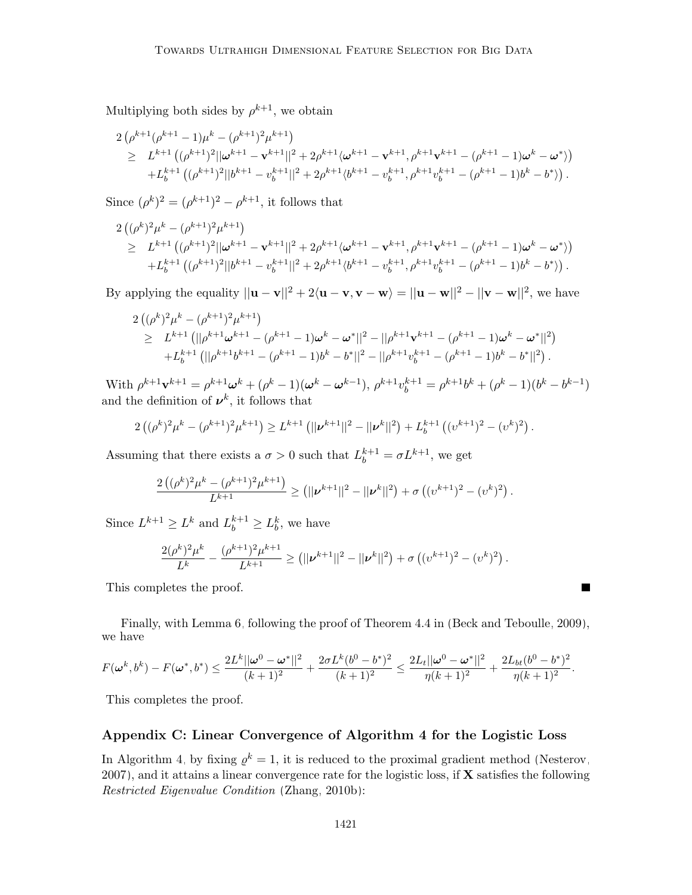Multiplying both sides by $\rho^{k+1}$, we obtain

$$
\begin{aligned}
&2\left(\rho^{k+1}(\rho^{k+1}-1)\mu^k - (\rho^{k+1})^2\mu^{k+1}\right) \\
&\geq \quad L^{k+1}\left((\rho^{k+1})^2||\boldsymbol{\omega}^{k+1}-\mathbf{v}^{k+1}||^2 + 2\rho^{k+1}\langle \boldsymbol{\omega}^{k+1}-\mathbf{v}^{k+1}, \rho^{k+1}\mathbf{v}^{k+1} - (\rho^{k+1}-1)\boldsymbol{\omega}^k - \boldsymbol{\omega}^*\rangle\right) \\
&\quad + L_b^{k+1}\left((\rho^{k+1})^2||b^{k+1}-v_b^{k+1}||^2 + 2\rho^{k+1}\langle b^{k+1}-v_b^{k+1}, \rho^{k+1}v_b^{k+1} - (\rho^{k+1}-1)b^k - b^*\rangle\right).
\end{aligned}
$$

Since $(\rho^k)^2 = (\rho^{k+1})^2 - \rho^{k+1}$, it follows that

$$
\begin{aligned}
&2\left((\rho^k)^2\mu^k - (\rho^{k+1})^2\mu^{k+1}\right) \\
&\geq \quad L^{k+1}\left((\rho^{k+1})^2||\boldsymbol{\omega}^{k+1}-\mathbf{v}^{k+1}||^2 + 2\rho^{k+1}\langle \boldsymbol{\omega}^{k+1}-\mathbf{v}^{k+1}, \rho^{k+1}\mathbf{v}^{k+1} - (\rho^{k+1}-1)\boldsymbol{\omega}^k - \boldsymbol{\omega}^*\rangle\right) \\
&\quad + L_b^{k+1}\left((\rho^{k+1})^2||b^{k+1}-v_b^{k+1}||^2 + 2\rho^{k+1}\langle b^{k+1}-v_b^{k+1}, \rho^{k+1}v_b^{k+1} - (\rho^{k+1}-1)b^k - b^*\rangle\right).
\end{aligned}
$$

By applying the equality $||\mathbf{u}-\mathbf{v}||^2 + 2\langle \mathbf{u}-\mathbf{v}, \mathbf{v}-\mathbf{w}\rangle = ||\mathbf{u}-\mathbf{w}||^2 - ||\mathbf{v}-\mathbf{w}||^2$, we have

$$
\begin{aligned}
&2\left((\rho^k)^2\mu^k - (\rho^{k+1})^2\mu^{k+1}\right) \\
&\geq \quad L^{k+1}\left(||\rho^{k+1}\boldsymbol{\omega}^{k+1} - (\rho^{k+1}-1)\boldsymbol{\omega}^k - \boldsymbol{\omega}^*||^2 - ||\rho^{k+1}\mathbf{v}^{k+1} - (\rho^{k+1}-1)\boldsymbol{\omega}^k - \boldsymbol{\omega}^*||^2\right) \\
&\quad + L_b^{k+1}\left(||\rho^{k+1}b^{k+1} - (\rho^{k+1}-1)b^k - b^*||^2 - ||\rho^{k+1}v_b^{k+1} - (\rho^{k+1}-1)b^k - b^*||^2\right).
\end{aligned}
$$

With $\rho^{k+1}\mathbf{v}^{k+1} = \rho^{k+1}\boldsymbol{\omega}^k + (\rho^k - 1)(\boldsymbol{\omega}^k - \boldsymbol{\omega}^{k-1})$, $\rho^{k+1}v_b^{k+1} = \rho^{k+1}b^k + (\rho^k-1)(b^k - b^{k-1})$ and the definition of $\boldsymbol{\nu}^k$, it follows that

$$
2\left((\rho^k)^2\mu^k - (\rho^{k+1})^2\mu^{k+1}\right) \geq L^{k+1}\left(||\boldsymbol{\nu}^{k+1}||^2 - ||\boldsymbol{\nu}^k||^2\right) + L_b^{k+1}\left((\upsilon^{k+1})^2 - (\upsilon^k)^2\right).
$$

Assuming that there exists a $\sigma > 0$ such that $L_b^{k+1} = \sigma L^{k+1}$, we get

$$
\frac{2\left((\rho^k)^2\mu^k - (\rho^{k+1})^2\mu^{k+1}\right)}{L^{k+1}} \geq \left(||\boldsymbol{\nu}^{k+1}||^2 - ||\boldsymbol{\nu}^k||^2\right) + \sigma\left((\upsilon^{k+1})^2 - (\upsilon^k)^2\right).
$$

Since $L^{k+1} \geq L^k$ and $L_b^{k+1} \geq L_b^k$, we have

$$
\frac{2(\rho^k)^2\mu^k}{L^k} - \frac{(\rho^{k+1})^2\mu^{k+1}}{L^{k+1}} \geq \left(||\boldsymbol{\nu}^{k+1}||^2 - ||\boldsymbol{\nu}^k||^2\right) + \sigma\left((\upsilon^{k+1})^2 - (\upsilon^k)^2\right).
$$

This completes the proof. ■

Finally, with Lemma 6, following the proof of Theorem 4.4 in (Beck and Teboulle, 2009), we have

$$
F(\boldsymbol{\omega}^k, b^k) - F(\boldsymbol{\omega}^*, b^*) \leq \frac{2L^k||\boldsymbol{\omega}^0 - \boldsymbol{\omega}^*||^2}{(k+1)^2} + \frac{2\sigma L^k(b^0-b^*)^2}{(k+1)^2} \leq \frac{2L_t||\boldsymbol{\omega}^0 - \boldsymbol{\omega}^*||^2}{\eta(k+1)^2} + \frac{2L_{bt}(b^0-b^*)^2}{\eta(k+1)^2}.
$$

This completes the proof.

## Appendix C: Linear Convergence of Algorithm 4 for the Logistic Loss

In Algorithm 4, by fixing $\varrho^k = 1$, it is reduced to the proximal gradient method (Nesterov, 2007), and it attains a linear convergence rate for the logistic loss, if $\mathbf{X}$ satisfies the following *Restricted Eigenvalue Condition* (Zhang, 2010b):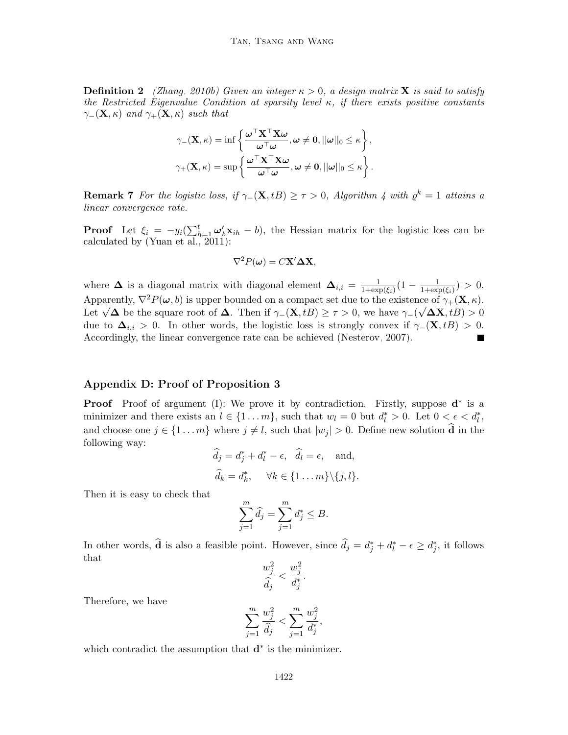**Definition 2** *(Zhang, 2010b) Given an integer $\kappa > 0$, a design matrix $\mathbf{X}$ is said to satisfy the Restricted Eigenvalue Condition at sparsity level $\kappa$, if there exists positive constants $\gamma_-(\mathbf{X}, \kappa)$ and $\gamma_+(\mathbf{X}, \kappa)$ such that*

$$
\gamma_-(\mathbf{X}, \kappa) = \inf \left\{ \frac{\boldsymbol{\omega}^\top \mathbf{X}^\top \mathbf{X} \boldsymbol{\omega}}{\boldsymbol{\omega}^\top \boldsymbol{\omega}}, \boldsymbol{\omega} \neq \mathbf{0}, ||\boldsymbol{\omega}||_0 \leq \kappa \right\},
$$

$$
\gamma_+(\mathbf{X}, \kappa) = \sup \left\{ \frac{\boldsymbol{\omega}^\top \mathbf{X}^\top \mathbf{X} \boldsymbol{\omega}}{\boldsymbol{\omega}^\top \boldsymbol{\omega}}, \boldsymbol{\omega} \neq \mathbf{0}, ||\boldsymbol{\omega}||_0 \leq \kappa \right\}.
$$

**Remark 7** *For the logistic loss, if $\gamma_-(\mathbf{X}, tB) \geq \tau > 0$, Algorithm 4 with $\varrho^k = 1$ attains a linear convergence rate.*

**Proof** Let $\xi_i = -y_i(\sum_{h=1}^t \boldsymbol{\omega}_h' \mathbf{x}_{ih} - b)$, the Hessian matrix for the logistic loss can be calculated by (Yuan et al., 2011):

$$
\nabla^2 P(\boldsymbol{\omega}) = C\mathbf{X}'\boldsymbol{\Delta}\mathbf{X},
$$

where $\boldsymbol{\Delta}$ is a diagonal matrix with diagonal element $\boldsymbol{\Delta}_{i,i} = \frac{1}{1+\exp(\xi_i)}(1 - \frac{1}{1+\exp(\xi_i)}) > 0$. Apparently, $\nabla^2 P(\boldsymbol{\omega}, b)$ is upper bounded on a compact set due to the existence of $\gamma_+(\mathbf{X}, \kappa)$. Let $\sqrt{\boldsymbol{\Delta}}$ be the square root of $\boldsymbol{\Delta}$. Then if $\gamma_-(\mathbf{X}, tB) \geq \tau > 0$, we have $\gamma_-(\sqrt{\boldsymbol{\Delta}}\mathbf{X}, tB) > 0$ due to $\boldsymbol{\Delta}_{i,i} > 0$. In other words, the logistic loss is strongly convex if $\gamma_-(\mathbf{X}, tB) > 0$. Accordingly, the linear convergence rate can be achieved (Nesterov, 2007). ∎

## Appendix D: Proof of Proposition 3

**Proof** Proof of argument (I): We prove it by contradiction. Firstly, suppose $\mathbf{d}^*$ is a minimizer and there exists an $l \in \{1 \dots m\}$, such that $w_l = 0$ but $d_l^* > 0$. Let $0 < \epsilon < d_l^*$, and choose one $j \in \{1 \dots m\}$ where $j \neq l$, such that $|w_j| > 0$. Define new solution $\widehat{\mathbf{d}}$ in the following way:

$$
\widehat{d}_j = d_j^* + d_l^* - \epsilon, \quad \widehat{d}_l = \epsilon, \quad \text{and,}
$$

$$
\widehat{d}_k = d_k^*, \quad \forall k \in \{1 \dots m\} \backslash \{j, l\}.
$$

Then it is easy to check that

$$
\sum_{j=1}^m \widehat{d}_j = \sum_{j=1}^m d_j^* \leq B.
$$

In other words, $\widehat{\mathbf{d}}$ is also a feasible point. However, since $\widehat{d}_j = d_j^* + d_l^* - \epsilon \geq d_j^*$, it follows that

$$
\frac{w_j^2}{\widehat{d}_j} < \frac{w_j^2}{d_j^*}.
$$

Therefore, we have

$$
\sum_{j=1}^m \frac{w_j^2}{\widehat{d}_j} < \sum_{j=1}^m \frac{w_j^2}{d_j^*},
$$

which contradict the assumption that $\mathbf{d}^*$ is the minimizer.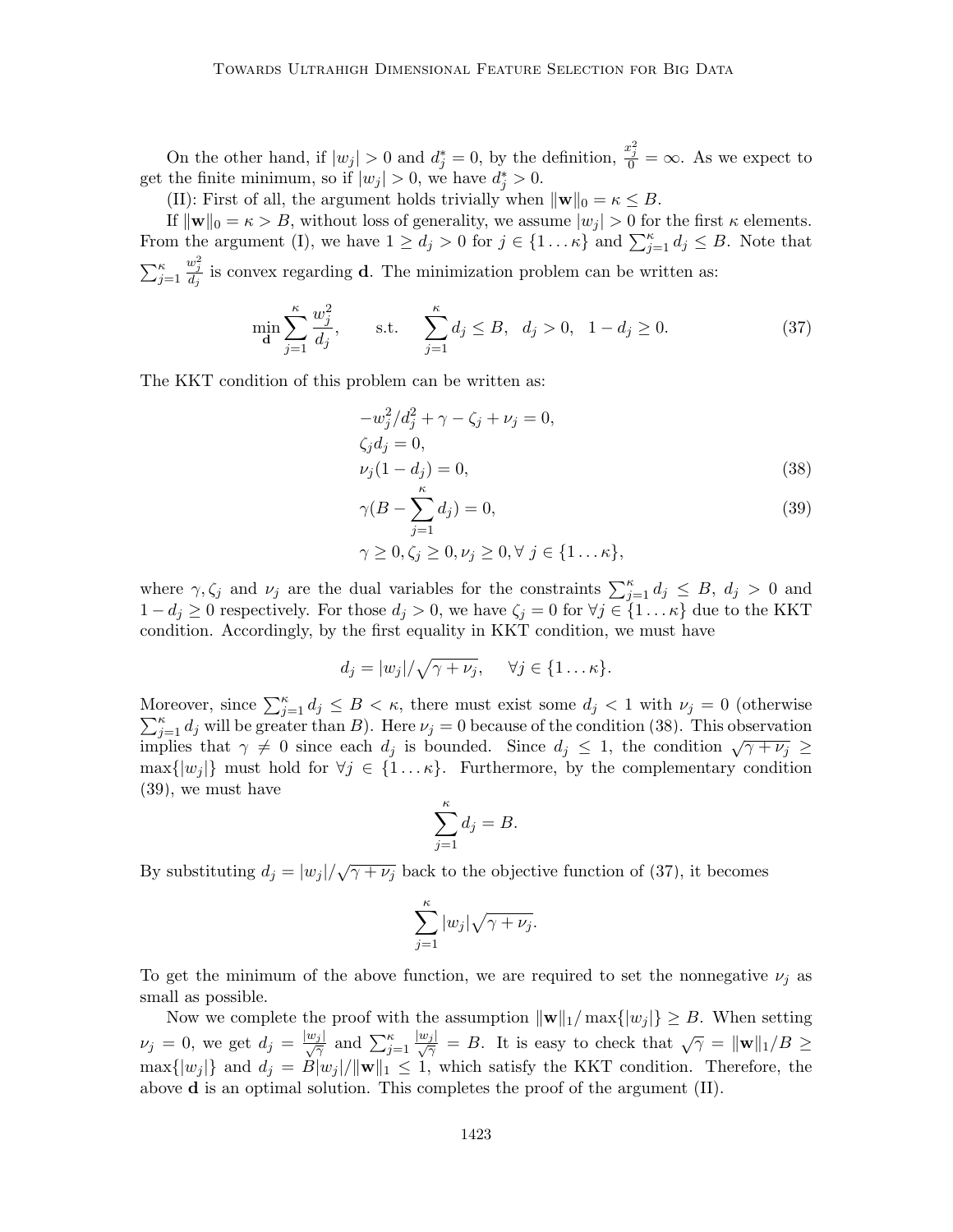On the other hand, if $|w_j| > 0$ and $d_j^* = 0$, by the definition, $\frac{x_j^2}{0} = \infty$. As we expect to get the finite minimum, so if $|w_j| > 0$, we have $d_j^* > 0$.

(II): First of all, the argument holds trivially when $\|\mathbf{w}\|_0 = \kappa \leq B$.

If $\|\mathbf{w}\|_0 = \kappa > B$, without loss of generality, we assume $|w_j| > 0$ for the first $\kappa$ elements. From the argument (I), we have $1 \geq d_j > 0$ for $j \in \{1 \ldots \kappa\}$ and $\sum_{j=1}^{\kappa} d_j \leq B$. Note that $\sum_{j=1}^{\kappa} \frac{w_j^2}{d_j}$ is convex regarding $\mathbf{d}$. The minimization problem can be written as:

$$\min_{\mathbf{d}} \sum_{j=1}^{\kappa} \frac{w_j^2}{d_j}, \qquad \text{s.t.} \quad \sum_{j=1}^{\kappa} d_j \leq B, \;\; d_j > 0, \;\; 1 - d_j \geq 0. \tag{37}$$

The KKT condition of this problem can be written as:

$$-w_j^2/d_j^2 + \gamma - \zeta_j + \nu_j = 0,$$

$$\zeta_j d_j = 0,$$

$$\nu_j(1 - d_j) = 0, \tag{38}$$

$$\gamma(B - \sum_{j=1}^{\kappa} d_j) = 0, \tag{39}$$

$$\gamma \geq 0, \zeta_j \geq 0, \nu_j \geq 0, \forall\, j \in \{1 \ldots \kappa\},$$

where $\gamma, \zeta_j$ and $\nu_j$ are the dual variables for the constraints $\sum_{j=1}^{\kappa} d_j \leq B$, $d_j > 0$ and $1 - d_j \geq 0$ respectively. For those $d_j > 0$, we have $\zeta_j = 0$ for $\forall j \in \{1 \ldots \kappa\}$ due to the KKT condition. Accordingly, by the first equality in KKT condition, we must have

$$d_j = |w_j|/\sqrt{\gamma + \nu_j}, \quad \forall j \in \{1 \ldots \kappa\}.$$

Moreover, since $\sum_{j=1}^{\kappa} d_j \leq B < \kappa$, there must exist some $d_j < 1$ with $\nu_j = 0$ (otherwise $\sum_{j=1}^{\kappa} d_j$ will be greater than $B$). Here $\nu_j = 0$ because of the condition (38). This observation implies that $\gamma \neq 0$ since each $d_j$ is bounded. Since $d_j \leq 1$, the condition $\sqrt{\gamma + \nu_j} \geq \max\{|w_j|\}$ must hold for $\forall j \in \{1 \ldots \kappa\}$. Furthermore, by the complementary condition (39), we must have

$$\sum_{j=1}^{\kappa} d_j = B.$$

By substituting $d_j = |w_j|/\sqrt{\gamma + \nu_j}$ back to the objective function of (37), it becomes

$$\sum_{j=1}^{\kappa} |w_j| \sqrt{\gamma + \nu_j}.$$

To get the minimum of the above function, we are required to set the nonnegative $\nu_j$ as small as possible.

Now we complete the proof with the assumption $\|\mathbf{w}\|_1 / \max\{|w_j|\} \geq B$. When setting $\nu_j = 0$, we get $d_j = \frac{|w_j|}{\sqrt{\gamma}}$ and $\sum_{j=1}^{\kappa} \frac{|w_j|}{\sqrt{\gamma}} = B$. It is easy to check that $\sqrt{\gamma} = \|\mathbf{w}\|_1/B \geq \max\{|w_j|\}$ and $d_j = B|w_j|/\|\mathbf{w}\|_1 \leq 1$, which satisfy the KKT condition. Therefore, the above $\mathbf{d}$ is an optimal solution. This completes the proof of the argument (II).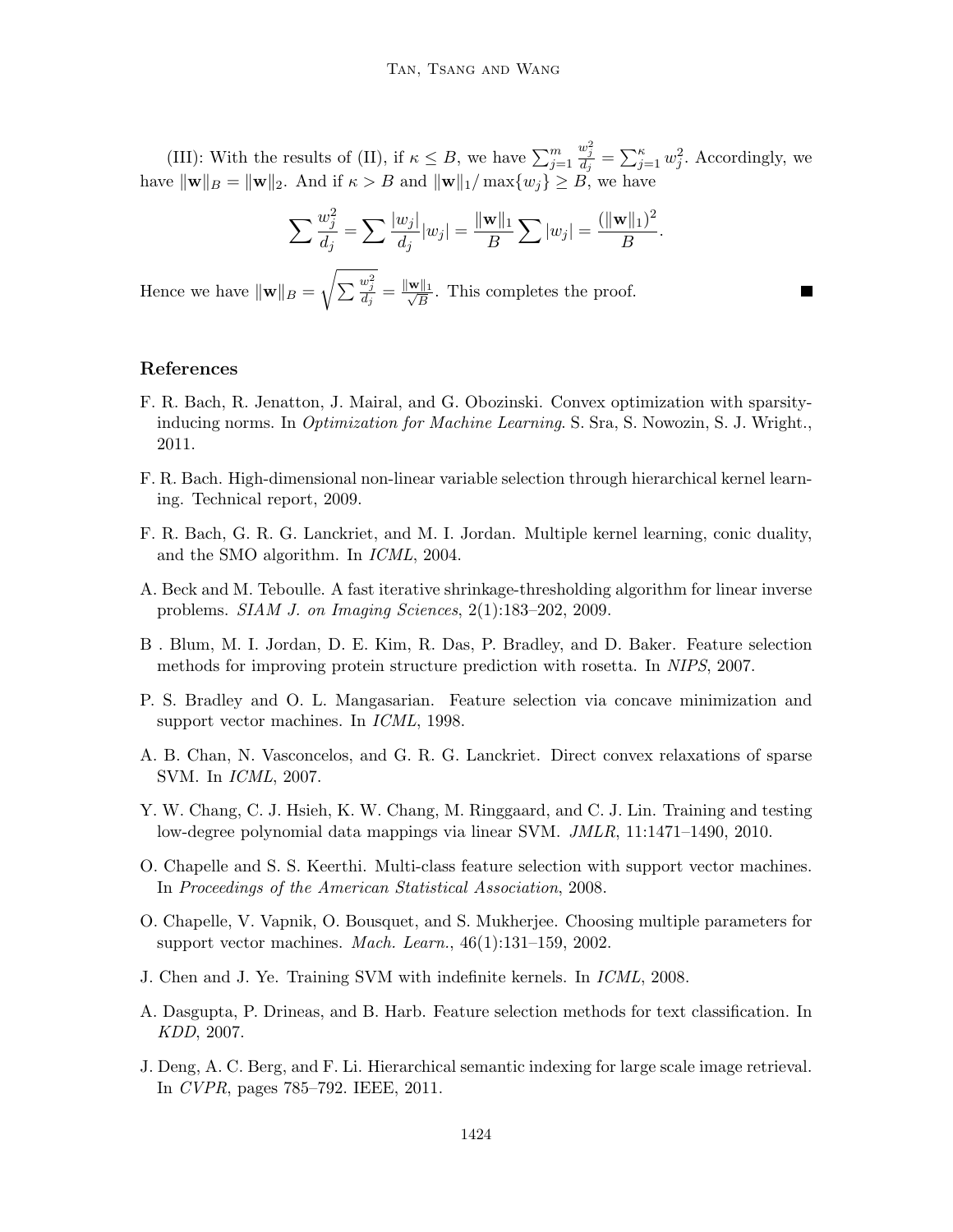(III): With the results of (II), if $\kappa \leq B$, we have $\sum_{j=1}^{m} \frac{w_j^2}{d_j} = \sum_{j=1}^{\kappa} w_j^2$. Accordingly, we have $\|\mathbf{w}\|_B = \|\mathbf{w}\|_2$. And if $\kappa > B$ and $\|\mathbf{w}\|_1 / \max\{w_j\} \geq B$, we have

$$\sum \frac{w_j^2}{d_j} = \sum \frac{|w_j|}{d_j}|w_j| = \frac{\|\mathbf{w}\|_1}{B} \sum |w_j| = \frac{(\|\mathbf{w}\|_1)^2}{B}.$$

Hence we have $\|\mathbf{w}\|_B = \sqrt{\sum \frac{w_j^2}{d_j}} = \frac{\|\mathbf{w}\|_1}{\sqrt{B}}$. This completes the proof. ∎

## References

F. R. Bach, R. Jenatton, J. Mairal, and G. Obozinski. Convex optimization with sparsity-inducing norms. In *Optimization for Machine Learning*. S. Sra, S. Nowozin, S. J. Wright., 2011.

F. R. Bach. High-dimensional non-linear variable selection through hierarchical kernel learning. Technical report, 2009.

F. R. Bach, G. R. G. Lanckriet, and M. I. Jordan. Multiple kernel learning, conic duality, and the SMO algorithm. In *ICML*, 2004.

A. Beck and M. Teboulle. A fast iterative shrinkage-thresholding algorithm for linear inverse problems. *SIAM J. on Imaging Sciences*, 2(1):183–202, 2009.

B . Blum, M. I. Jordan, D. E. Kim, R. Das, P. Bradley, and D. Baker. Feature selection methods for improving protein structure prediction with rosetta. In *NIPS*, 2007.

P. S. Bradley and O. L. Mangasarian. Feature selection via concave minimization and support vector machines. In *ICML*, 1998.

A. B. Chan, N. Vasconcelos, and G. R. G. Lanckriet. Direct convex relaxations of sparse SVM. In *ICML*, 2007.

Y. W. Chang, C. J. Hsieh, K. W. Chang, M. Ringgaard, and C. J. Lin. Training and testing low-degree polynomial data mappings via linear SVM. *JMLR*, 11:1471–1490, 2010.

O. Chapelle and S. S. Keerthi. Multi-class feature selection with support vector machines. In *Proceedings of the American Statistical Association*, 2008.

O. Chapelle, V. Vapnik, O. Bousquet, and S. Mukherjee. Choosing multiple parameters for support vector machines. *Mach. Learn.*, 46(1):131–159, 2002.

J. Chen and J. Ye. Training SVM with indefinite kernels. In *ICML*, 2008.

A. Dasgupta, P. Drineas, and B. Harb. Feature selection methods for text classification. In *KDD*, 2007.

J. Deng, A. C. Berg, and F. Li. Hierarchical semantic indexing for large scale image retrieval. In *CVPR*, pages 785–792. IEEE, 2011.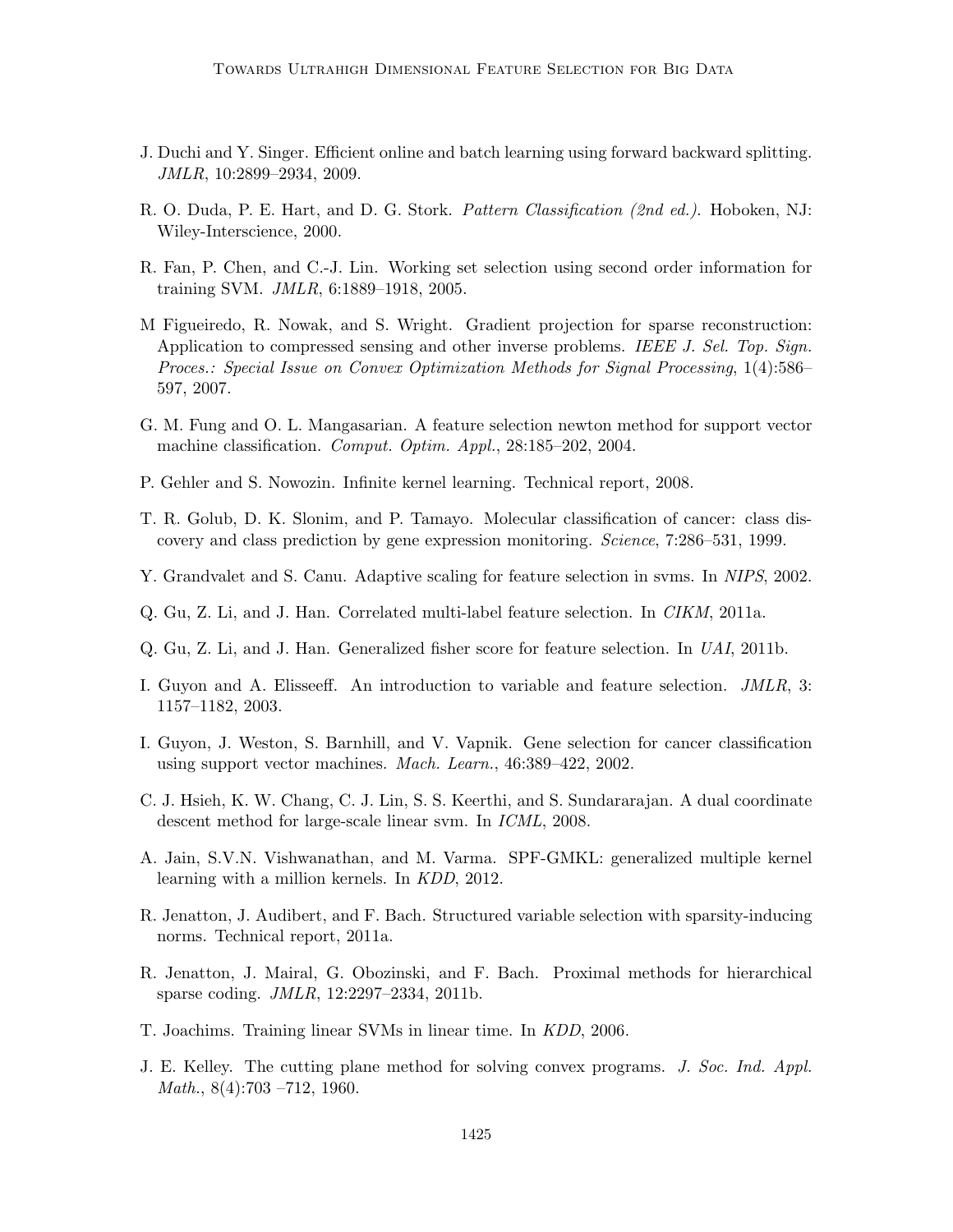J. Duchi and Y. Singer. Efficient online and batch learning using forward backward splitting. *JMLR*, 10:2899–2934, 2009.

R. O. Duda, P. E. Hart, and D. G. Stork. *Pattern Classification (2nd ed.)*. Hoboken, NJ: Wiley-Interscience, 2000.

R. Fan, P. Chen, and C.-J. Lin. Working set selection using second order information for training SVM. *JMLR*, 6:1889–1918, 2005.

M Figueiredo, R. Nowak, and S. Wright. Gradient projection for sparse reconstruction: Application to compressed sensing and other inverse problems. *IEEE J. Sel. Top. Sign. Proces.: Special Issue on Convex Optimization Methods for Signal Processing*, 1(4):586–597, 2007.

G. M. Fung and O. L. Mangasarian. A feature selection newton method for support vector machine classification. *Comput. Optim. Appl.*, 28:185–202, 2004.

P. Gehler and S. Nowozin. Infinite kernel learning. Technical report, 2008.

T. R. Golub, D. K. Slonim, and P. Tamayo. Molecular classification of cancer: class discovery and class prediction by gene expression monitoring. *Science*, 7:286–531, 1999.

Y. Grandvalet and S. Canu. Adaptive scaling for feature selection in svms. In *NIPS*, 2002.

Q. Gu, Z. Li, and J. Han. Correlated multi-label feature selection. In *CIKM*, 2011a.

Q. Gu, Z. Li, and J. Han. Generalized fisher score for feature selection. In *UAI*, 2011b.

I. Guyon and A. Elisseeff. An introduction to variable and feature selection. *JMLR*, 3: 1157–1182, 2003.

I. Guyon, J. Weston, S. Barnhill, and V. Vapnik. Gene selection for cancer classification using support vector machines. *Mach. Learn.*, 46:389–422, 2002.

C. J. Hsieh, K. W. Chang, C. J. Lin, S. S. Keerthi, and S. Sundararajan. A dual coordinate descent method for large-scale linear svm. In *ICML*, 2008.

A. Jain, S.V.N. Vishwanathan, and M. Varma. SPF-GMKL: generalized multiple kernel learning with a million kernels. In *KDD*, 2012.

R. Jenatton, J. Audibert, and F. Bach. Structured variable selection with sparsity-inducing norms. Technical report, 2011a.

R. Jenatton, J. Mairal, G. Obozinski, and F. Bach. Proximal methods for hierarchical sparse coding. *JMLR*, 12:2297–2334, 2011b.

T. Joachims. Training linear SVMs in linear time. In *KDD*, 2006.

J. E. Kelley. The cutting plane method for solving convex programs. *J. Soc. Ind. Appl. Math.*, 8(4):703 –712, 1960.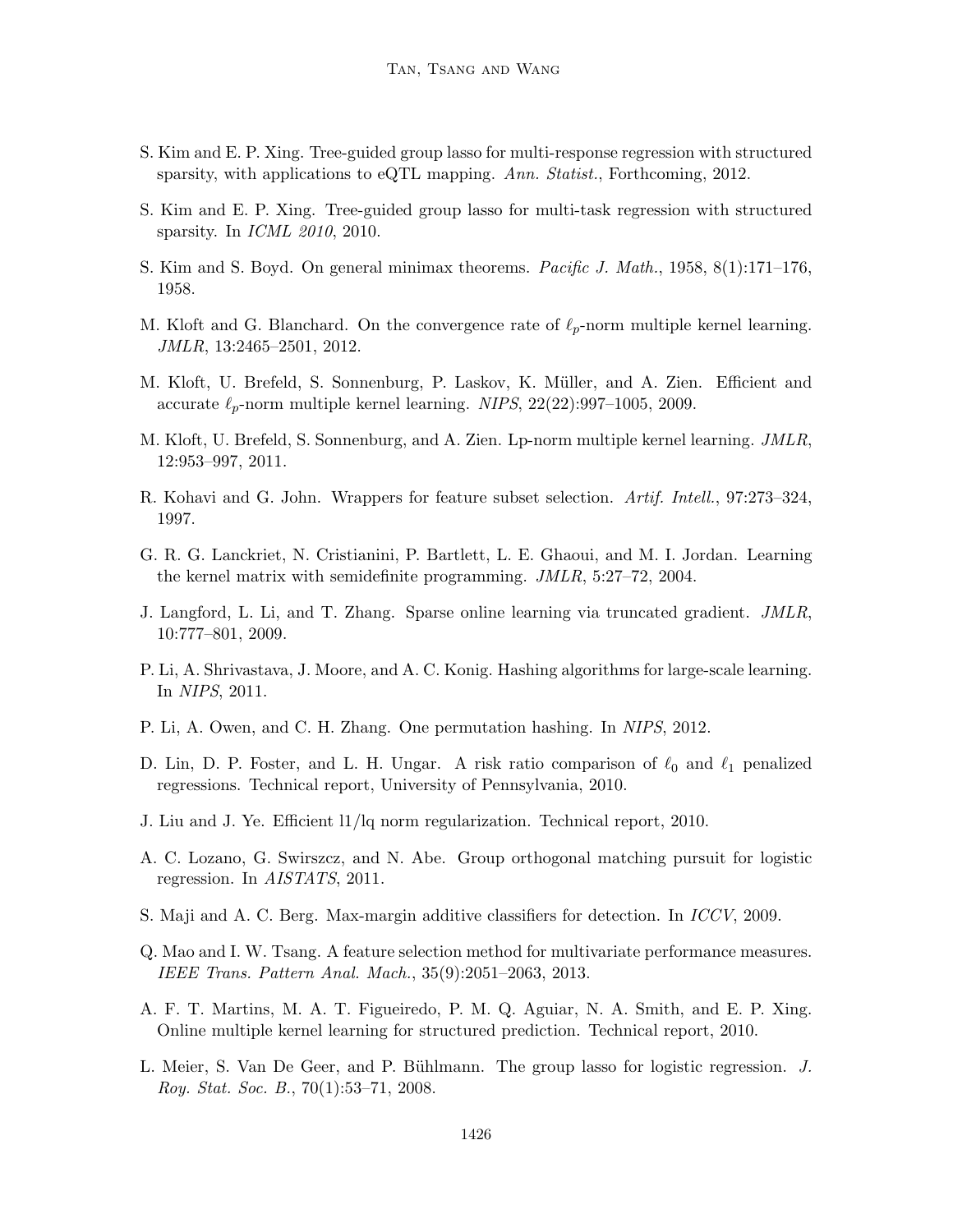S. Kim and E. P. Xing. Tree-guided group lasso for multi-response regression with structured sparsity, with applications to eQTL mapping. *Ann. Statist.*, Forthcoming, 2012.

S. Kim and E. P. Xing. Tree-guided group lasso for multi-task regression with structured sparsity. In *ICML 2010*, 2010.

S. Kim and S. Boyd. On general minimax theorems. *Pacific J. Math.*, 1958, 8(1):171–176, 1958.

M. Kloft and G. Blanchard. On the convergence rate of $\ell_p$-norm multiple kernel learning. *JMLR*, 13:2465–2501, 2012.

M. Kloft, U. Brefeld, S. Sonnenburg, P. Laskov, K. Müller, and A. Zien. Efficient and accurate $\ell_p$-norm multiple kernel learning. *NIPS*, 22(22):997–1005, 2009.

M. Kloft, U. Brefeld, S. Sonnenburg, and A. Zien. Lp-norm multiple kernel learning. *JMLR*, 12:953–997, 2011.

R. Kohavi and G. John. Wrappers for feature subset selection. *Artif. Intell.*, 97:273–324, 1997.

G. R. G. Lanckriet, N. Cristianini, P. Bartlett, L. E. Ghaoui, and M. I. Jordan. Learning the kernel matrix with semidefinite programming. *JMLR*, 5:27–72, 2004.

J. Langford, L. Li, and T. Zhang. Sparse online learning via truncated gradient. *JMLR*, 10:777–801, 2009.

P. Li, A. Shrivastava, J. Moore, and A. C. Konig. Hashing algorithms for large-scale learning. In *NIPS*, 2011.

P. Li, A. Owen, and C. H. Zhang. One permutation hashing. In *NIPS*, 2012.

D. Lin, D. P. Foster, and L. H. Ungar. A risk ratio comparison of $\ell_0$ and $\ell_1$ penalized regressions. Technical report, University of Pennsylvania, 2010.

J. Liu and J. Ye. Efficient l1/lq norm regularization. Technical report, 2010.

A. C. Lozano, G. Swirszcz, and N. Abe. Group orthogonal matching pursuit for logistic regression. In *AISTATS*, 2011.

S. Maji and A. C. Berg. Max-margin additive classifiers for detection. In *ICCV*, 2009.

Q. Mao and I. W. Tsang. A feature selection method for multivariate performance measures. *IEEE Trans. Pattern Anal. Mach.*, 35(9):2051–2063, 2013.

A. F. T. Martins, M. A. T. Figueiredo, P. M. Q. Aguiar, N. A. Smith, and E. P. Xing. Online multiple kernel learning for structured prediction. Technical report, 2010.

L. Meier, S. Van De Geer, and P. Bühlmann. The group lasso for logistic regression. *J. Roy. Stat. Soc. B.*, 70(1):53–71, 2008.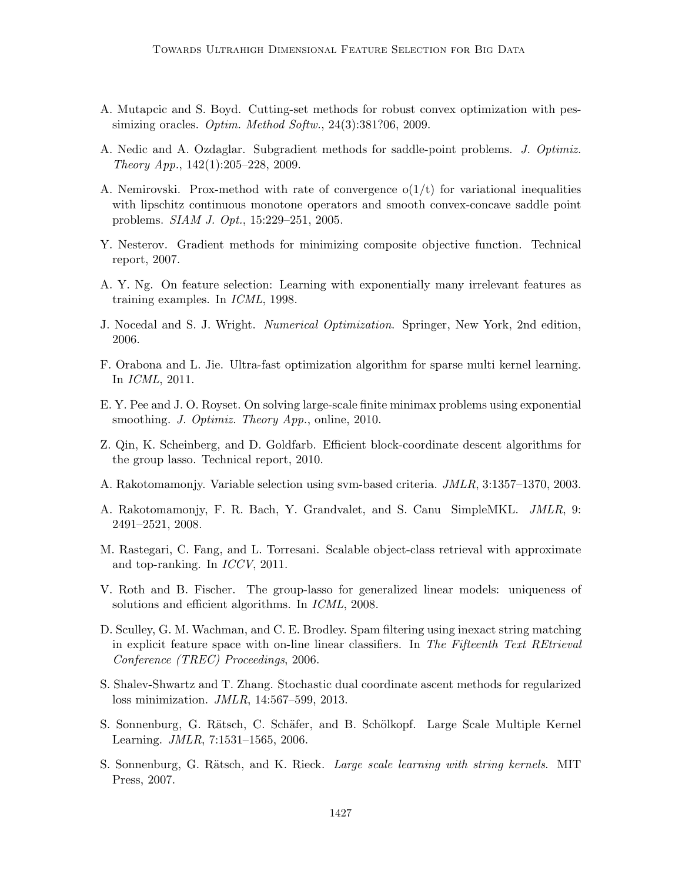A. Mutapcic and S. Boyd. Cutting-set methods for robust convex optimization with pessimizing oracles. *Optim. Method Softw.*, 24(3):381?06, 2009.

A. Nedic and A. Ozdaglar. Subgradient methods for saddle-point problems. *J. Optimiz. Theory App.*, 142(1):205–228, 2009.

A. Nemirovski. Prox-method with rate of convergence o(1/t) for variational inequalities with lipschitz continuous monotone operators and smooth convex-concave saddle point problems. *SIAM J. Opt.*, 15:229–251, 2005.

Y. Nesterov. Gradient methods for minimizing composite objective function. Technical report, 2007.

A. Y. Ng. On feature selection: Learning with exponentially many irrelevant features as training examples. In *ICML*, 1998.

J. Nocedal and S. J. Wright. *Numerical Optimization.* Springer, New York, 2nd edition, 2006.

F. Orabona and L. Jie. Ultra-fast optimization algorithm for sparse multi kernel learning. In *ICML*, 2011.

E. Y. Pee and J. O. Royset. On solving large-scale finite minimax problems using exponential smoothing. *J. Optimiz. Theory App.*, online, 2010.

Z. Qin, K. Scheinberg, and D. Goldfarb. Efficient block-coordinate descent algorithms for the group lasso. Technical report, 2010.

A. Rakotomamonjy. Variable selection using svm-based criteria. *JMLR*, 3:1357–1370, 2003.

A. Rakotomamonjy, F. R. Bach, Y. Grandvalet, and S. Canu SimpleMKL. *JMLR*, 9: 2491–2521, 2008.

M. Rastegari, C. Fang, and L. Torresani. Scalable object-class retrieval with approximate and top-ranking. In *ICCV*, 2011.

V. Roth and B. Fischer. The group-lasso for generalized linear models: uniqueness of solutions and efficient algorithms. In *ICML*, 2008.

D. Sculley, G. M. Wachman, and C. E. Brodley. Spam filtering using inexact string matching in explicit feature space with on-line linear classifiers. In *The Fifteenth Text REtrieval Conference (TREC) Proceedings*, 2006.

S. Shalev-Shwartz and T. Zhang. Stochastic dual coordinate ascent methods for regularized loss minimization. *JMLR*, 14:567–599, 2013.

S. Sonnenburg, G. Rätsch, C. Schäfer, and B. Schölkopf. Large Scale Multiple Kernel Learning. *JMLR*, 7:1531–1565, 2006.

S. Sonnenburg, G. Rätsch, and K. Rieck. *Large scale learning with string kernels*. MIT Press, 2007.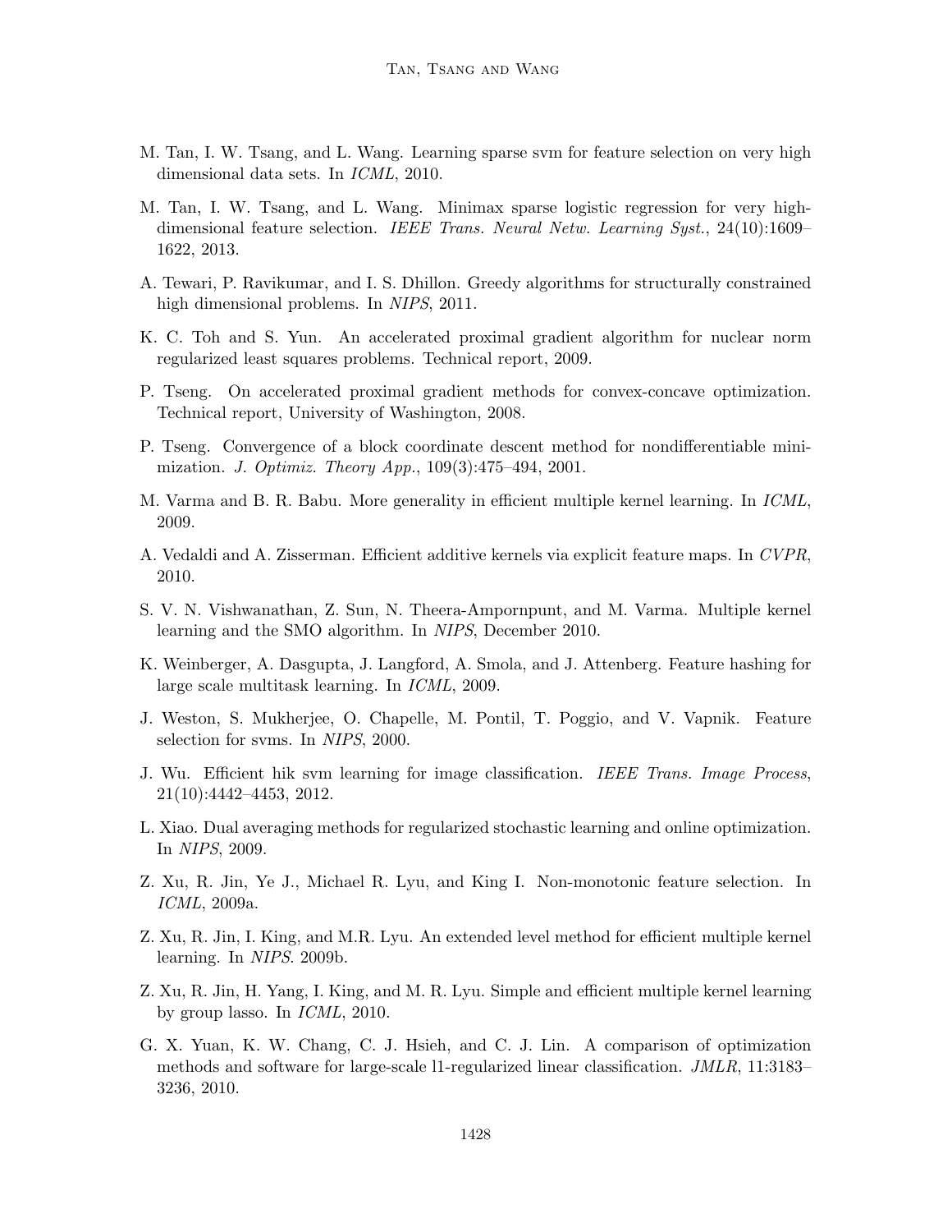M. Tan, I. W. Tsang, and L. Wang. Learning sparse svm for feature selection on very high dimensional data sets. In *ICML*, 2010.

M. Tan, I. W. Tsang, and L. Wang. Minimax sparse logistic regression for very high-dimensional feature selection. *IEEE Trans. Neural Netw. Learning Syst.*, 24(10):1609–1622, 2013.

A. Tewari, P. Ravikumar, and I. S. Dhillon. Greedy algorithms for structurally constrained high dimensional problems. In *NIPS*, 2011.

K. C. Toh and S. Yun. An accelerated proximal gradient algorithm for nuclear norm regularized least squares problems. Technical report, 2009.

P. Tseng. On accelerated proximal gradient methods for convex-concave optimization. Technical report, University of Washington, 2008.

P. Tseng. Convergence of a block coordinate descent method for nondifferentiable minimization. *J. Optimiz. Theory App.*, 109(3):475–494, 2001.

M. Varma and B. R. Babu. More generality in efficient multiple kernel learning. In *ICML*, 2009.

A. Vedaldi and A. Zisserman. Efficient additive kernels via explicit feature maps. In *CVPR*, 2010.

S. V. N. Vishwanathan, Z. Sun, N. Theera-Ampornpunt, and M. Varma. Multiple kernel learning and the SMO algorithm. In *NIPS*, December 2010.

K. Weinberger, A. Dasgupta, J. Langford, A. Smola, and J. Attenberg. Feature hashing for large scale multitask learning. In *ICML*, 2009.

J. Weston, S. Mukherjee, O. Chapelle, M. Pontil, T. Poggio, and V. Vapnik. Feature selection for svms. In *NIPS*, 2000.

J. Wu. Efficient hik svm learning for image classification. *IEEE Trans. Image Process*, 21(10):4442–4453, 2012.

L. Xiao. Dual averaging methods for regularized stochastic learning and online optimization. In *NIPS*, 2009.

Z. Xu, R. Jin, Ye J., Michael R. Lyu, and King I. Non-monotonic feature selection. In *ICML*, 2009a.

Z. Xu, R. Jin, I. King, and M.R. Lyu. An extended level method for efficient multiple kernel learning. In *NIPS*. 2009b.

Z. Xu, R. Jin, H. Yang, I. King, and M. R. Lyu. Simple and efficient multiple kernel learning by group lasso. In *ICML*, 2010.

G. X. Yuan, K. W. Chang, C. J. Hsieh, and C. J. Lin. A comparison of optimization methods and software for large-scale l1-regularized linear classification. *JMLR*, 11:3183–3236, 2010.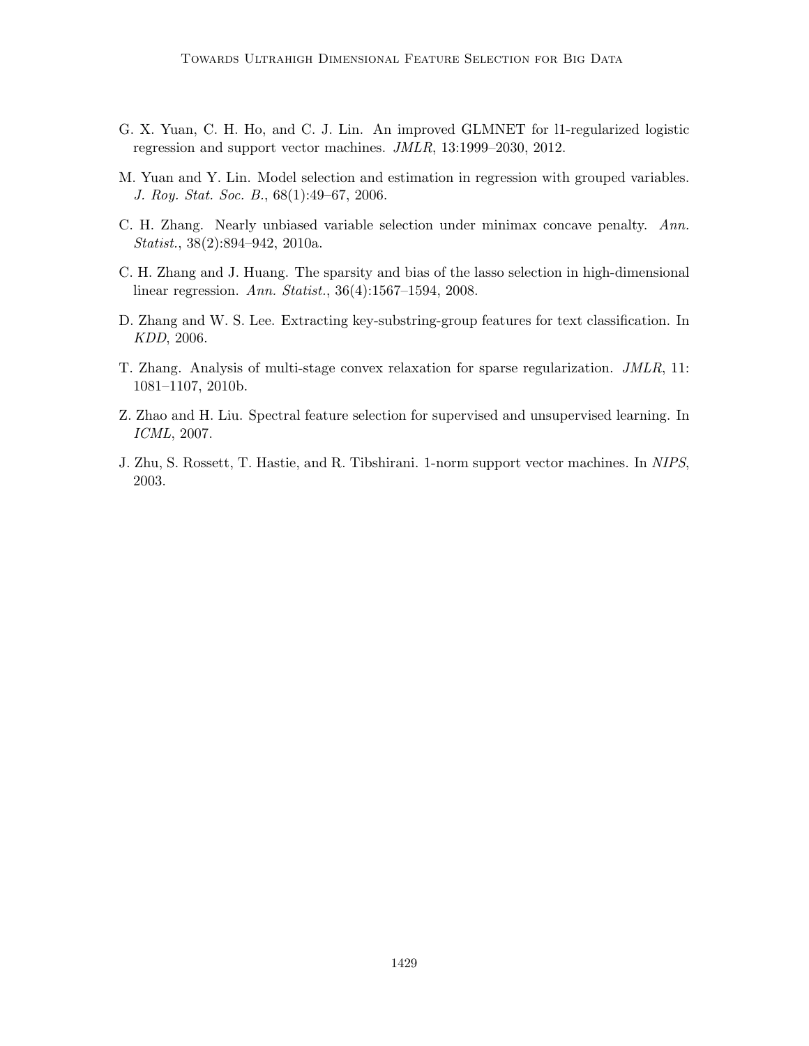G. X. Yuan, C. H. Ho, and C. J. Lin. An improved GLMNET for l1-regularized logistic regression and support vector machines. *JMLR*, 13:1999–2030, 2012.

M. Yuan and Y. Lin. Model selection and estimation in regression with grouped variables. *J. Roy. Stat. Soc. B.*, 68(1):49–67, 2006.

C. H. Zhang. Nearly unbiased variable selection under minimax concave penalty. *Ann. Statist.*, 38(2):894–942, 2010a.

C. H. Zhang and J. Huang. The sparsity and bias of the lasso selection in high-dimensional linear regression. *Ann. Statist.*, 36(4):1567–1594, 2008.

D. Zhang and W. S. Lee. Extracting key-substring-group features for text classification. In *KDD*, 2006.

T. Zhang. Analysis of multi-stage convex relaxation for sparse regularization. *JMLR*, 11: 1081–1107, 2010b.

Z. Zhao and H. Liu. Spectral feature selection for supervised and unsupervised learning. In *ICML*, 2007.

J. Zhu, S. Rossett, T. Hastie, and R. Tibshirani. 1-norm support vector machines. In *NIPS*, 2003.